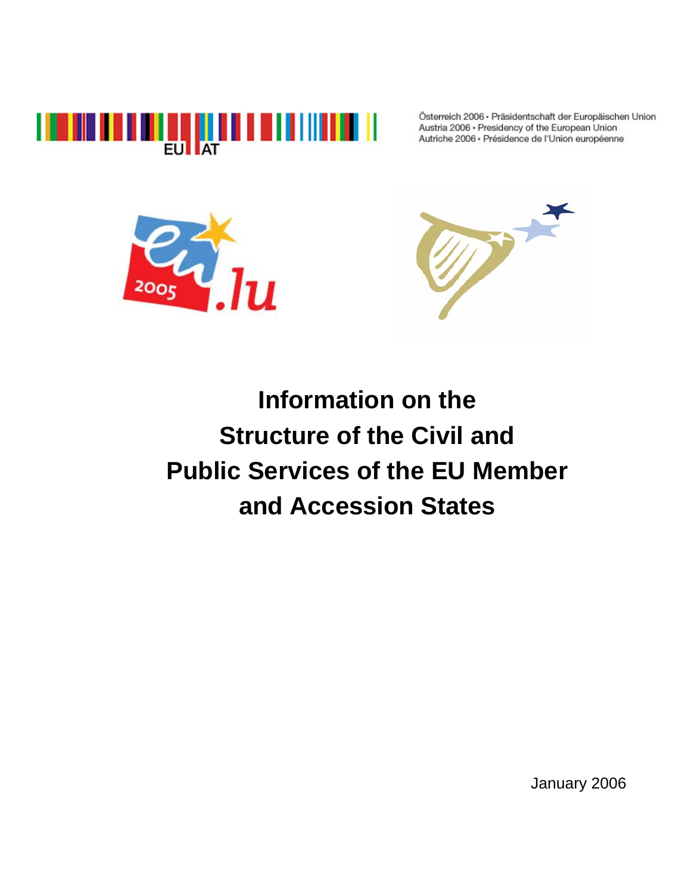EU AT

Österreich 2006 • Präsidentschaft der Europäischen Union
Austria 2006 • Presidency of the European Union
Autriche 2006 • Présidence de l'Union européenne

2005 .lu

# Information on the Structure of the Civil and Public Services of the EU Member and Accession States

January 2006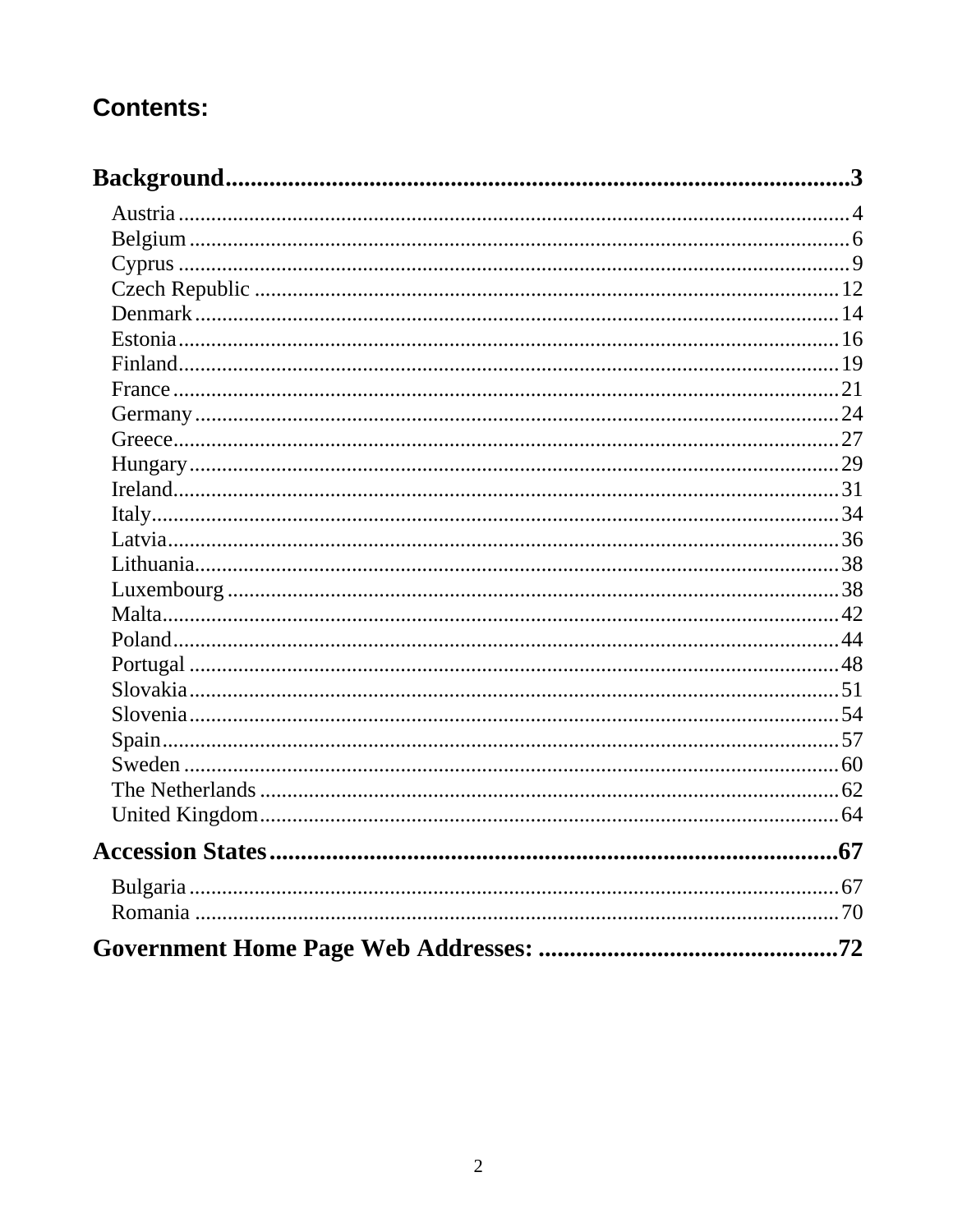## Contents:

**Background** .................................................................................................3

- Austria .................................................................................................4
- Belgium .................................................................................................6
- Cyprus .................................................................................................9
- Czech Republic .................................................................................................12
- Denmark .................................................................................................14
- Estonia .................................................................................................16
- Finland .................................................................................................19
- France .................................................................................................21
- Germany .................................................................................................24
- Greece .................................................................................................27
- Hungary .................................................................................................29
- Ireland .................................................................................................31
- Italy .................................................................................................34
- Latvia .................................................................................................36
- Lithuania .................................................................................................38
- Luxembourg .................................................................................................38
- Malta .................................................................................................42
- Poland .................................................................................................44
- Portugal .................................................................................................48
- Slovakia .................................................................................................51
- Slovenia .................................................................................................54
- Spain .................................................................................................57
- Sweden .................................................................................................60
- The Netherlands .................................................................................................62
- United Kingdom .................................................................................................64

**Accession States** .................................................................................................67

- Bulgaria .................................................................................................67
- Romania .................................................................................................70

**Government Home Page Web Addresses:** .................................................................................................72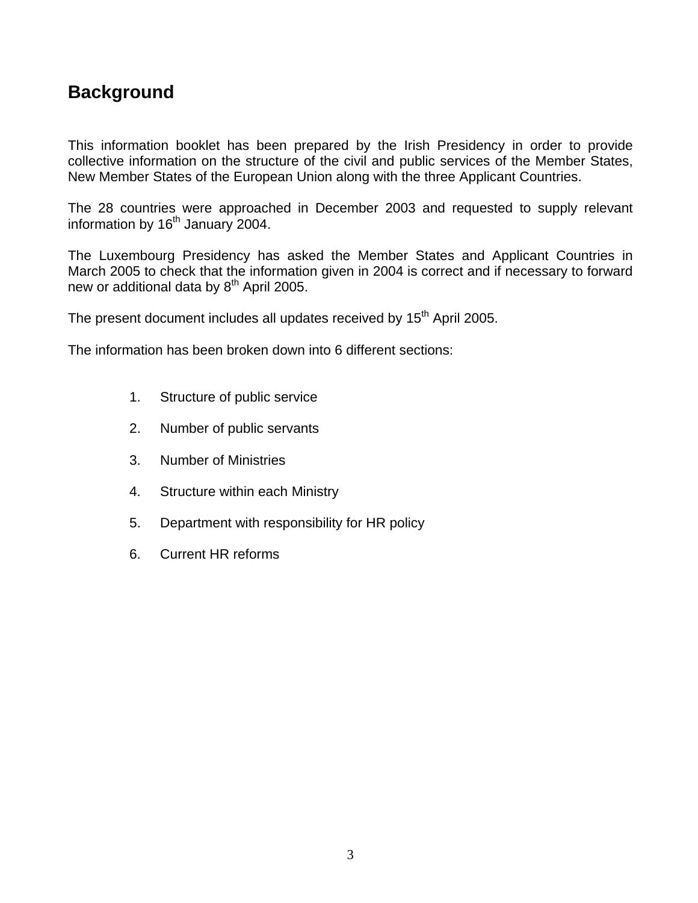## Background

This information booklet has been prepared by the Irish Presidency in order to provide collective information on the structure of the civil and public services of the Member States, New Member States of the European Union along with the three Applicant Countries.

The 28 countries were approached in December 2003 and requested to supply relevant information by 16th January 2004.

The Luxembourg Presidency has asked the Member States and Applicant Countries in March 2005 to check that the information given in 2004 is correct and if necessary to forward new or additional data by 8th April 2005.

The present document includes all updates received by 15th April 2005.

The information has been broken down into 6 different sections:

1. Structure of public service
2. Number of public servants
3. Number of Ministries
4. Structure within each Ministry
5. Department with responsibility for HR policy
6. Current HR reforms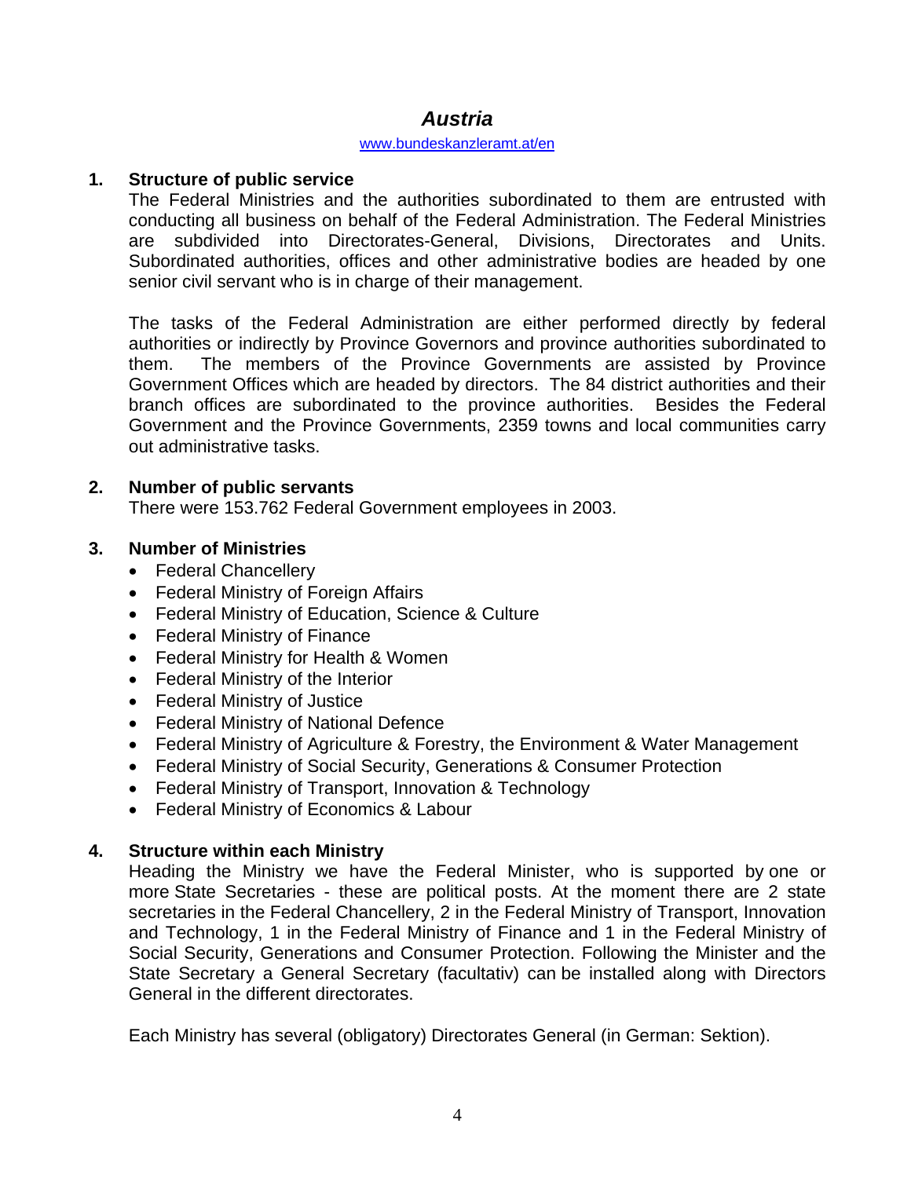# *Austria*

www.bundeskanzleramt.at/en

## 1. Structure of public service

The Federal Ministries and the authorities subordinated to them are entrusted with conducting all business on behalf of the Federal Administration. The Federal Ministries are subdivided into Directorates-General, Divisions, Directorates and Units. Subordinated authorities, offices and other administrative bodies are headed by one senior civil servant who is in charge of their management.

The tasks of the Federal Administration are either performed directly by federal authorities or indirectly by Province Governors and province authorities subordinated to them. The members of the Province Governments are assisted by Province Government Offices which are headed by directors. The 84 district authorities and their branch offices are subordinated to the province authorities. Besides the Federal Government and the Province Governments, 2359 towns and local communities carry out administrative tasks.

## 2. Number of public servants

There were 153.762 Federal Government employees in 2003.

## 3. Number of Ministries

- Federal Chancellery
- Federal Ministry of Foreign Affairs
- Federal Ministry of Education, Science & Culture
- Federal Ministry of Finance
- Federal Ministry for Health & Women
- Federal Ministry of the Interior
- Federal Ministry of Justice
- Federal Ministry of National Defence
- Federal Ministry of Agriculture & Forestry, the Environment & Water Management
- Federal Ministry of Social Security, Generations & Consumer Protection
- Federal Ministry of Transport, Innovation & Technology
- Federal Ministry of Economics & Labour

## 4. Structure within each Ministry

Heading the Ministry we have the Federal Minister, who is supported by one or more State Secretaries - these are political posts. At the moment there are 2 state secretaries in the Federal Chancellery, 2 in the Federal Ministry of Transport, Innovation and Technology, 1 in the Federal Ministry of Finance and 1 in the Federal Ministry of Social Security, Generations and Consumer Protection. Following the Minister and the State Secretary a General Secretary (facultativ) can be installed along with Directors General in the different directorates.

Each Ministry has several (obligatory) Directorates General (in German: Sektion).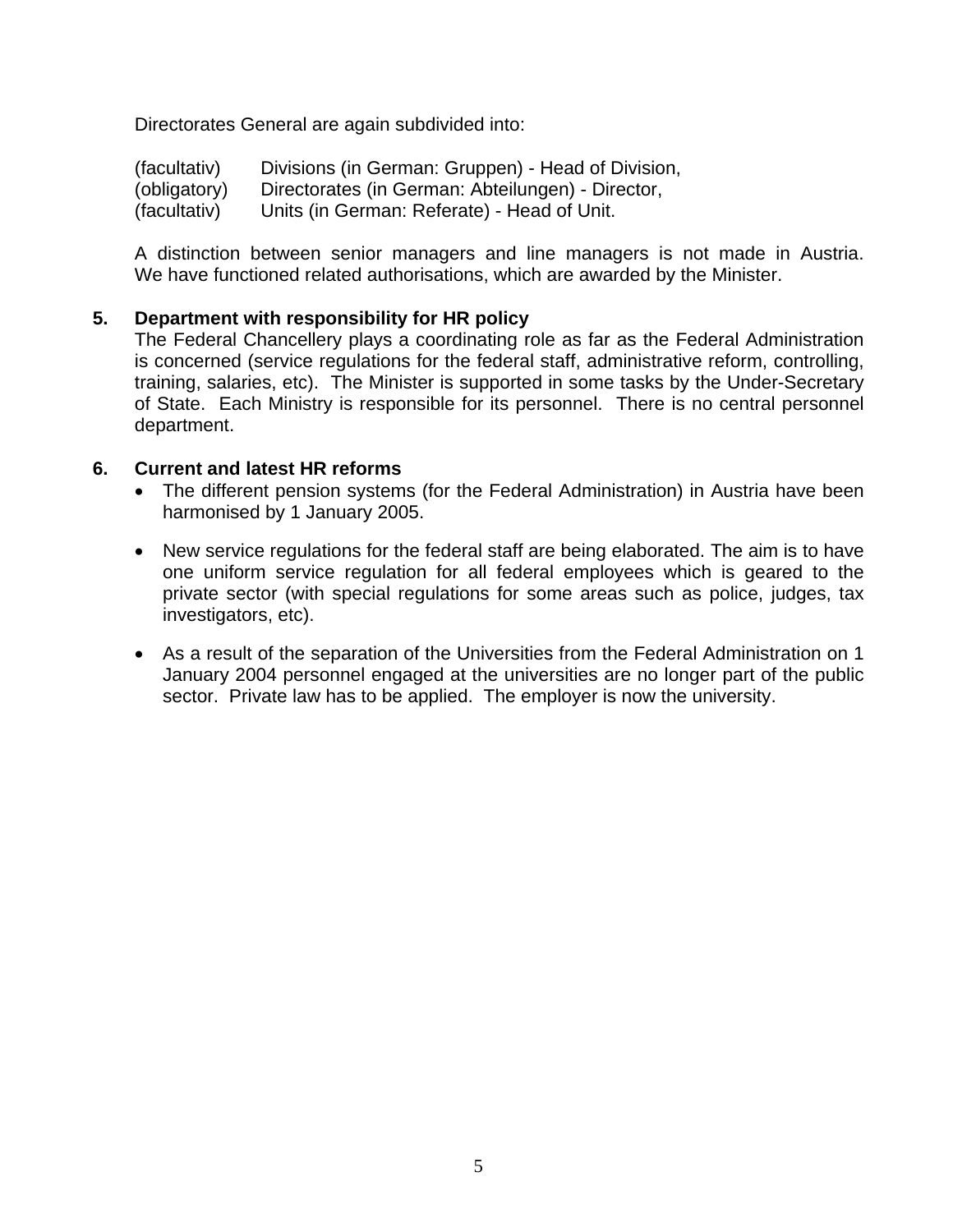Directorates General are again subdivided into:

(facultativ) Divisions (in German: Gruppen) - Head of Division,
(obligatory) Directorates (in German: Abteilungen) - Director,
(facultativ) Units (in German: Referate) - Head of Unit.

A distinction between senior managers and line managers is not made in Austria. We have functioned related authorisations, which are awarded by the Minister.

## 5. Department with responsibility for HR policy

The Federal Chancellery plays a coordinating role as far as the Federal Administration is concerned (service regulations for the federal staff, administrative reform, controlling, training, salaries, etc). The Minister is supported in some tasks by the Under-Secretary of State. Each Ministry is responsible for its personnel. There is no central personnel department.

## 6. Current and latest HR reforms

- The different pension systems (for the Federal Administration) in Austria have been harmonised by 1 January 2005.

- New service regulations for the federal staff are being elaborated. The aim is to have one uniform service regulation for all federal employees which is geared to the private sector (with special regulations for some areas such as police, judges, tax investigators, etc).

- As a result of the separation of the Universities from the Federal Administration on 1 January 2004 personnel engaged at the universities are no longer part of the public sector. Private law has to be applied. The employer is now the university.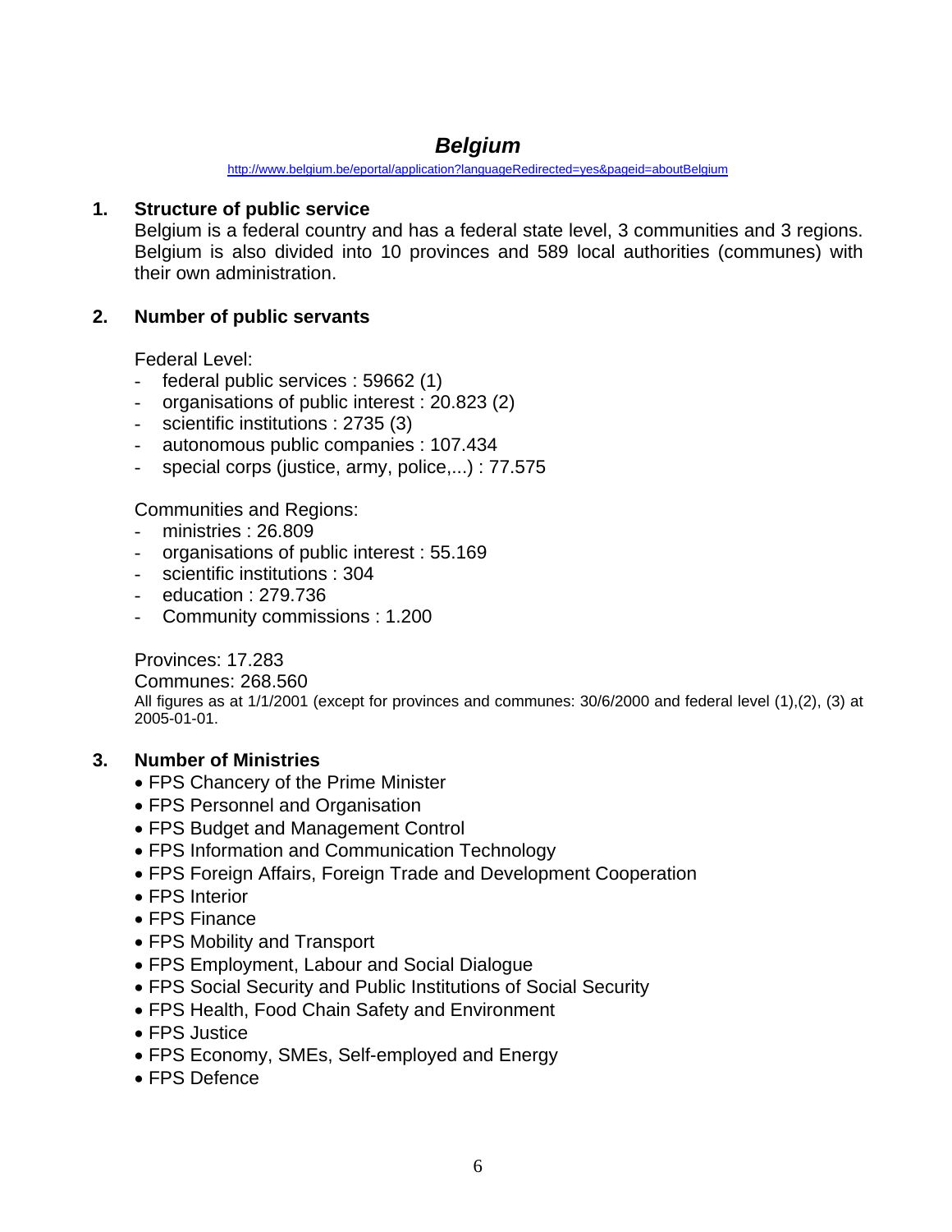# *Belgium*

http://www.belgium.be/eportal/application?languageRedirected=yes&pageid=aboutBelgium

## 1. Structure of public service

Belgium is a federal country and has a federal state level, 3 communities and 3 regions. Belgium is also divided into 10 provinces and 589 local authorities (communes) with their own administration.

## 2. Number of public servants

Federal Level:

- federal public services : 59662 (1)
- organisations of public interest : 20.823 (2)
- scientific institutions : 2735 (3)
- autonomous public companies : 107.434
- special corps (justice, army, police,...) : 77.575

Communities and Regions:

- ministries : 26.809
- organisations of public interest : 55.169
- scientific institutions : 304
- education : 279.736
- Community commissions : 1.200

Provinces: 17.283

Communes: 268.560

All figures as at 1/1/2001 (except for provinces and communes: 30/6/2000 and federal level (1),(2), (3) at 2005-01-01.

## 3. Number of Ministries

- FPS Chancery of the Prime Minister
- FPS Personnel and Organisation
- FPS Budget and Management Control
- FPS Information and Communication Technology
- FPS Foreign Affairs, Foreign Trade and Development Cooperation
- FPS Interior
- FPS Finance
- FPS Mobility and Transport
- FPS Employment, Labour and Social Dialogue
- FPS Social Security and Public Institutions of Social Security
- FPS Health, Food Chain Safety and Environment
- FPS Justice
- FPS Economy, SMEs, Self-employed and Energy
- FPS Defence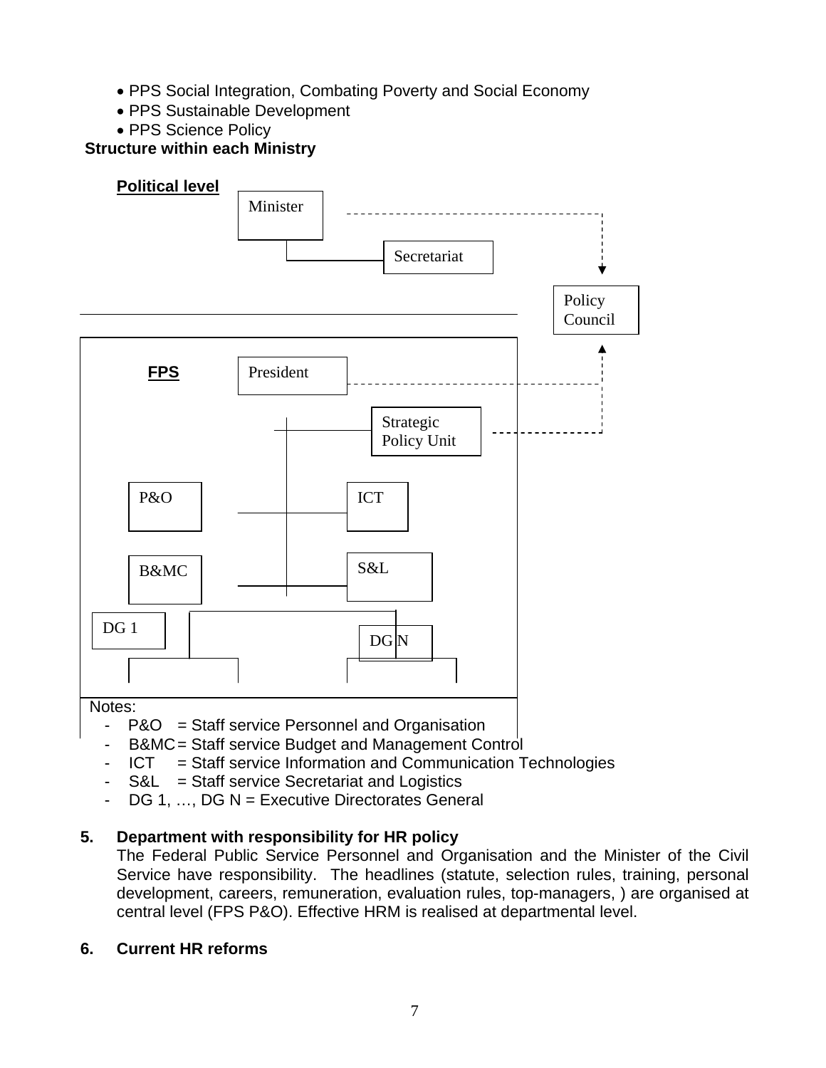- PPS Social Integration, Combating Poverty and Social Economy
- PPS Sustainable Development
- PPS Science Policy

**Structure within each Ministry**

**Political level**

Minister

Secretariat

Policy Council

**FPS**

President

Strategic Policy Unit

P&O

ICT

B&MC

S&L

DG 1

DG N

Notes:

- P&O = Staff service Personnel and Organisation
- B&MC = Staff service Budget and Management Control
- ICT = Staff service Information and Communication Technologies
- S&L = Staff service Secretariat and Logistics
- DG 1, …, DG N = Executive Directorates General

## 5. Department with responsibility for HR policy

The Federal Public Service Personnel and Organisation and the Minister of the Civil Service have responsibility. The headlines (statute, selection rules, training, personal development, careers, remuneration, evaluation rules, top-managers, ) are organised at central level (FPS P&O). Effective HRM is realised at departmental level.

## 6. Current HR reforms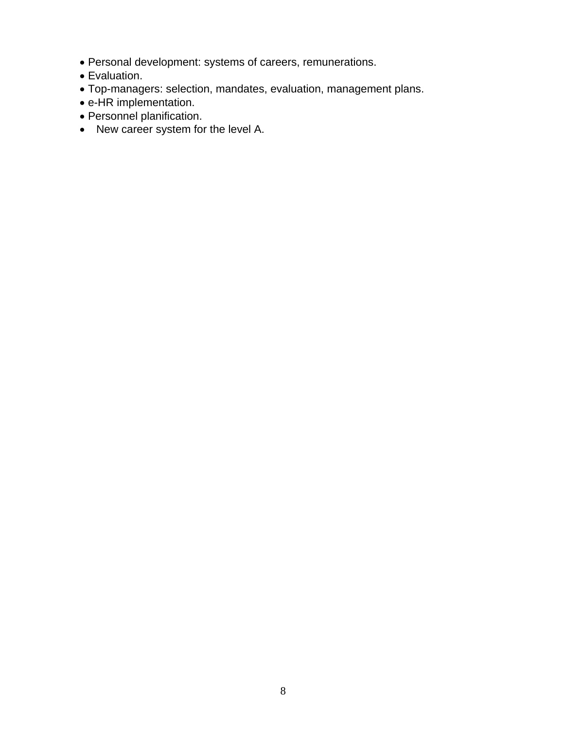- Personal development: systems of careers, remunerations.
- Evaluation.
- Top-managers: selection, mandates, evaluation, management plans.
- e-HR implementation.
- Personnel planification.
- New career system for the level A.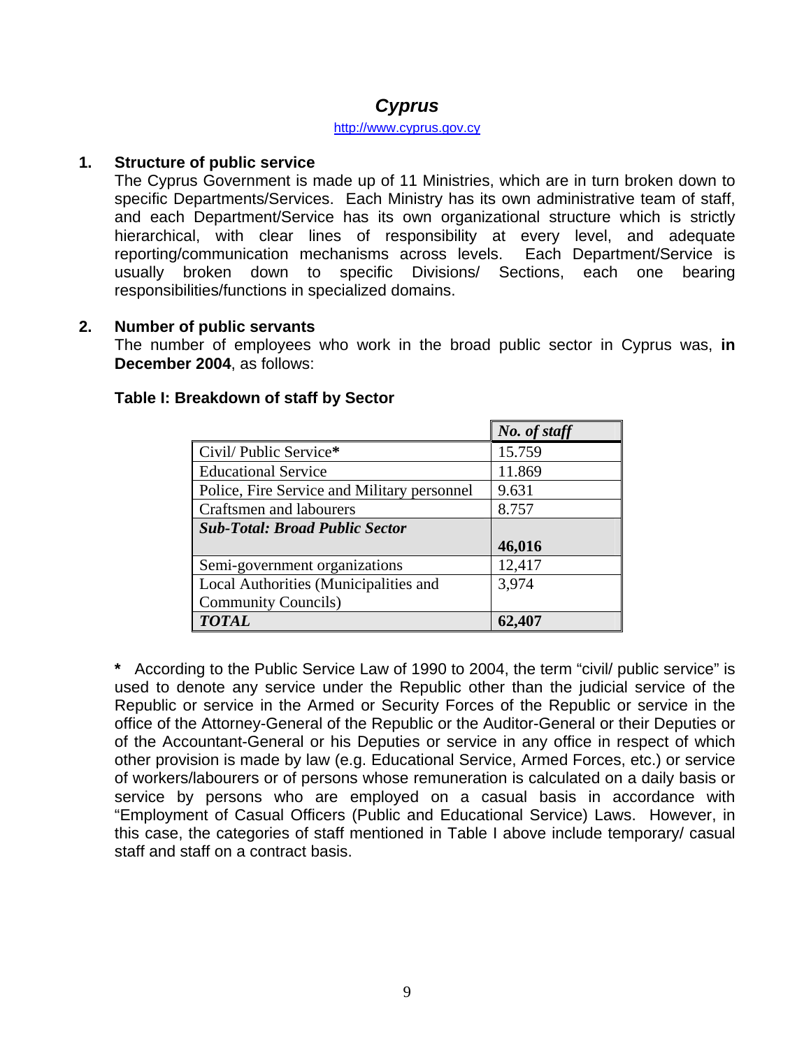## *Cyprus*

http://www.cyprus.gov.cy

### 1. Structure of public service

The Cyprus Government is made up of 11 Ministries, which are in turn broken down to specific Departments/Services. Each Ministry has its own administrative team of staff, and each Department/Service has its own organizational structure which is strictly hierarchical, with clear lines of responsibility at every level, and adequate reporting/communication mechanisms across levels. Each Department/Service is usually broken down to specific Divisions/ Sections, each one bearing responsibilities/functions in specialized domains.

### 2. Number of public servants

The number of employees who work in the broad public sector in Cyprus was, **in December 2004**, as follows:

**Table I: Breakdown of staff by Sector**

| | *No. of staff* |
|---|---|
| Civil/ Public Service* | 15.759 |
| Educational Service | 11.869 |
| Police, Fire Service and Military personnel | 9.631 |
| Craftsmen and labourers | 8.757 |
| ***Sub-Total: Broad Public Sector*** | **46,016** |
| Semi-government organizations | 12,417 |
| Local Authorities (Municipalities and Community Councils) | 3,974 |
| ***TOTAL*** | **62,407** |

**\*** According to the Public Service Law of 1990 to 2004, the term "civil/ public service" is used to denote any service under the Republic other than the judicial service of the Republic or service in the Armed or Security Forces of the Republic or service in the office of the Attorney-General of the Republic or the Auditor-General or their Deputies or of the Accountant-General or his Deputies or service in any office in respect of which other provision is made by law (e.g. Educational Service, Armed Forces, etc.) or service of workers/labourers or of persons whose remuneration is calculated on a daily basis or service by persons who are employed on a casual basis in accordance with "Employment of Casual Officers (Public and Educational Service) Laws. However, in this case, the categories of staff mentioned in Table I above include temporary/ casual staff and staff on a contract basis.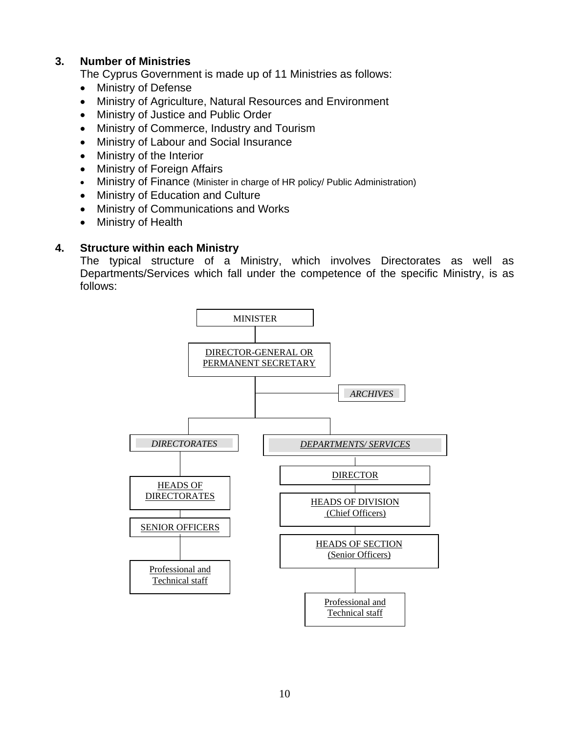### 3. Number of Ministries

The Cyprus Government is made up of 11 Ministries as follows:

- Ministry of Defense
- Ministry of Agriculture, Natural Resources and Environment
- Ministry of Justice and Public Order
- Ministry of Commerce, Industry and Tourism
- Ministry of Labour and Social Insurance
- Ministry of the Interior
- Ministry of Foreign Affairs
- Ministry of Finance (Minister in charge of HR policy/ Public Administration)
- Ministry of Education and Culture
- Ministry of Communications and Works
- Ministry of Health

### 4. Structure within each Ministry

The typical structure of a Ministry, which involves Directorates as well as Departments/Services which fall under the competence of the specific Ministry, is as follows:

MINISTER

DIRECTOR-GENERAL OR PERMANENT SECRETARY

*ARCHIVES*

*DIRECTORATES*

HEADS OF DIRECTORATES

SENIOR OFFICERS

Professional and Technical staff

*DEPARTMENTS/ SERVICES*

DIRECTOR

HEADS OF DIVISION (Chief Officers)

HEADS OF SECTION (Senior Officers)

Professional and Technical staff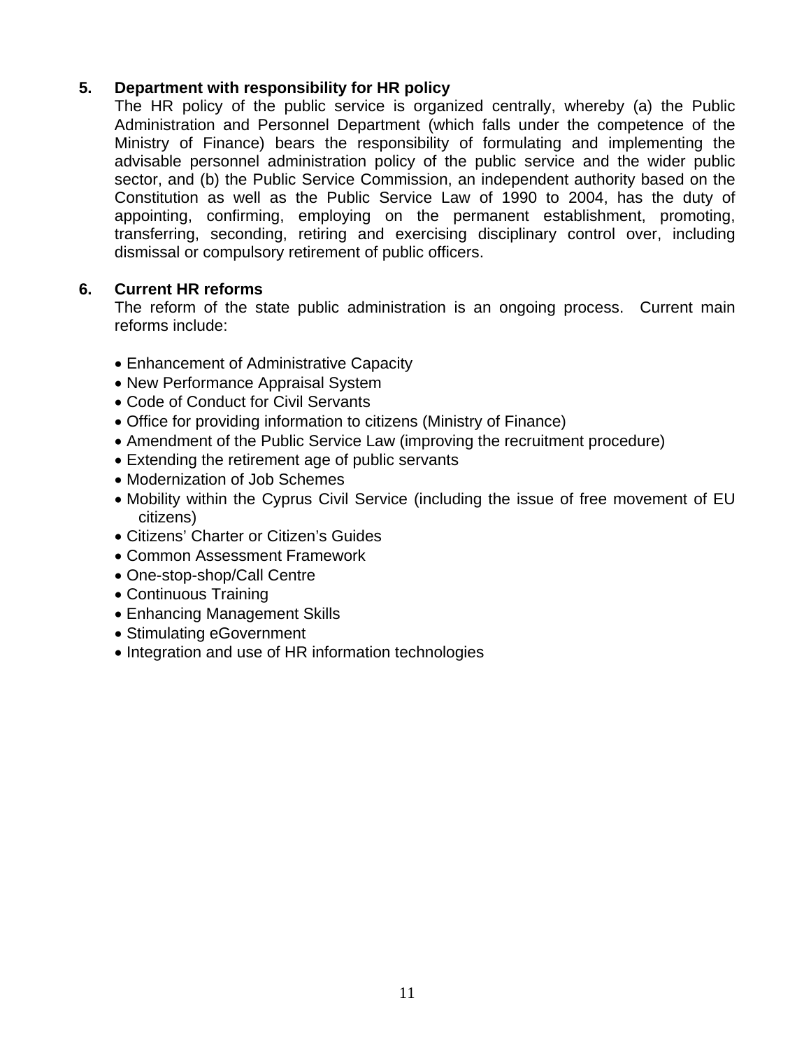## 5. Department with responsibility for HR policy

The HR policy of the public service is organized centrally, whereby (a) the Public Administration and Personnel Department (which falls under the competence of the Ministry of Finance) bears the responsibility of formulating and implementing the advisable personnel administration policy of the public service and the wider public sector, and (b) the Public Service Commission, an independent authority based on the Constitution as well as the Public Service Law of 1990 to 2004, has the duty of appointing, confirming, employing on the permanent establishment, promoting, transferring, seconding, retiring and exercising disciplinary control over, including dismissal or compulsory retirement of public officers.

## 6. Current HR reforms

The reform of the state public administration is an ongoing process. Current main reforms include:

- Enhancement of Administrative Capacity
- New Performance Appraisal System
- Code of Conduct for Civil Servants
- Office for providing information to citizens (Ministry of Finance)
- Amendment of the Public Service Law (improving the recruitment procedure)
- Extending the retirement age of public servants
- Modernization of Job Schemes
- Mobility within the Cyprus Civil Service (including the issue of free movement of EU citizens)
- Citizens' Charter or Citizen's Guides
- Common Assessment Framework
- One-stop-shop/Call Centre
- Continuous Training
- Enhancing Management Skills
- Stimulating eGovernment
- Integration and use of HR information technologies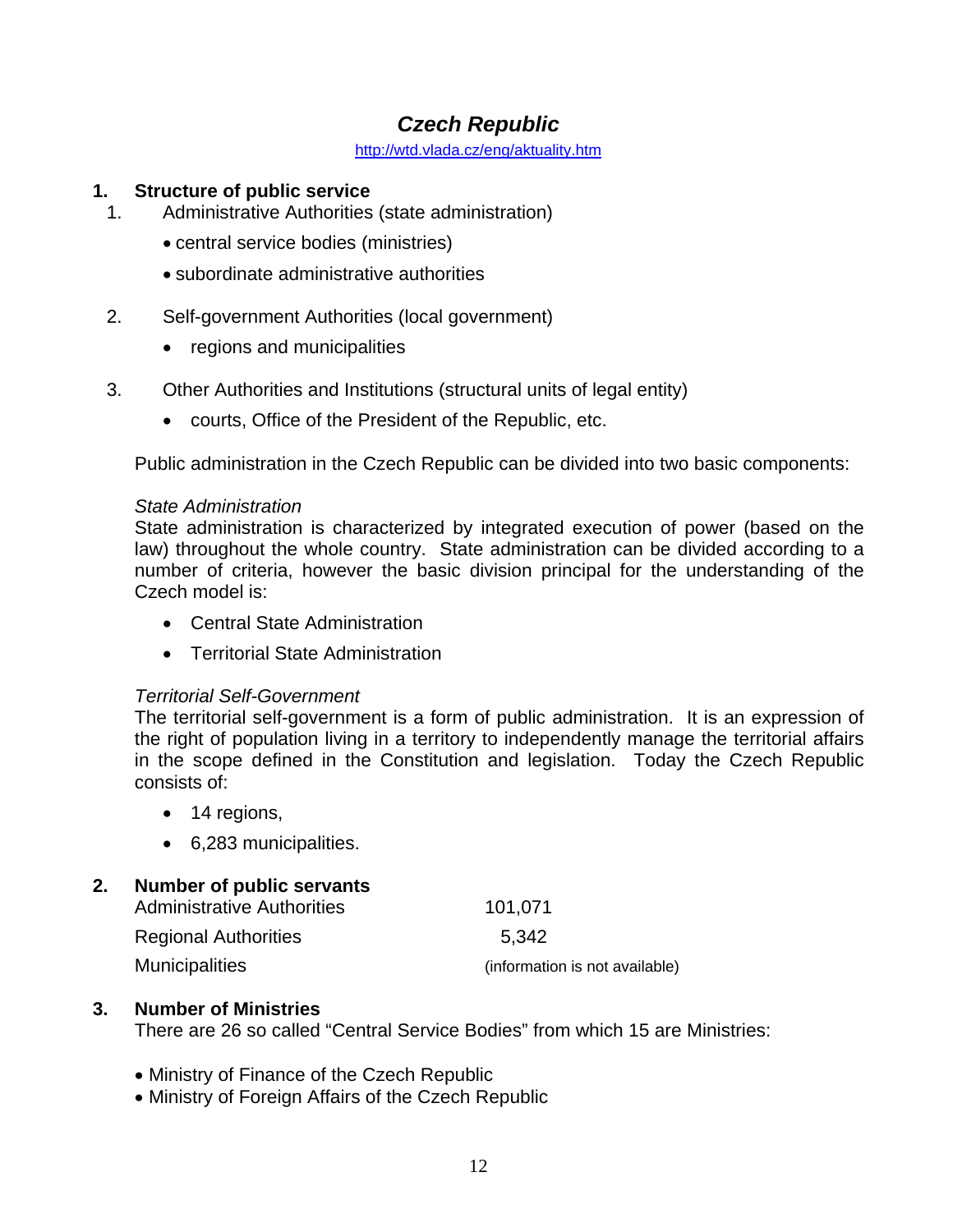## *Czech Republic*

http://wtd.vlada.cz/eng/aktuality.htm

### 1. Structure of public service

1. Administrative Authorities (state administration)
   - central service bodies (ministries)
   - subordinate administrative authorities
2. Self-government Authorities (local government)
   - regions and municipalities
3. Other Authorities and Institutions (structural units of legal entity)
   - courts, Office of the President of the Republic, etc.

Public administration in the Czech Republic can be divided into two basic components:

*State Administration*
State administration is characterized by integrated execution of power (based on the law) throughout the whole country. State administration can be divided according to a number of criteria, however the basic division principal for the understanding of the Czech model is:

- Central State Administration
- Territorial State Administration

*Territorial Self-Government*
The territorial self-government is a form of public administration. It is an expression of the right of population living in a territory to independently manage the territorial affairs in the scope defined in the Constitution and legislation. Today the Czech Republic consists of:

- 14 regions,
- 6,283 municipalities.

### 2. Number of public servants

| | |
|---|---|
| Administrative Authorities | 101,071 |
| Regional Authorities | 5,342 |
| Municipalities | (information is not available) |

### 3. Number of Ministries

There are 26 so called "Central Service Bodies" from which 15 are Ministries:

- Ministry of Finance of the Czech Republic
- Ministry of Foreign Affairs of the Czech Republic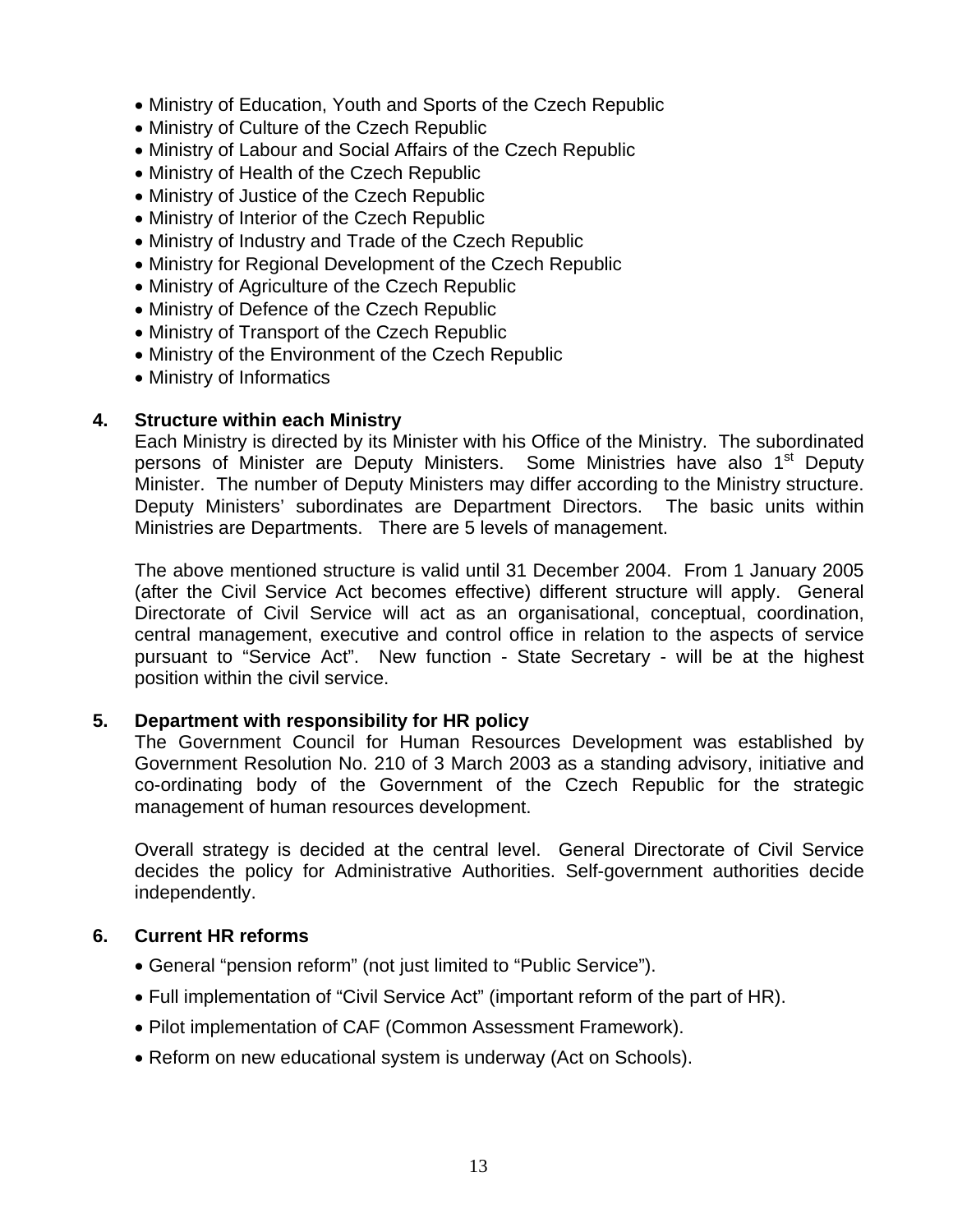- Ministry of Education, Youth and Sports of the Czech Republic
- Ministry of Culture of the Czech Republic
- Ministry of Labour and Social Affairs of the Czech Republic
- Ministry of Health of the Czech Republic
- Ministry of Justice of the Czech Republic
- Ministry of Interior of the Czech Republic
- Ministry of Industry and Trade of the Czech Republic
- Ministry for Regional Development of the Czech Republic
- Ministry of Agriculture of the Czech Republic
- Ministry of Defence of the Czech Republic
- Ministry of Transport of the Czech Republic
- Ministry of the Environment of the Czech Republic
- Ministry of Informatics

## 4. Structure within each Ministry

Each Ministry is directed by its Minister with his Office of the Ministry. The subordinated persons of Minister are Deputy Ministers. Some Ministries have also 1st Deputy Minister. The number of Deputy Ministers may differ according to the Ministry structure. Deputy Ministers' subordinates are Department Directors. The basic units within Ministries are Departments. There are 5 levels of management.

The above mentioned structure is valid until 31 December 2004. From 1 January 2005 (after the Civil Service Act becomes effective) different structure will apply. General Directorate of Civil Service will act as an organisational, conceptual, coordination, central management, executive and control office in relation to the aspects of service pursuant to "Service Act". New function - State Secretary - will be at the highest position within the civil service.

## 5. Department with responsibility for HR policy

The Government Council for Human Resources Development was established by Government Resolution No. 210 of 3 March 2003 as a standing advisory, initiative and co-ordinating body of the Government of the Czech Republic for the strategic management of human resources development.

Overall strategy is decided at the central level. General Directorate of Civil Service decides the policy for Administrative Authorities. Self-government authorities decide independently.

## 6. Current HR reforms

- General "pension reform" (not just limited to "Public Service").
- Full implementation of "Civil Service Act" (important reform of the part of HR).
- Pilot implementation of CAF (Common Assessment Framework).
- Reform on new educational system is underway (Act on Schools).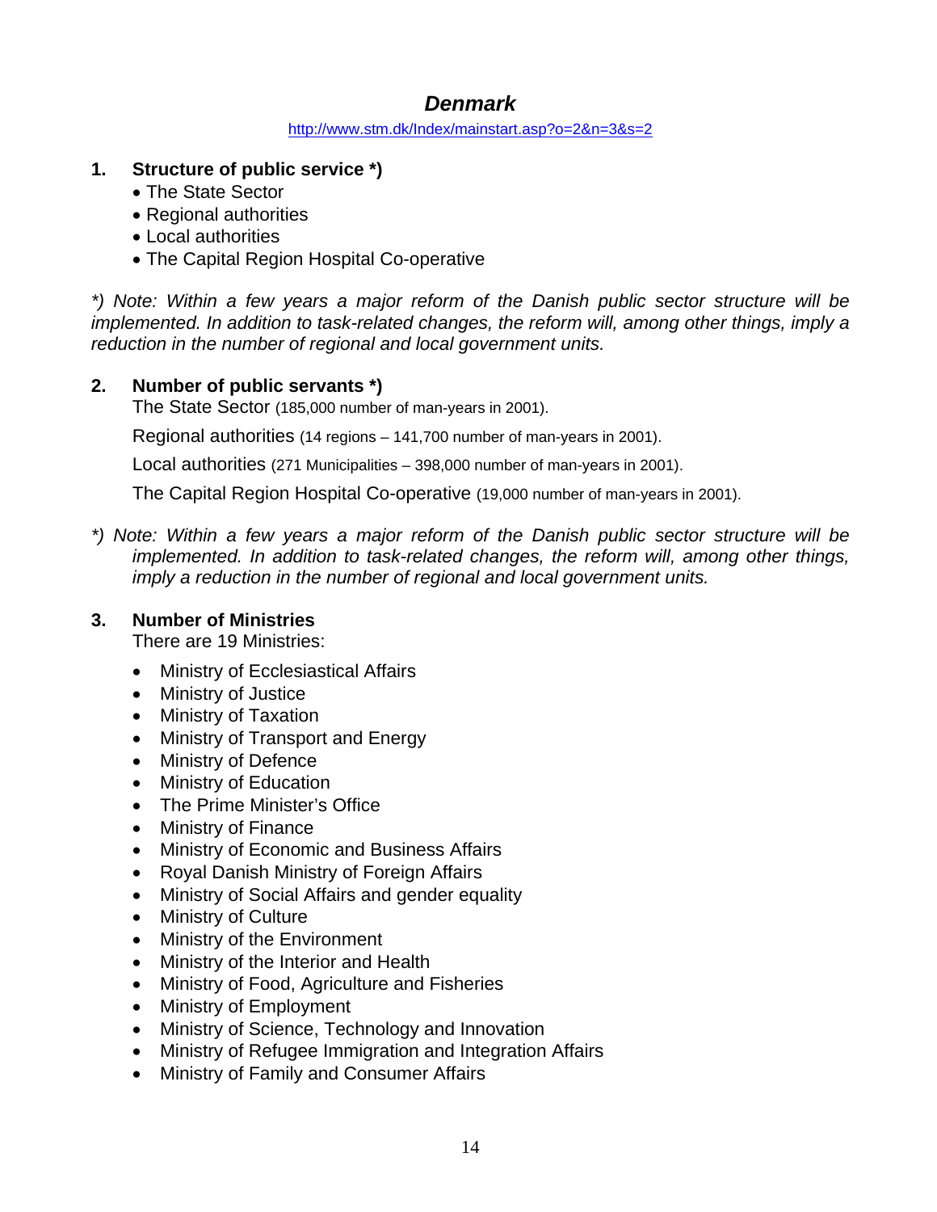# *Denmark*

http://www.stm.dk/Index/mainstart.asp?o=2&n=3&s=2

## 1. Structure of public service *)

- The State Sector
- Regional authorities
- Local authorities
- The Capital Region Hospital Co-operative

*\*) Note: Within a few years a major reform of the Danish public sector structure will be implemented. In addition to task-related changes, the reform will, among other things, imply a reduction in the number of regional and local government units.*

## 2. Number of public servants *)

The State Sector (185,000 number of man-years in 2001).

Regional authorities (14 regions – 141,700 number of man-years in 2001).

Local authorities (271 Municipalities – 398,000 number of man-years in 2001).

The Capital Region Hospital Co-operative (19,000 number of man-years in 2001).

*\*) Note: Within a few years a major reform of the Danish public sector structure will be implemented. In addition to task-related changes, the reform will, among other things, imply a reduction in the number of regional and local government units.*

## 3. Number of Ministries

There are 19 Ministries:

- Ministry of Ecclesiastical Affairs
- Ministry of Justice
- Ministry of Taxation
- Ministry of Transport and Energy
- Ministry of Defence
- Ministry of Education
- The Prime Minister's Office
- Ministry of Finance
- Ministry of Economic and Business Affairs
- Royal Danish Ministry of Foreign Affairs
- Ministry of Social Affairs and gender equality
- Ministry of Culture
- Ministry of the Environment
- Ministry of the Interior and Health
- Ministry of Food, Agriculture and Fisheries
- Ministry of Employment
- Ministry of Science, Technology and Innovation
- Ministry of Refugee Immigration and Integration Affairs
- Ministry of Family and Consumer Affairs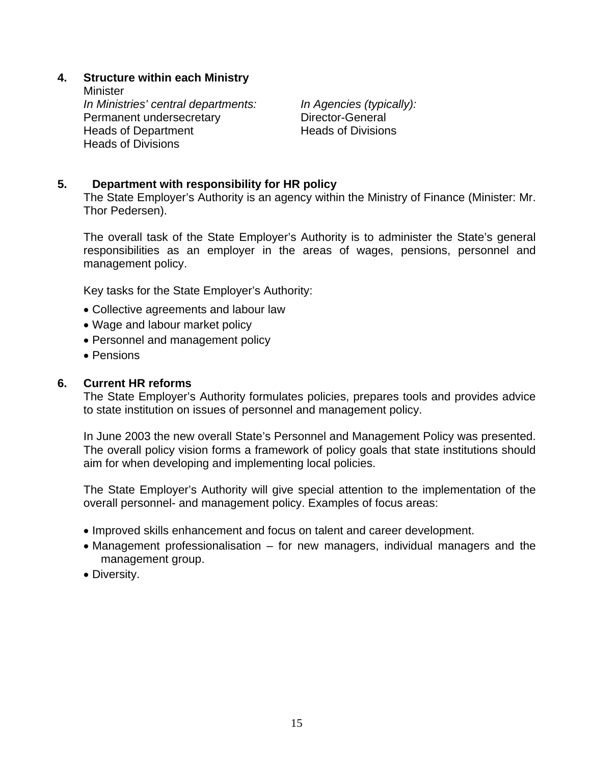**4. Structure within each Ministry**

Minister

| *In Ministries' central departments:* | *In Agencies (typically):* |
|---|---|
| Permanent undersecretary | Director-General |
| Heads of Department | Heads of Divisions |
| Heads of Divisions | |

**5. Department with responsibility for HR policy**

The State Employer's Authority is an agency within the Ministry of Finance (Minister: Mr. Thor Pedersen).

The overall task of the State Employer's Authority is to administer the State's general responsibilities as an employer in the areas of wages, pensions, personnel and management policy.

Key tasks for the State Employer's Authority:

- Collective agreements and labour law
- Wage and labour market policy
- Personnel and management policy
- Pensions

**6. Current HR reforms**

The State Employer's Authority formulates policies, prepares tools and provides advice to state institution on issues of personnel and management policy.

In June 2003 the new overall State's Personnel and Management Policy was presented. The overall policy vision forms a framework of policy goals that state institutions should aim for when developing and implementing local policies.

The State Employer's Authority will give special attention to the implementation of the overall personnel- and management policy. Examples of focus areas:

- Improved skills enhancement and focus on talent and career development.
- Management professionalisation – for new managers, individual managers and the management group.
- Diversity.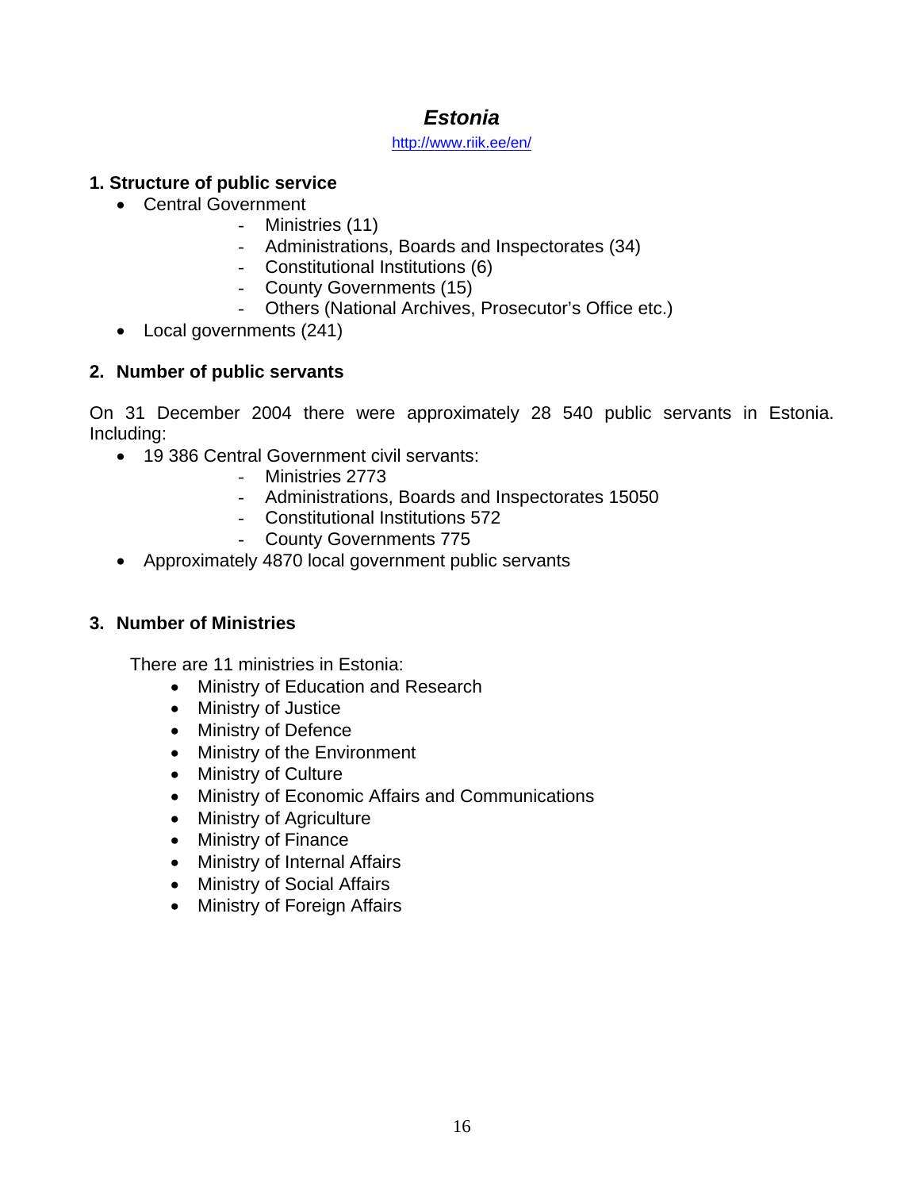# *Estonia*

http://www.riik.ee/en/

## 1. Structure of public service

- Central Government
    - Ministries (11)
    - Administrations, Boards and Inspectorates (34)
    - Constitutional Institutions (6)
    - County Governments (15)
    - Others (National Archives, Prosecutor's Office etc.)
- Local governments (241)

## 2. Number of public servants

On 31 December 2004 there were approximately 28 540 public servants in Estonia. Including:

- 19 386 Central Government civil servants:
    - Ministries 2773
    - Administrations, Boards and Inspectorates 15050
    - Constitutional Institutions 572
    - County Governments 775
- Approximately 4870 local government public servants

## 3. Number of Ministries

There are 11 ministries in Estonia:

- Ministry of Education and Research
- Ministry of Justice
- Ministry of Defence
- Ministry of the Environment
- Ministry of Culture
- Ministry of Economic Affairs and Communications
- Ministry of Agriculture
- Ministry of Finance
- Ministry of Internal Affairs
- Ministry of Social Affairs
- Ministry of Foreign Affairs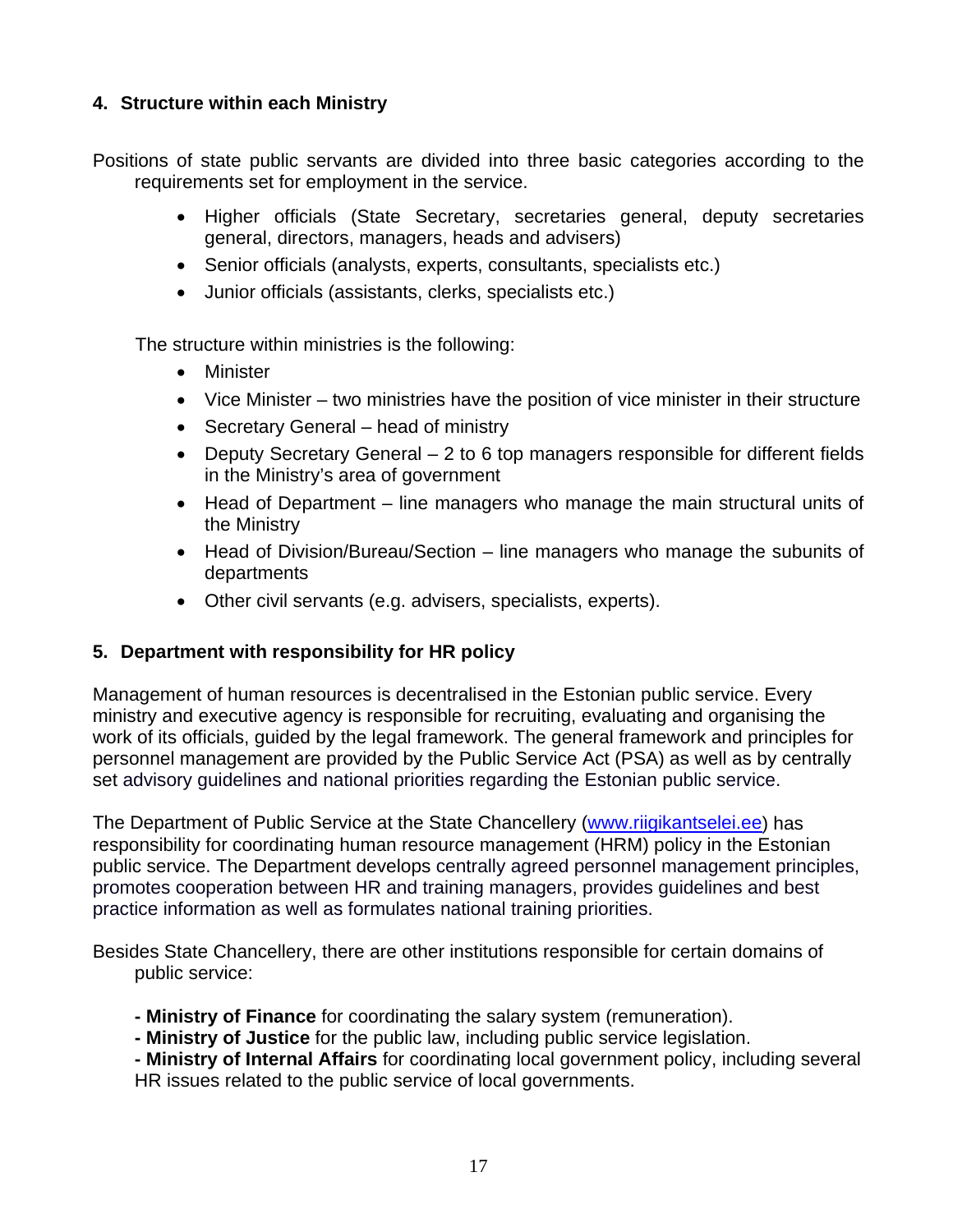## 4. Structure within each Ministry

Positions of state public servants are divided into three basic categories according to the requirements set for employment in the service.

- Higher officials (State Secretary, secretaries general, deputy secretaries general, directors, managers, heads and advisers)
- Senior officials (analysts, experts, consultants, specialists etc.)
- Junior officials (assistants, clerks, specialists etc.)

The structure within ministries is the following:

- Minister
- Vice Minister – two ministries have the position of vice minister in their structure
- Secretary General – head of ministry
- Deputy Secretary General – 2 to 6 top managers responsible for different fields in the Ministry's area of government
- Head of Department – line managers who manage the main structural units of the Ministry
- Head of Division/Bureau/Section – line managers who manage the subunits of departments
- Other civil servants (e.g. advisers, specialists, experts).

## 5. Department with responsibility for HR policy

Management of human resources is decentralised in the Estonian public service. Every ministry and executive agency is responsible for recruiting, evaluating and organising the work of its officials, guided by the legal framework. The general framework and principles for personnel management are provided by the Public Service Act (PSA) as well as by centrally set advisory guidelines and national priorities regarding the Estonian public service.

The Department of Public Service at the State Chancellery (www.riigikantselei.ee) has responsibility for coordinating human resource management (HRM) policy in the Estonian public service. The Department develops centrally agreed personnel management principles, promotes cooperation between HR and training managers, provides guidelines and best practice information as well as formulates national training priorities.

Besides State Chancellery, there are other institutions responsible for certain domains of public service:

- **Ministry of Finance** for coordinating the salary system (remuneration).
- **Ministry of Justice** for the public law, including public service legislation.
- **Ministry of Internal Affairs** for coordinating local government policy, including several HR issues related to the public service of local governments.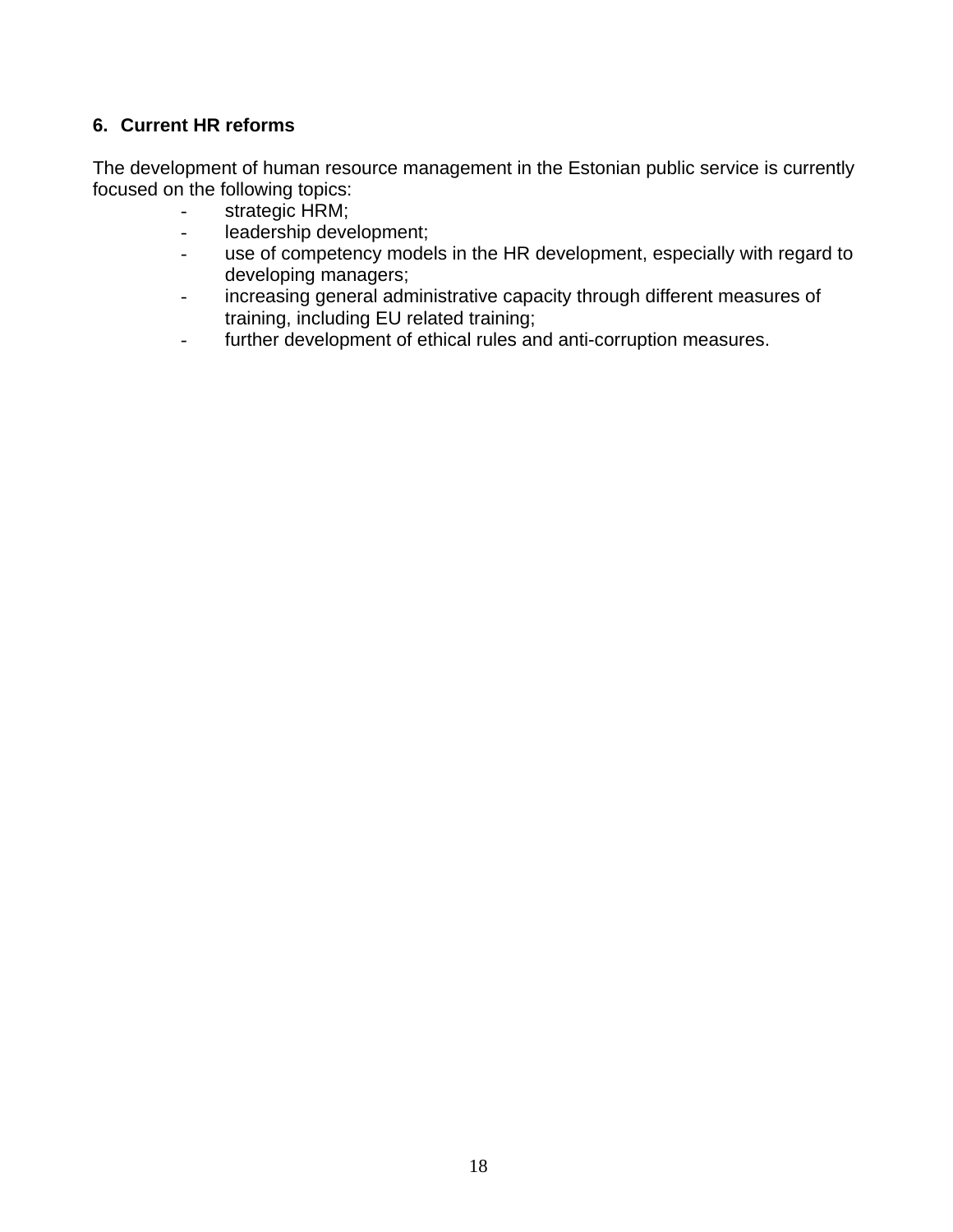## 6. Current HR reforms

The development of human resource management in the Estonian public service is currently focused on the following topics:

- strategic HRM;
- leadership development;
- use of competency models in the HR development, especially with regard to developing managers;
- increasing general administrative capacity through different measures of training, including EU related training;
- further development of ethical rules and anti-corruption measures.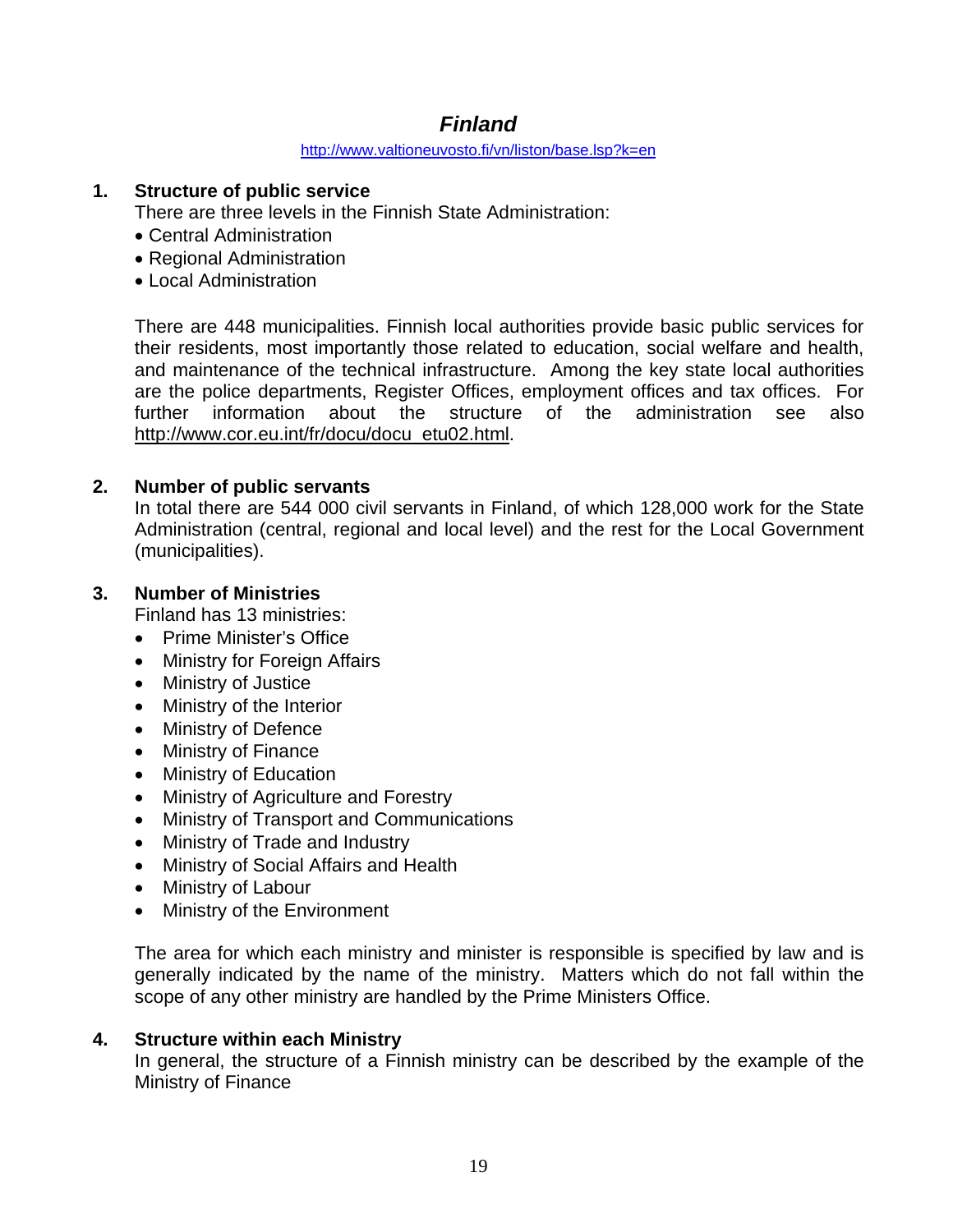## *Finland*

http://www.valtioneuvosto.fi/vn/liston/base.lsp?k=en

**1. Structure of public service**

There are three levels in the Finnish State Administration:

- Central Administration
- Regional Administration
- Local Administration

There are 448 municipalities. Finnish local authorities provide basic public services for their residents, most importantly those related to education, social welfare and health, and maintenance of the technical infrastructure. Among the key state local authorities are the police departments, Register Offices, employment offices and tax offices. For further information about the structure of the administration see also http://www.cor.eu.int/fr/docu/docu_etu02.html.

**2. Number of public servants**

In total there are 544 000 civil servants in Finland, of which 128,000 work for the State Administration (central, regional and local level) and the rest for the Local Government (municipalities).

**3. Number of Ministries**

Finland has 13 ministries:

- Prime Minister's Office
- Ministry for Foreign Affairs
- Ministry of Justice
- Ministry of the Interior
- Ministry of Defence
- Ministry of Finance
- Ministry of Education
- Ministry of Agriculture and Forestry
- Ministry of Transport and Communications
- Ministry of Trade and Industry
- Ministry of Social Affairs and Health
- Ministry of Labour
- Ministry of the Environment

The area for which each ministry and minister is responsible is specified by law and is generally indicated by the name of the ministry. Matters which do not fall within the scope of any other ministry are handled by the Prime Ministers Office.

**4. Structure within each Ministry**

In general, the structure of a Finnish ministry can be described by the example of the Ministry of Finance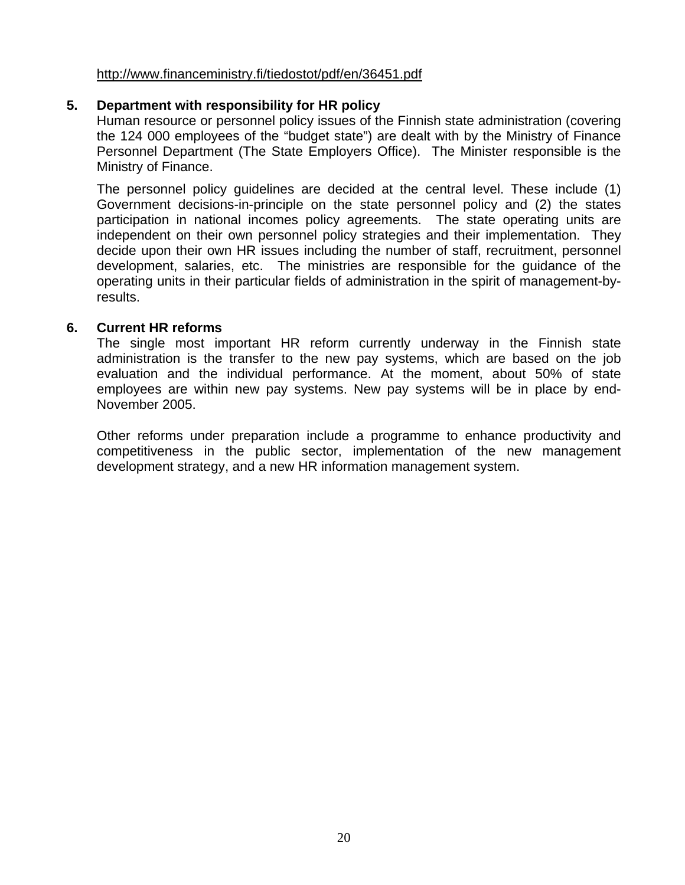http://www.financeministry.fi/tiedostot/pdf/en/36451.pdf

**5. Department with responsibility for HR policy**

Human resource or personnel policy issues of the Finnish state administration (covering the 124 000 employees of the "budget state") are dealt with by the Ministry of Finance Personnel Department (The State Employers Office). The Minister responsible is the Ministry of Finance.

The personnel policy guidelines are decided at the central level. These include (1) Government decisions-in-principle on the state personnel policy and (2) the states participation in national incomes policy agreements. The state operating units are independent on their own personnel policy strategies and their implementation. They decide upon their own HR issues including the number of staff, recruitment, personnel development, salaries, etc. The ministries are responsible for the guidance of the operating units in their particular fields of administration in the spirit of management-by-results.

**6. Current HR reforms**

The single most important HR reform currently underway in the Finnish state administration is the transfer to the new pay systems, which are based on the job evaluation and the individual performance. At the moment, about 50% of state employees are within new pay systems. New pay systems will be in place by end-November 2005.

Other reforms under preparation include a programme to enhance productivity and competitiveness in the public sector, implementation of the new management development strategy, and a new HR information management system.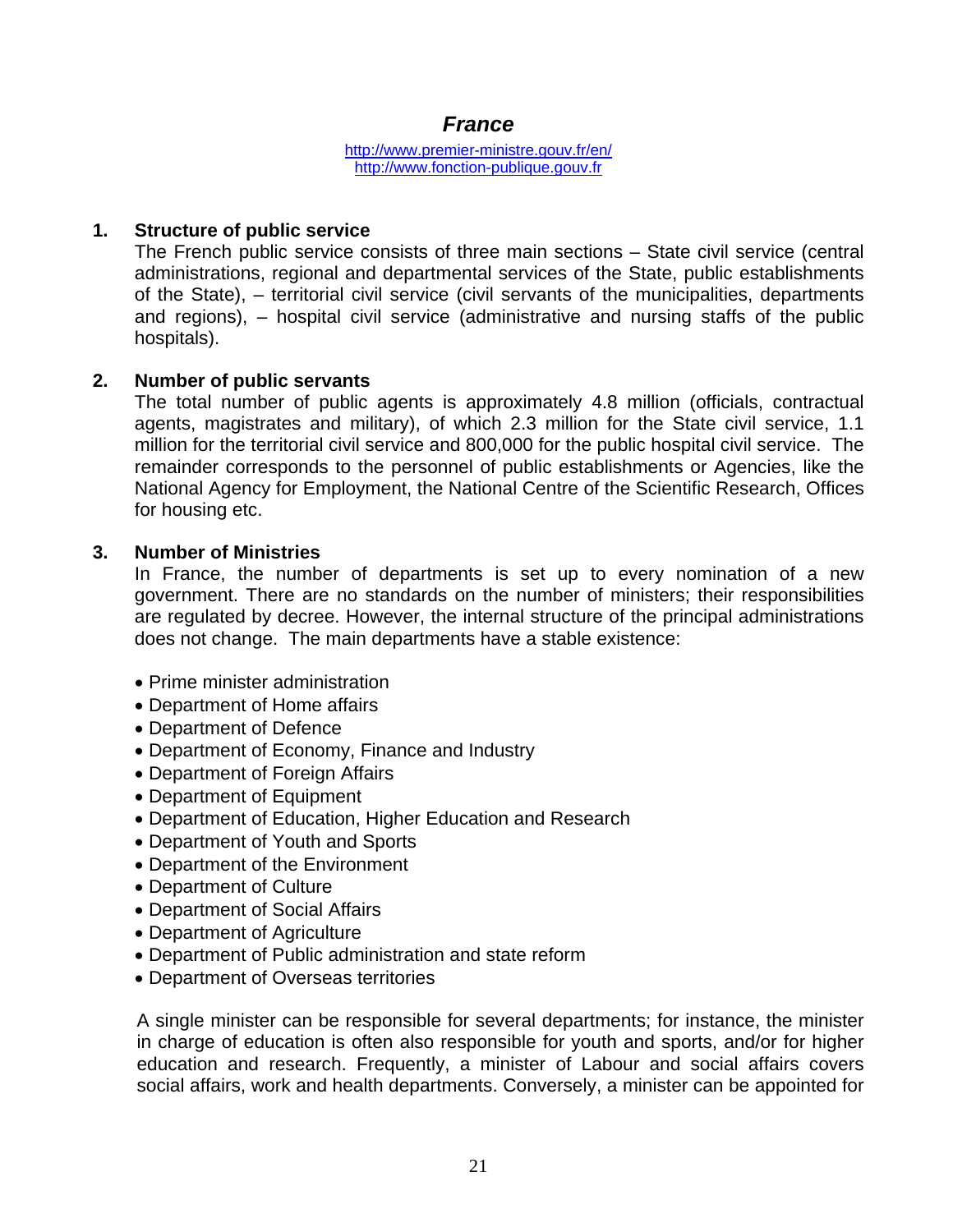## *France*

http://www.premier-ministre.gouv.fr/en/
http://www.fonction-publique.gouv.fr

### 1. Structure of public service

The French public service consists of three main sections – State civil service (central administrations, regional and departmental services of the State, public establishments of the State), – territorial civil service (civil servants of the municipalities, departments and regions), – hospital civil service (administrative and nursing staffs of the public hospitals).

### 2. Number of public servants

The total number of public agents is approximately 4.8 million (officials, contractual agents, magistrates and military), of which 2.3 million for the State civil service, 1.1 million for the territorial civil service and 800,000 for the public hospital civil service. The remainder corresponds to the personnel of public establishments or Agencies, like the National Agency for Employment, the National Centre of the Scientific Research, Offices for housing etc.

### 3. Number of Ministries

In France, the number of departments is set up to every nomination of a new government. There are no standards on the number of ministers; their responsibilities are regulated by decree. However, the internal structure of the principal administrations does not change. The main departments have a stable existence:

- Prime minister administration
- Department of Home affairs
- Department of Defence
- Department of Economy, Finance and Industry
- Department of Foreign Affairs
- Department of Equipment
- Department of Education, Higher Education and Research
- Department of Youth and Sports
- Department of the Environment
- Department of Culture
- Department of Social Affairs
- Department of Agriculture
- Department of Public administration and state reform
- Department of Overseas territories

A single minister can be responsible for several departments; for instance, the minister in charge of education is often also responsible for youth and sports, and/or for higher education and research. Frequently, a minister of Labour and social affairs covers social affairs, work and health departments. Conversely, a minister can be appointed for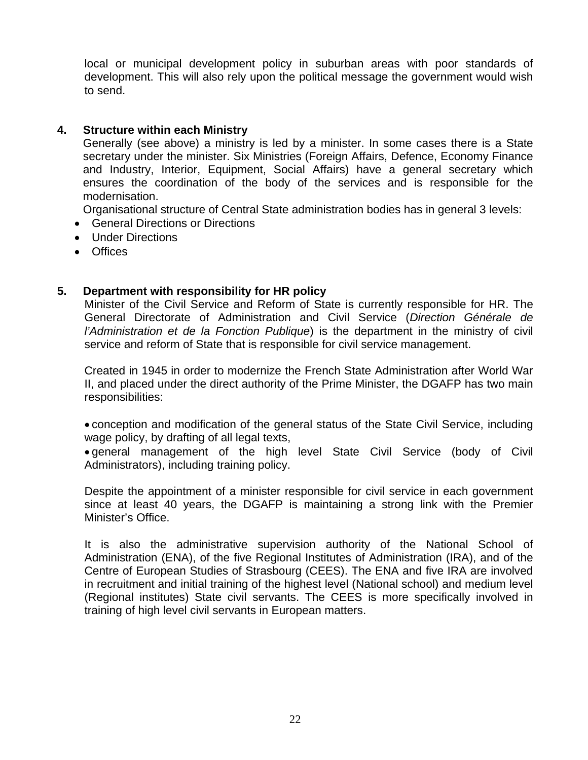local or municipal development policy in suburban areas with poor standards of development. This will also rely upon the political message the government would wish to send.

## 4. Structure within each Ministry

Generally (see above) a ministry is led by a minister. In some cases there is a State secretary under the minister. Six Ministries (Foreign Affairs, Defence, Economy Finance and Industry, Interior, Equipment, Social Affairs) have a general secretary which ensures the coordination of the body of the services and is responsible for the modernisation.

Organisational structure of Central State administration bodies has in general 3 levels:

- General Directions or Directions
- Under Directions
- Offices

## 5. Department with responsibility for HR policy

Minister of the Civil Service and Reform of State is currently responsible for HR. The General Directorate of Administration and Civil Service (*Direction Générale de l'Administration et de la Fonction Publique*) is the department in the ministry of civil service and reform of State that is responsible for civil service management.

Created in 1945 in order to modernize the French State Administration after World War II, and placed under the direct authority of the Prime Minister, the DGAFP has two main responsibilities:

- conception and modification of the general status of the State Civil Service, including wage policy, by drafting of all legal texts,
- general management of the high level State Civil Service (body of Civil Administrators), including training policy.

Despite the appointment of a minister responsible for civil service in each government since at least 40 years, the DGAFP is maintaining a strong link with the Premier Minister's Office.

It is also the administrative supervision authority of the National School of Administration (ENA), of the five Regional Institutes of Administration (IRA), and of the Centre of European Studies of Strasbourg (CEES). The ENA and five IRA are involved in recruitment and initial training of the highest level (National school) and medium level (Regional institutes) State civil servants. The CEES is more specifically involved in training of high level civil servants in European matters.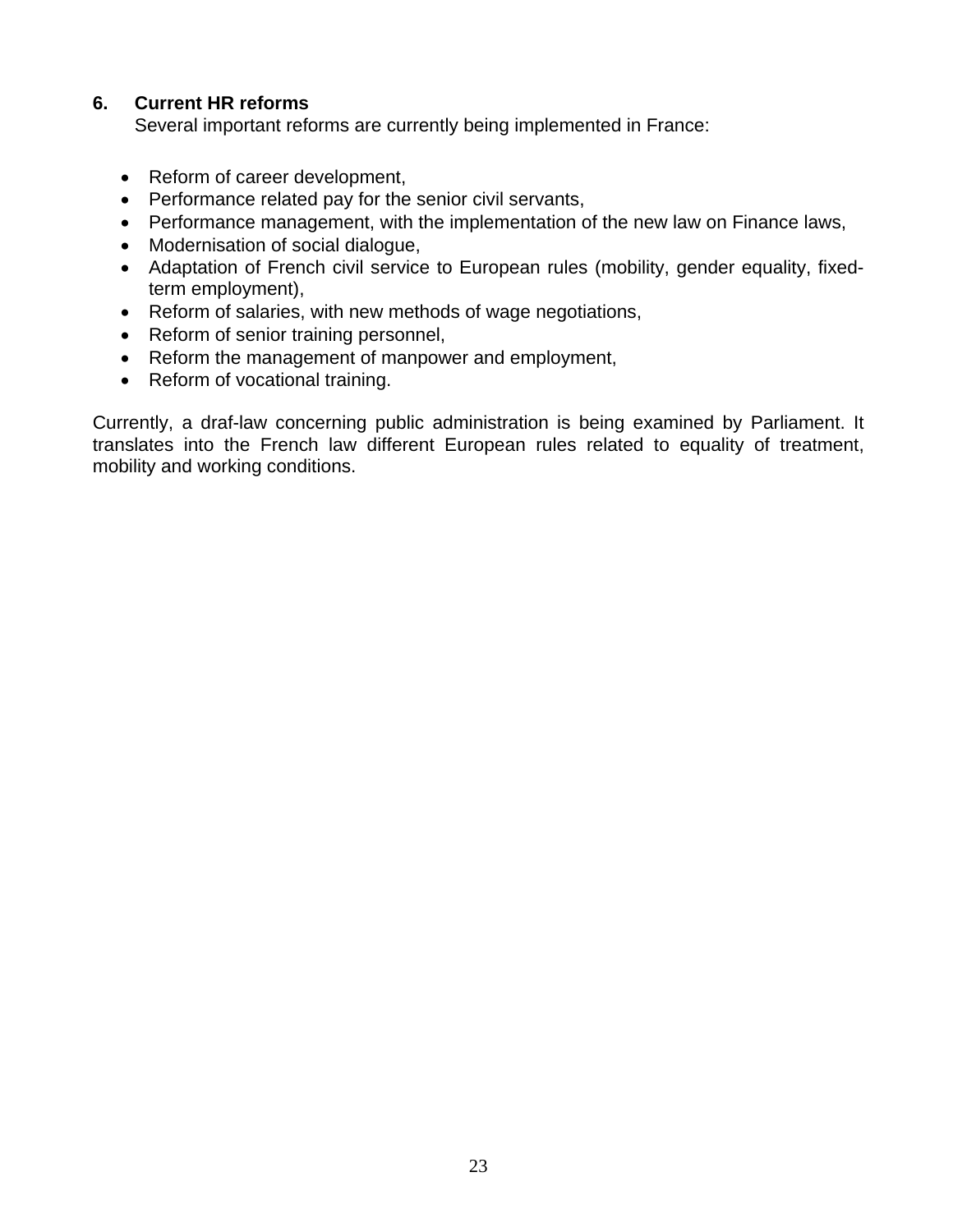## 6. Current HR reforms

Several important reforms are currently being implemented in France:

- Reform of career development,
- Performance related pay for the senior civil servants,
- Performance management, with the implementation of the new law on Finance laws,
- Modernisation of social dialogue,
- Adaptation of French civil service to European rules (mobility, gender equality, fixed-term employment),
- Reform of salaries, with new methods of wage negotiations,
- Reform of senior training personnel,
- Reform the management of manpower and employment,
- Reform of vocational training.

Currently, a draf-law concerning public administration is being examined by Parliament. It translates into the French law different European rules related to equality of treatment, mobility and working conditions.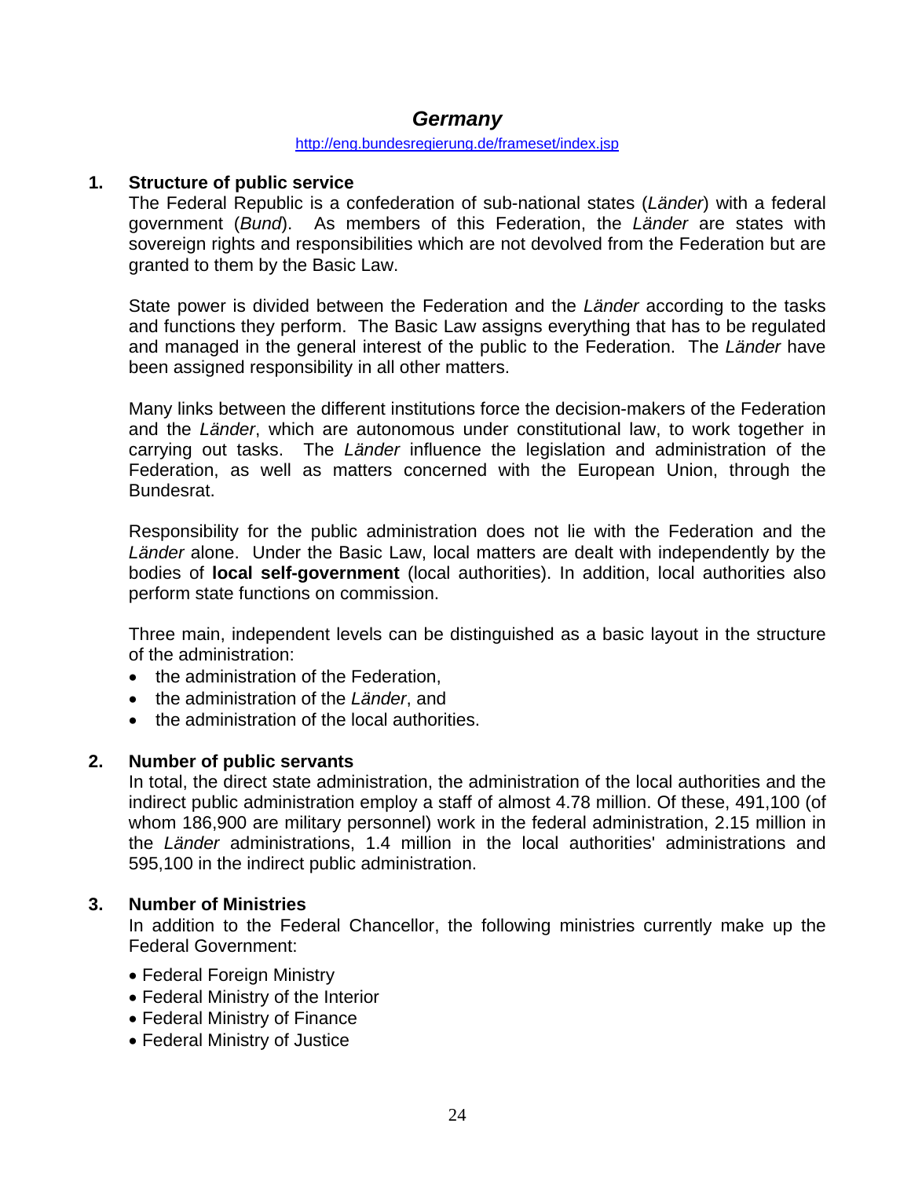# Germany

http://eng.bundesregierung.de/frameset/index.jsp

## 1. Structure of public service

The Federal Republic is a confederation of sub-national states (*Länder*) with a federal government (*Bund*). As members of this Federation, the *Länder* are states with sovereign rights and responsibilities which are not devolved from the Federation but are granted to them by the Basic Law.

State power is divided between the Federation and the *Länder* according to the tasks and functions they perform. The Basic Law assigns everything that has to be regulated and managed in the general interest of the public to the Federation. The *Länder* have been assigned responsibility in all other matters.

Many links between the different institutions force the decision-makers of the Federation and the *Länder*, which are autonomous under constitutional law, to work together in carrying out tasks. The *Länder* influence the legislation and administration of the Federation, as well as matters concerned with the European Union, through the Bundesrat.

Responsibility for the public administration does not lie with the Federation and the *Länder* alone. Under the Basic Law, local matters are dealt with independently by the bodies of **local self-government** (local authorities). In addition, local authorities also perform state functions on commission.

Three main, independent levels can be distinguished as a basic layout in the structure of the administration:

- the administration of the Federation,
- the administration of the *Länder*, and
- the administration of the local authorities.

## 2. Number of public servants

In total, the direct state administration, the administration of the local authorities and the indirect public administration employ a staff of almost 4.78 million. Of these, 491,100 (of whom 186,900 are military personnel) work in the federal administration, 2.15 million in the *Länder* administrations, 1.4 million in the local authorities' administrations and 595,100 in the indirect public administration.

## 3. Number of Ministries

In addition to the Federal Chancellor, the following ministries currently make up the Federal Government:

- Federal Foreign Ministry
- Federal Ministry of the Interior
- Federal Ministry of Finance
- Federal Ministry of Justice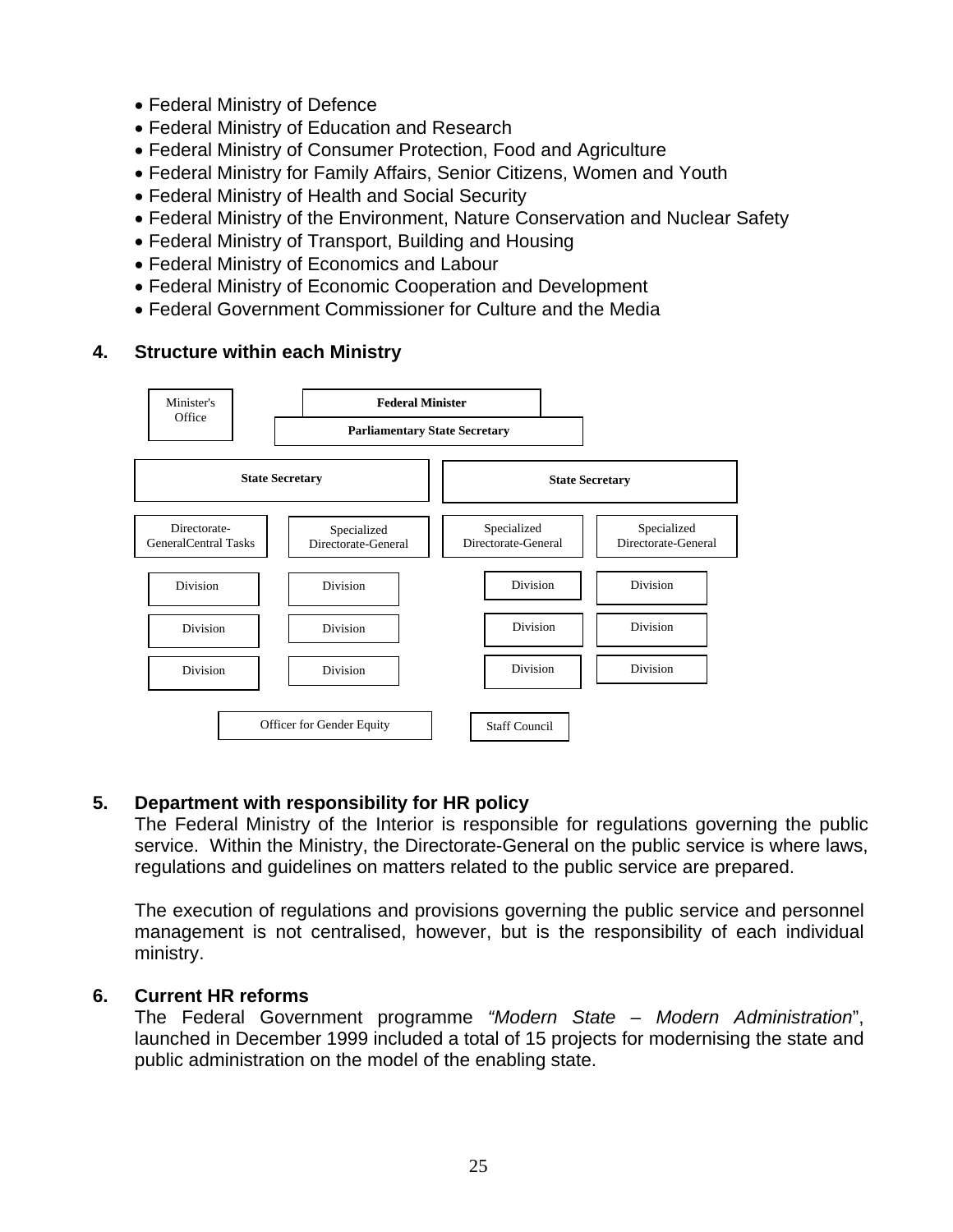- Federal Ministry of Defence
- Federal Ministry of Education and Research
- Federal Ministry of Consumer Protection, Food and Agriculture
- Federal Ministry for Family Affairs, Senior Citizens, Women and Youth
- Federal Ministry of Health and Social Security
- Federal Ministry of the Environment, Nature Conservation and Nuclear Safety
- Federal Ministry of Transport, Building and Housing
- Federal Ministry of Economics and Labour
- Federal Ministry of Economic Cooperation and Development
- Federal Government Commissioner for Culture and the Media

## 4. Structure within each Ministry

Minister's Office

**Federal Minister**

**Parliamentary State Secretary**

| **State Secretary** | | **State Secretary** | |
|---|---|---|---|
| Directorate-GeneralCentral Tasks | Specialized Directorate-General | Specialized Directorate-General | Specialized Directorate-General |
| Division | Division | Division | Division |
| Division | Division | Division | Division |
| Division | Division | Division | Division |

Officer for Gender Equity

Staff Council

## 5. Department with responsibility for HR policy

The Federal Ministry of the Interior is responsible for regulations governing the public service. Within the Ministry, the Directorate-General on the public service is where laws, regulations and guidelines on matters related to the public service are prepared.

The execution of regulations and provisions governing the public service and personnel management is not centralised, however, but is the responsibility of each individual ministry.

## 6. Current HR reforms

The Federal Government programme *"Modern State – Modern Administration*", launched in December 1999 included a total of 15 projects for modernising the state and public administration on the model of the enabling state.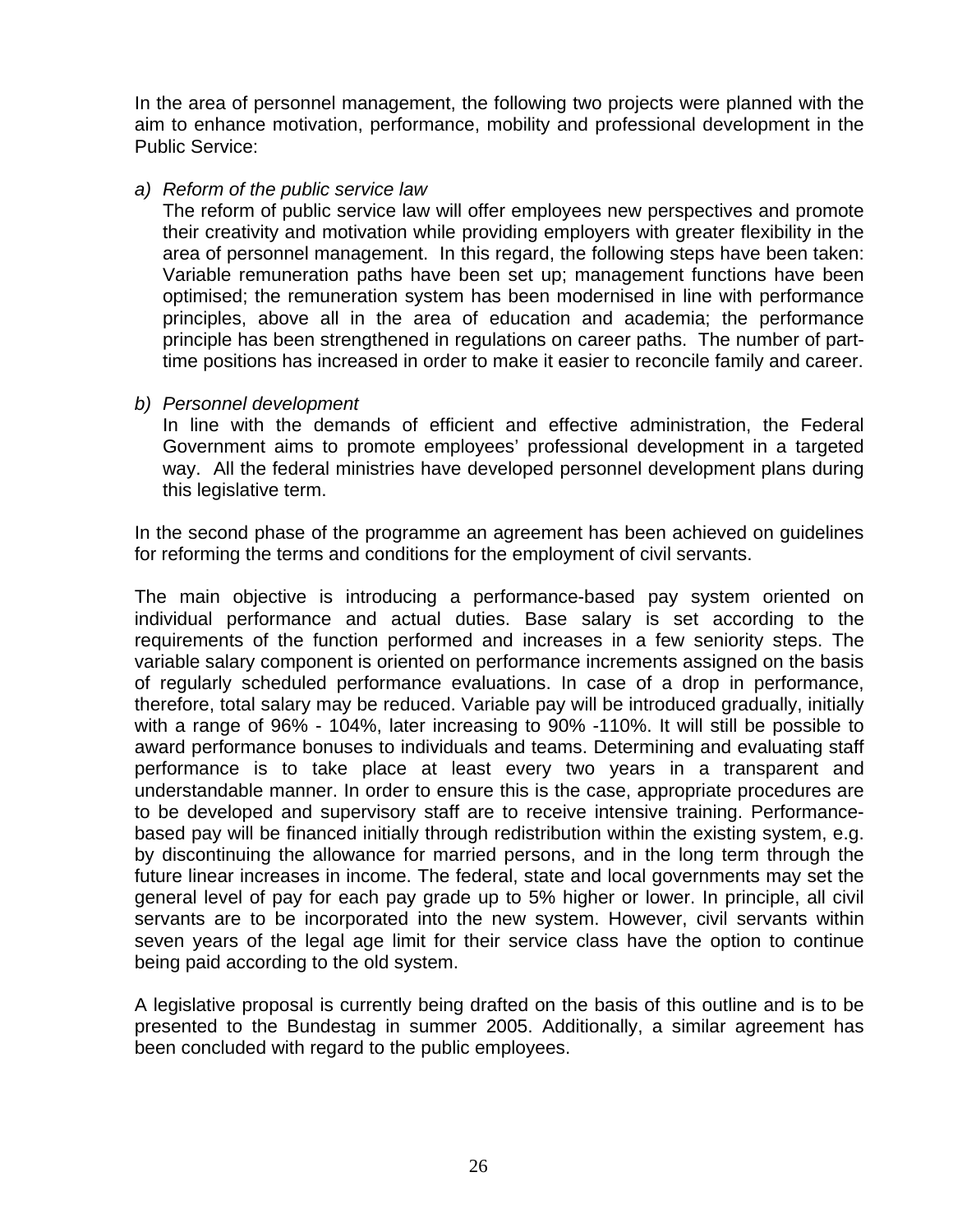In the area of personnel management, the following two projects were planned with the aim to enhance motivation, performance, mobility and professional development in the Public Service:

a) *Reform of the public service law*

   The reform of public service law will offer employees new perspectives and promote their creativity and motivation while providing employers with greater flexibility in the area of personnel management. In this regard, the following steps have been taken: Variable remuneration paths have been set up; management functions have been optimised; the remuneration system has been modernised in line with performance principles, above all in the area of education and academia; the performance principle has been strengthened in regulations on career paths. The number of part-time positions has increased in order to make it easier to reconcile family and career.

b) *Personnel development*

   In line with the demands of efficient and effective administration, the Federal Government aims to promote employees' professional development in a targeted way. All the federal ministries have developed personnel development plans during this legislative term.

In the second phase of the programme an agreement has been achieved on guidelines for reforming the terms and conditions for the employment of civil servants.

The main objective is introducing a performance-based pay system oriented on individual performance and actual duties. Base salary is set according to the requirements of the function performed and increases in a few seniority steps. The variable salary component is oriented on performance increments assigned on the basis of regularly scheduled performance evaluations. In case of a drop in performance, therefore, total salary may be reduced. Variable pay will be introduced gradually, initially with a range of 96% - 104%, later increasing to 90% -110%. It will still be possible to award performance bonuses to individuals and teams. Determining and evaluating staff performance is to take place at least every two years in a transparent and understandable manner. In order to ensure this is the case, appropriate procedures are to be developed and supervisory staff are to receive intensive training. Performance-based pay will be financed initially through redistribution within the existing system, e.g. by discontinuing the allowance for married persons, and in the long term through the future linear increases in income. The federal, state and local governments may set the general level of pay for each pay grade up to 5% higher or lower. In principle, all civil servants are to be incorporated into the new system. However, civil servants within seven years of the legal age limit for their service class have the option to continue being paid according to the old system.

A legislative proposal is currently being drafted on the basis of this outline and is to be presented to the Bundestag in summer 2005. Additionally, a similar agreement has been concluded with regard to the public employees.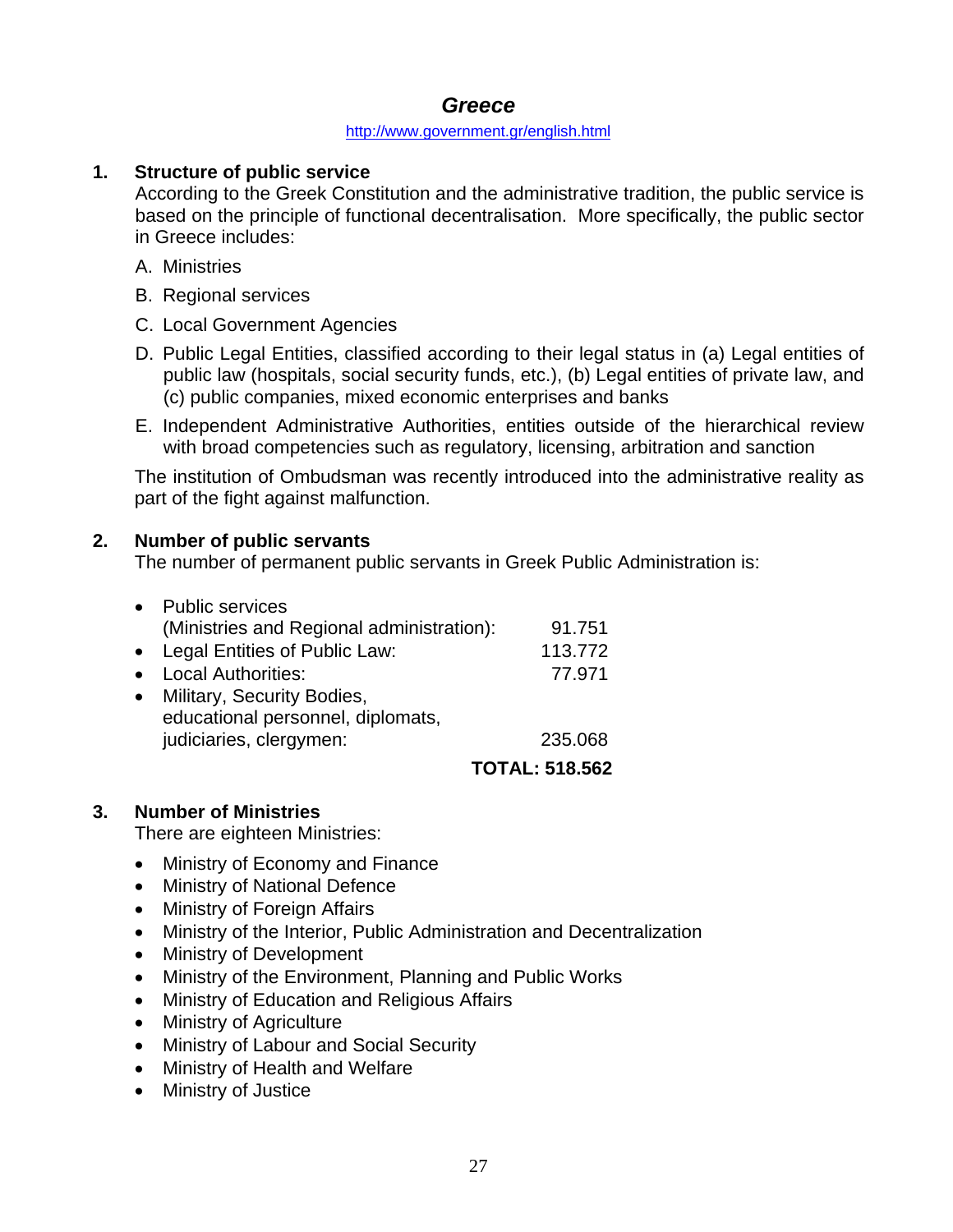## *Greece*

http://www.government.gr/english.html

### 1. Structure of public service

According to the Greek Constitution and the administrative tradition, the public service is based on the principle of functional decentralisation. More specifically, the public sector in Greece includes:

A. Ministries

B. Regional services

C. Local Government Agencies

D. Public Legal Entities, classified according to their legal status in (a) Legal entities of public law (hospitals, social security funds, etc.), (b) Legal entities of private law, and (c) public companies, mixed economic enterprises and banks

E. Independent Administrative Authorities, entities outside of the hierarchical review with broad competencies such as regulatory, licensing, arbitration and sanction

The institution of Ombudsman was recently introduced into the administrative reality as part of the fight against malfunction.

### 2. Number of public servants

The number of permanent public servants in Greek Public Administration is:

| Category | Number |
|---|---|
| • Public services (Ministries and Regional administration): | 91.751 |
| • Legal Entities of Public Law: | 113.772 |
| • Local Authorities: | 77.971 |
| • Military, Security Bodies, educational personnel, diplomats, judiciaries, clergymen: | 235.068 |
| **TOTAL:** | **518.562** |

### 3. Number of Ministries

There are eighteen Ministries:

- Ministry of Economy and Finance
- Ministry of National Defence
- Ministry of Foreign Affairs
- Ministry of the Interior, Public Administration and Decentralization
- Ministry of Development
- Ministry of the Environment, Planning and Public Works
- Ministry of Education and Religious Affairs
- Ministry of Agriculture
- Ministry of Labour and Social Security
- Ministry of Health and Welfare
- Ministry of Justice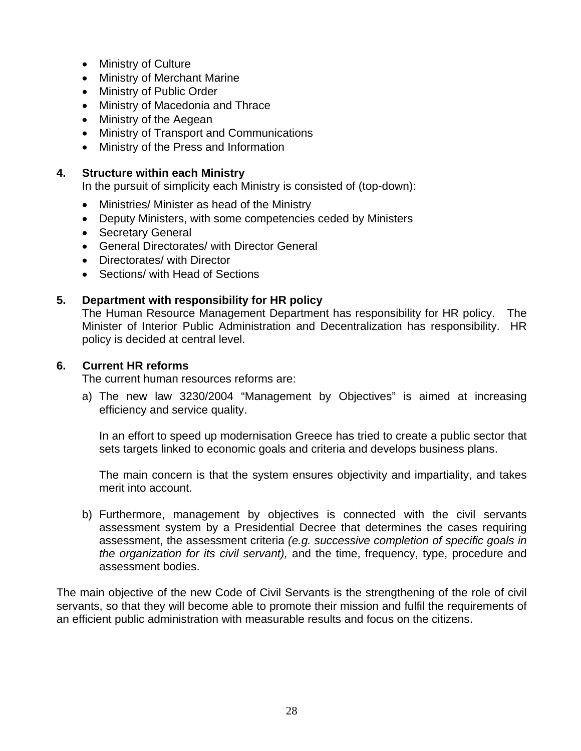- Ministry of Culture
- Ministry of Merchant Marine
- Ministry of Public Order
- Ministry of Macedonia and Thrace
- Ministry of the Aegean
- Ministry of Transport and Communications
- Ministry of the Press and Information

**4. Structure within each Ministry**

In the pursuit of simplicity each Ministry is consisted of (top-down):

- Ministries/ Minister as head of the Ministry
- Deputy Ministers, with some competencies ceded by Ministers
- Secretary General
- General Directorates/ with Director General
- Directorates/ with Director
- Sections/ with Head of Sections

**5. Department with responsibility for HR policy**

The Human Resource Management Department has responsibility for HR policy. The Minister of Interior Public Administration and Decentralization has responsibility. HR policy is decided at central level.

**6. Current HR reforms**

The current human resources reforms are:

a) The new law 3230/2004 “Management by Objectives” is aimed at increasing efficiency and service quality.

   In an effort to speed up modernisation Greece has tried to create a public sector that sets targets linked to economic goals and criteria and develops business plans.

   The main concern is that the system ensures objectivity and impartiality, and takes merit into account.

b) Furthermore, management by objectives is connected with the civil servants assessment system by a Presidential Decree that determines the cases requiring assessment, the assessment criteria *(e.g. successive completion of specific goals in the organization for its civil servant),* and the time, frequency, type, procedure and assessment bodies.

The main objective of the new Code of Civil Servants is the strengthening of the role of civil servants, so that they will become able to promote their mission and fulfil the requirements of an efficient public administration with measurable results and focus on the citizens.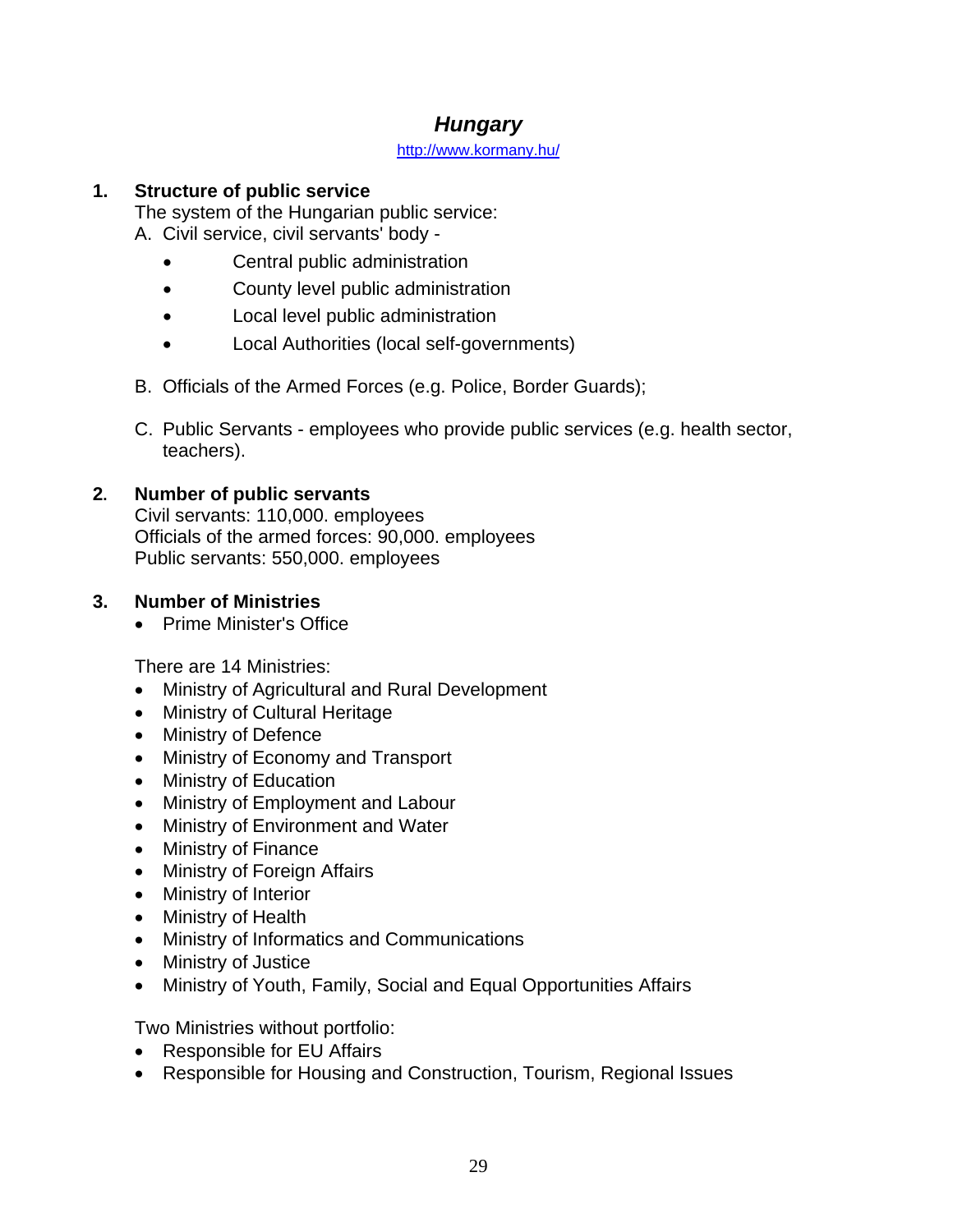# *Hungary*

http://www.kormany.hu/

## 1. Structure of public service

The system of the Hungarian public service:

A. Civil service, civil servants' body -
   - Central public administration
   - County level public administration
   - Local level public administration
   - Local Authorities (local self-governments)

B. Officials of the Armed Forces (e.g. Police, Border Guards);

C. Public Servants - employees who provide public services (e.g. health sector, teachers).

## 2. Number of public servants

Civil servants: 110,000. employees
Officials of the armed forces: 90,000. employees
Public servants: 550,000. employees

## 3. Number of Ministries

- Prime Minister's Office

There are 14 Ministries:

- Ministry of Agricultural and Rural Development
- Ministry of Cultural Heritage
- Ministry of Defence
- Ministry of Economy and Transport
- Ministry of Education
- Ministry of Employment and Labour
- Ministry of Environment and Water
- Ministry of Finance
- Ministry of Foreign Affairs
- Ministry of Interior
- Ministry of Health
- Ministry of Informatics and Communications
- Ministry of Justice
- Ministry of Youth, Family, Social and Equal Opportunities Affairs

Two Ministries without portfolio:

- Responsible for EU Affairs
- Responsible for Housing and Construction, Tourism, Regional Issues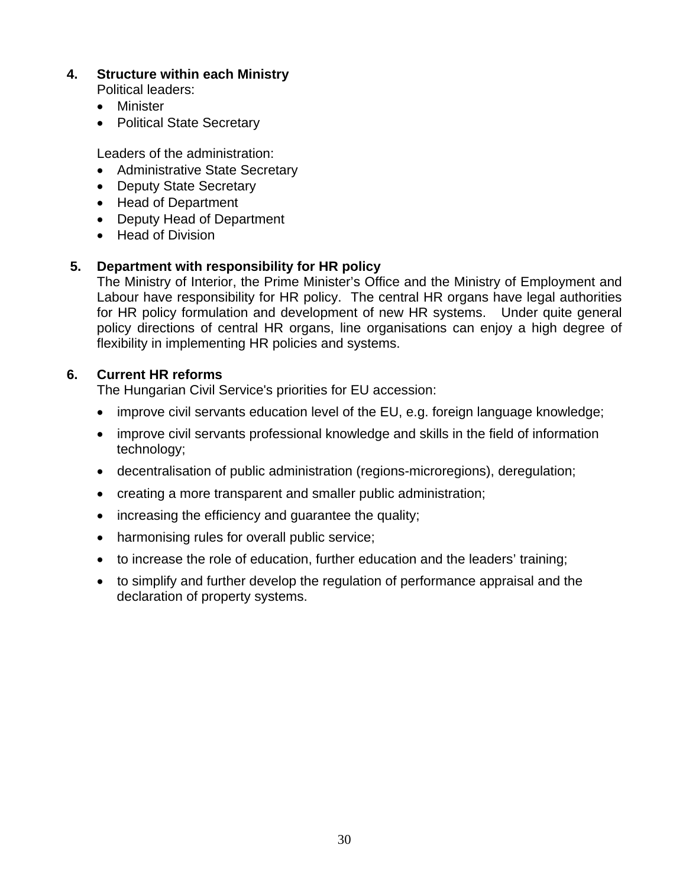**4. Structure within each Ministry**

Political leaders:

- Minister
- Political State Secretary

Leaders of the administration:

- Administrative State Secretary
- Deputy State Secretary
- Head of Department
- Deputy Head of Department
- Head of Division

**5. Department with responsibility for HR policy**

The Ministry of Interior, the Prime Minister's Office and the Ministry of Employment and Labour have responsibility for HR policy. The central HR organs have legal authorities for HR policy formulation and development of new HR systems. Under quite general policy directions of central HR organs, line organisations can enjoy a high degree of flexibility in implementing HR policies and systems.

**6. Current HR reforms**

The Hungarian Civil Service's priorities for EU accession:

- improve civil servants education level of the EU, e.g. foreign language knowledge;
- improve civil servants professional knowledge and skills in the field of information technology;
- decentralisation of public administration (regions-microregions), deregulation;
- creating a more transparent and smaller public administration;
- increasing the efficiency and guarantee the quality;
- harmonising rules for overall public service;
- to increase the role of education, further education and the leaders' training;
- to simplify and further develop the regulation of performance appraisal and the declaration of property systems.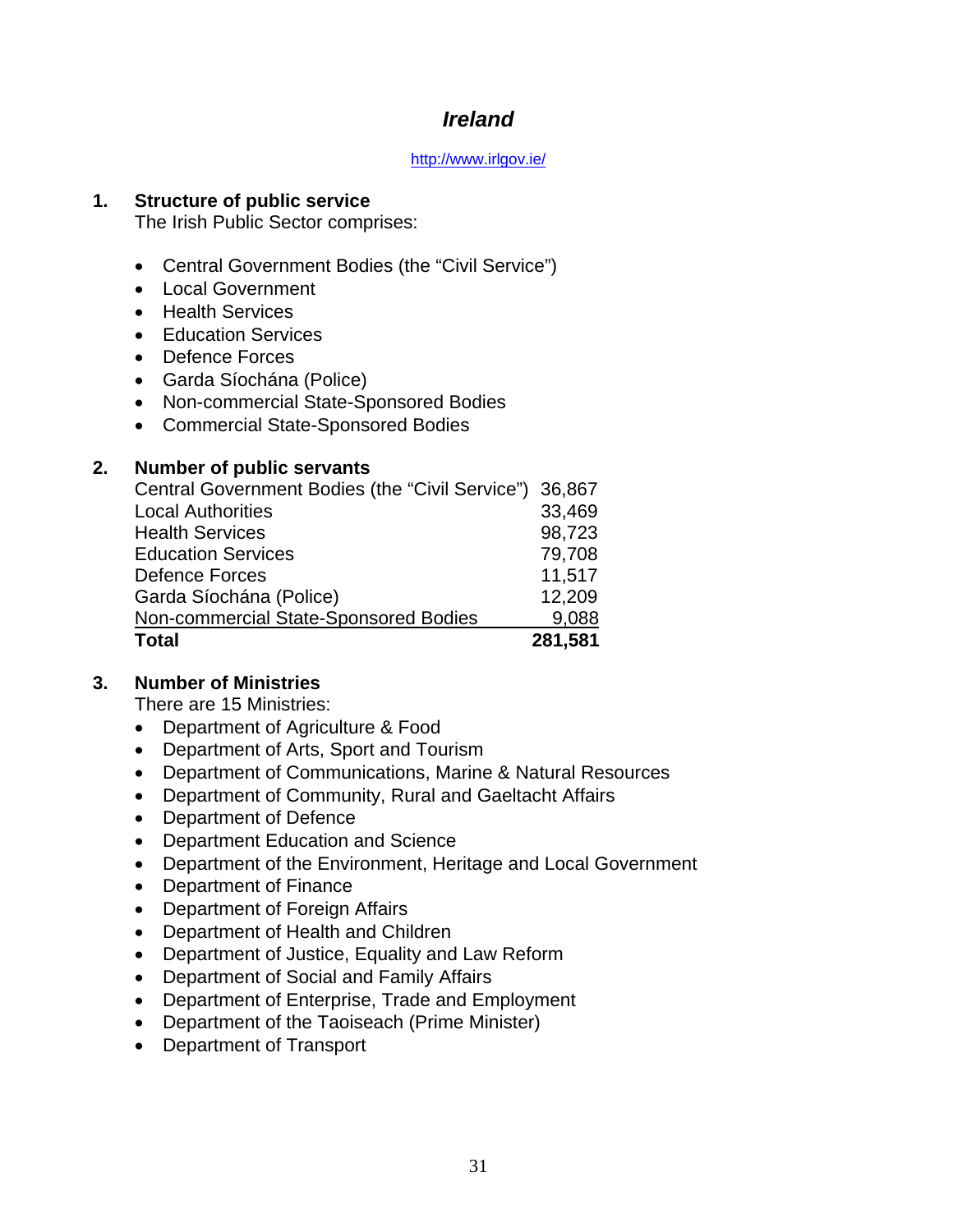# *Ireland*

http://www.irlgov.ie/

## 1. Structure of public service

The Irish Public Sector comprises:

- Central Government Bodies (the "Civil Service")
- Local Government
- Health Services
- Education Services
- Defence Forces
- Garda Síochána (Police)
- Non-commercial State-Sponsored Bodies
- Commercial State-Sponsored Bodies

## 2. Number of public servants

| | |
|---|---|
| Central Government Bodies (the "Civil Service") | 36,867 |
| Local Authorities | 33,469 |
| Health Services | 98,723 |
| Education Services | 79,708 |
| Defence Forces | 11,517 |
| Garda Síochána (Police) | 12,209 |
| Non-commercial State-Sponsored Bodies | 9,088 |
| **Total** | **281,581** |

## 3. Number of Ministries

There are 15 Ministries:

- Department of Agriculture & Food
- Department of Arts, Sport and Tourism
- Department of Communications, Marine & Natural Resources
- Department of Community, Rural and Gaeltacht Affairs
- Department of Defence
- Department Education and Science
- Department of the Environment, Heritage and Local Government
- Department of Finance
- Department of Foreign Affairs
- Department of Health and Children
- Department of Justice, Equality and Law Reform
- Department of Social and Family Affairs
- Department of Enterprise, Trade and Employment
- Department of the Taoiseach (Prime Minister)
- Department of Transport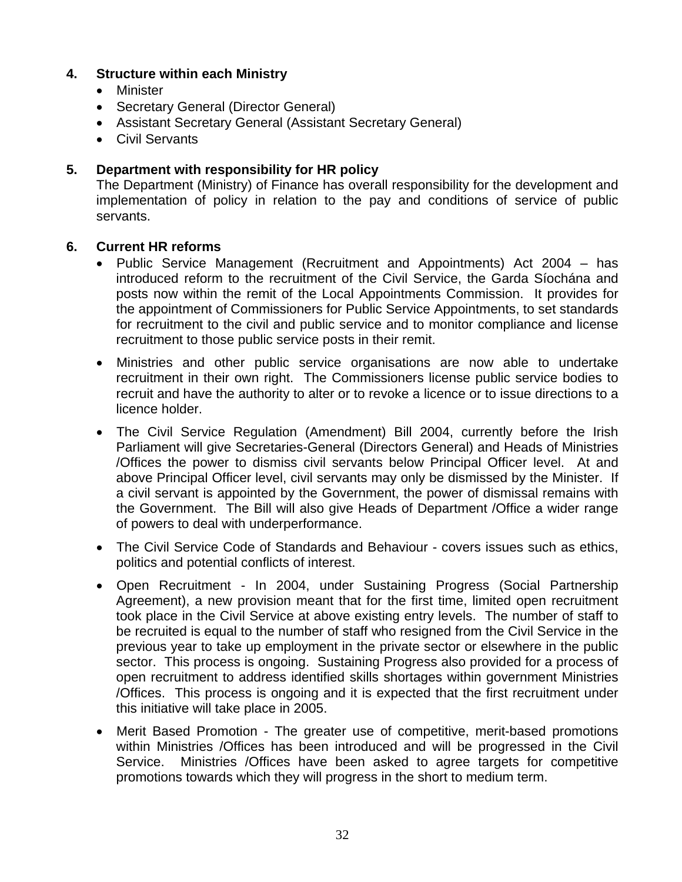## 4. Structure within each Ministry

- Minister
- Secretary General (Director General)
- Assistant Secretary General (Assistant Secretary General)
- Civil Servants

## 5. Department with responsibility for HR policy

The Department (Ministry) of Finance has overall responsibility for the development and implementation of policy in relation to the pay and conditions of service of public servants.

## 6. Current HR reforms

- Public Service Management (Recruitment and Appointments) Act 2004 – has introduced reform to the recruitment of the Civil Service, the Garda Síochána and posts now within the remit of the Local Appointments Commission. It provides for the appointment of Commissioners for Public Service Appointments, to set standards for recruitment to the civil and public service and to monitor compliance and license recruitment to those public service posts in their remit.

- Ministries and other public service organisations are now able to undertake recruitment in their own right. The Commissioners license public service bodies to recruit and have the authority to alter or to revoke a licence or to issue directions to a licence holder.

- The Civil Service Regulation (Amendment) Bill 2004, currently before the Irish Parliament will give Secretaries-General (Directors General) and Heads of Ministries /Offices the power to dismiss civil servants below Principal Officer level. At and above Principal Officer level, civil servants may only be dismissed by the Minister. If a civil servant is appointed by the Government, the power of dismissal remains with the Government. The Bill will also give Heads of Department /Office a wider range of powers to deal with underperformance.

- The Civil Service Code of Standards and Behaviour - covers issues such as ethics, politics and potential conflicts of interest.

- Open Recruitment - In 2004, under Sustaining Progress (Social Partnership Agreement), a new provision meant that for the first time, limited open recruitment took place in the Civil Service at above existing entry levels. The number of staff to be recruited is equal to the number of staff who resigned from the Civil Service in the previous year to take up employment in the private sector or elsewhere in the public sector. This process is ongoing. Sustaining Progress also provided for a process of open recruitment to address identified skills shortages within government Ministries /Offices. This process is ongoing and it is expected that the first recruitment under this initiative will take place in 2005.

- Merit Based Promotion - The greater use of competitive, merit-based promotions within Ministries /Offices has been introduced and will be progressed in the Civil Service. Ministries /Offices have been asked to agree targets for competitive promotions towards which they will progress in the short to medium term.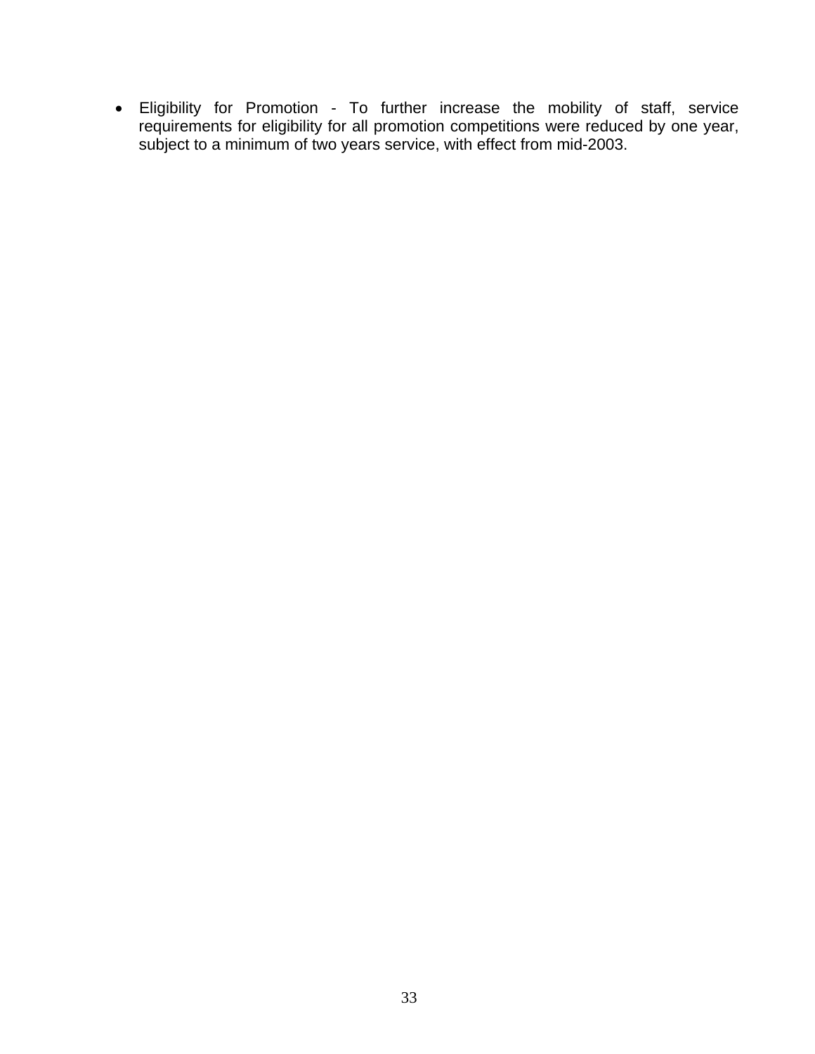- Eligibility for Promotion - To further increase the mobility of staff, service requirements for eligibility for all promotion competitions were reduced by one year, subject to a minimum of two years service, with effect from mid-2003.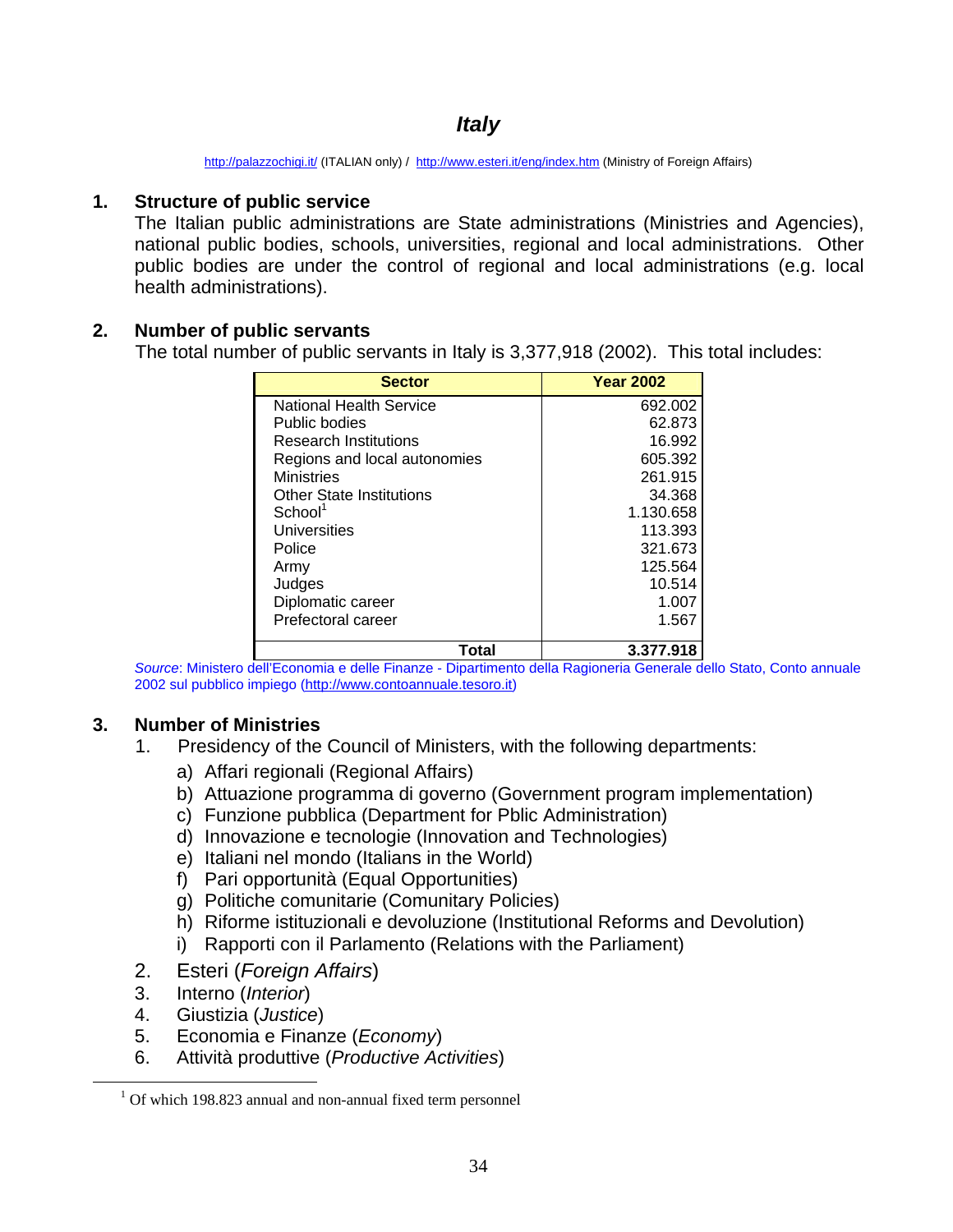## *Italy*

http://palazzochigi.it/ (ITALIAN only) / http://www.esteri.it/eng/index.htm (Ministry of Foreign Affairs)

### 1. Structure of public service

The Italian public administrations are State administrations (Ministries and Agencies), national public bodies, schools, universities, regional and local administrations. Other public bodies are under the control of regional and local administrations (e.g. local health administrations).

### 2. Number of public servants

The total number of public servants in Italy is 3,377,918 (2002). This total includes:

| Sector | Year 2002 |
|---|---|
| National Health Service | 692.002 |
| Public bodies | 62.873 |
| Research Institutions | 16.992 |
| Regions and local autonomies | 605.392 |
| Ministries | 261.915 |
| Other State Institutions | 34.368 |
| School[1] | 1.130.658 |
| Universities | 113.393 |
| Police | 321.673 |
| Army | 125.564 |
| Judges | 10.514 |
| Diplomatic career | 1.007 |
| Prefectoral career | 1.567 |
| **Total** | **3.377.918** |

*Source*: Ministero dell'Economia e delle Finanze - Dipartimento della Ragioneria Generale dello Stato, Conto annuale 2002 sul pubblico impiego (http://www.contoannuale.tesoro.it)

### 3. Number of Ministries

1. Presidency of the Council of Ministers, with the following departments:
   - a) Affari regionali (Regional Affairs)
   - b) Attuazione programma di governo (Government program implementation)
   - c) Funzione pubblica (Department for Pblic Administration)
   - d) Innovazione e tecnologie (Innovation and Technologies)
   - e) Italiani nel mondo (Italians in the World)
   - f) Pari opportunità (Equal Opportunities)
   - g) Politiche comunitarie (Comunitary Policies)
   - h) Riforme istituzionali e devoluzione (Institutional Reforms and Devolution)
   - i) Rapporti con il Parlamento (Relations with the Parliament)
2. Esteri (*Foreign Affairs*)
3. Interno (*Interior*)
4. Giustizia (*Justice*)
5. Economia e Finanze (*Economy*)
6. Attività produttive (*Productive Activities*)

[1] Of which 198.823 annual and non-annual fixed term personnel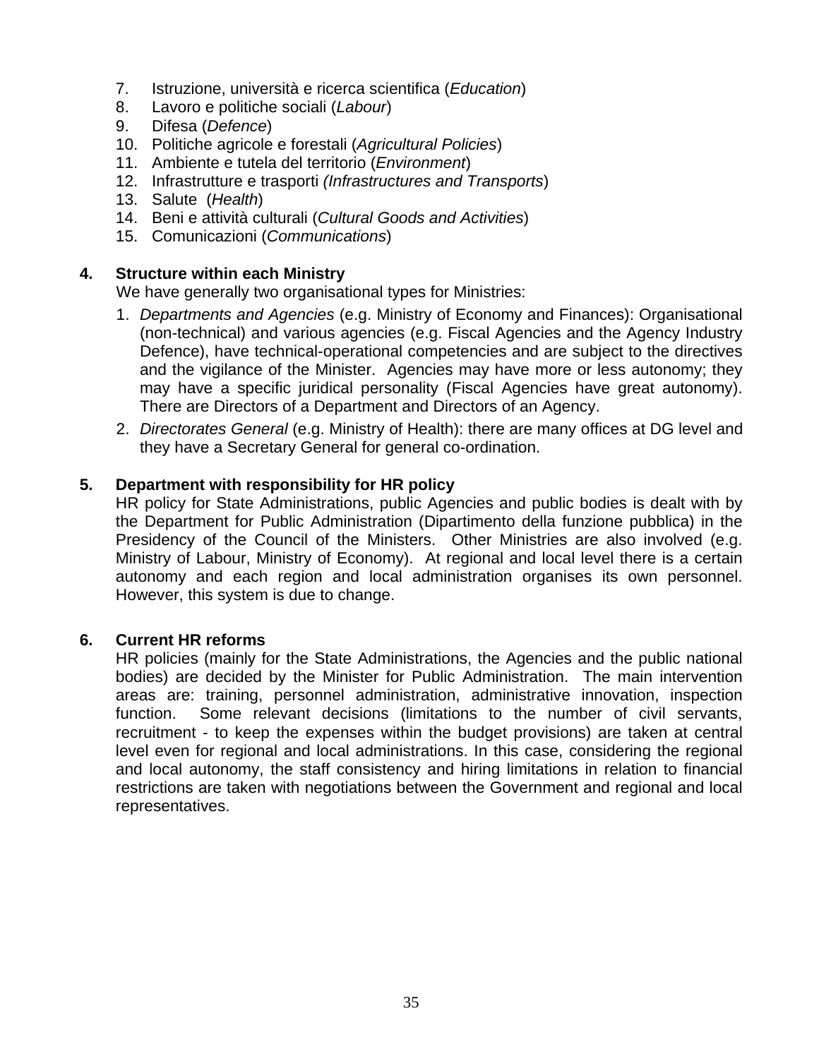7. Istruzione, università e ricerca scientifica (*Education*)
8. Lavoro e politiche sociali (*Labour*)
9. Difesa (*Defence*)
10. Politiche agricole e forestali (*Agricultural Policies*)
11. Ambiente e tutela del territorio (*Environment*)
12. Infrastrutture e trasporti *(Infrastructures and Transports*)
13. Salute (*Health*)
14. Beni e attività culturali (*Cultural Goods and Activities*)
15. Comunicazioni (*Communications*)

## 4. Structure within each Ministry

We have generally two organisational types for Ministries:

1. *Departments and Agencies* (e.g. Ministry of Economy and Finances): Organisational (non-technical) and various agencies (e.g. Fiscal Agencies and the Agency Industry Defence), have technical-operational competencies and are subject to the directives and the vigilance of the Minister. Agencies may have more or less autonomy; they may have a specific juridical personality (Fiscal Agencies have great autonomy). There are Directors of a Department and Directors of an Agency.
2. *Directorates General* (e.g. Ministry of Health): there are many offices at DG level and they have a Secretary General for general co-ordination.

## 5. Department with responsibility for HR policy

HR policy for State Administrations, public Agencies and public bodies is dealt with by the Department for Public Administration (Dipartimento della funzione pubblica) in the Presidency of the Council of the Ministers. Other Ministries are also involved (e.g. Ministry of Labour, Ministry of Economy). At regional and local level there is a certain autonomy and each region and local administration organises its own personnel. However, this system is due to change.

## 6. Current HR reforms

HR policies (mainly for the State Administrations, the Agencies and the public national bodies) are decided by the Minister for Public Administration. The main intervention areas are: training, personnel administration, administrative innovation, inspection function. Some relevant decisions (limitations to the number of civil servants, recruitment - to keep the expenses within the budget provisions) are taken at central level even for regional and local administrations. In this case, considering the regional and local autonomy, the staff consistency and hiring limitations in relation to financial restrictions are taken with negotiations between the Government and regional and local representatives.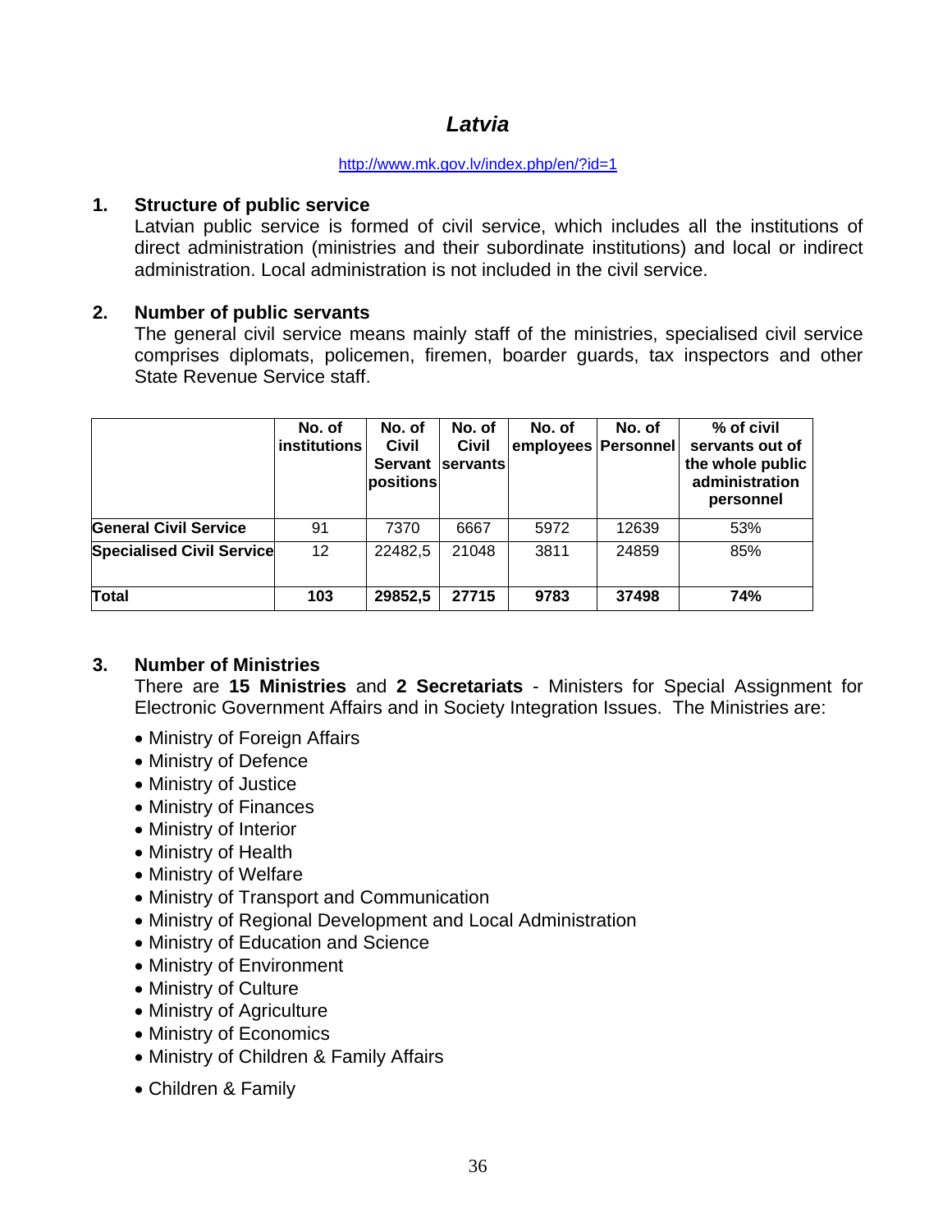# *Latvia*

http://www.mk.gov.lv/index.php/en/?id=1

## 1. Structure of public service

Latvian public service is formed of civil service, which includes all the institutions of direct administration (ministries and their subordinate institutions) and local or indirect administration. Local administration is not included in the civil service.

## 2. Number of public servants

The general civil service means mainly staff of the ministries, specialised civil service comprises diplomats, policemen, firemen, boarder guards, tax inspectors and other State Revenue Service staff.

| | No. of institutions | No. of Civil Servant positions | No. of Civil servants | No. of employees | No. of Personnel | % of civil servants out of the whole public administration personnel |
|---|---|---|---|---|---|---|
| **General Civil Service** | 91 | 7370 | 6667 | 5972 | 12639 | 53% |
| **Specialised Civil Service** | 12 | 22482,5 | 21048 | 3811 | 24859 | 85% |
| **Total** | **103** | **29852,5** | **27715** | **9783** | **37498** | **74%** |

## 3. Number of Ministries

There are **15 Ministries** and **2 Secretariats** - Ministers for Special Assignment for Electronic Government Affairs and in Society Integration Issues. The Ministries are:

- Ministry of Foreign Affairs
- Ministry of Defence
- Ministry of Justice
- Ministry of Finances
- Ministry of Interior
- Ministry of Health
- Ministry of Welfare
- Ministry of Transport and Communication
- Ministry of Regional Development and Local Administration
- Ministry of Education and Science
- Ministry of Environment
- Ministry of Culture
- Ministry of Agriculture
- Ministry of Economics
- Ministry of Children & Family Affairs
- Children & Family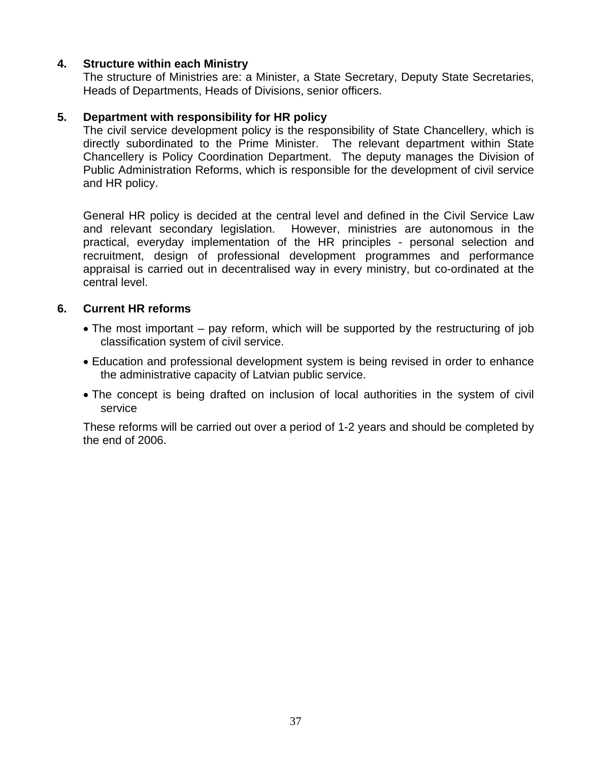**4. Structure within each Ministry**

The structure of Ministries are: a Minister, a State Secretary, Deputy State Secretaries, Heads of Departments, Heads of Divisions, senior officers.

**5. Department with responsibility for HR policy**

The civil service development policy is the responsibility of State Chancellery, which is directly subordinated to the Prime Minister. The relevant department within State Chancellery is Policy Coordination Department. The deputy manages the Division of Public Administration Reforms, which is responsible for the development of civil service and HR policy.

General HR policy is decided at the central level and defined in the Civil Service Law and relevant secondary legislation. However, ministries are autonomous in the practical, everyday implementation of the HR principles - personal selection and recruitment, design of professional development programmes and performance appraisal is carried out in decentralised way in every ministry, but co-ordinated at the central level.

**6. Current HR reforms**

- The most important – pay reform, which will be supported by the restructuring of job classification system of civil service.
- Education and professional development system is being revised in order to enhance the administrative capacity of Latvian public service.
- The concept is being drafted on inclusion of local authorities in the system of civil service

These reforms will be carried out over a period of 1-2 years and should be completed by the end of 2006.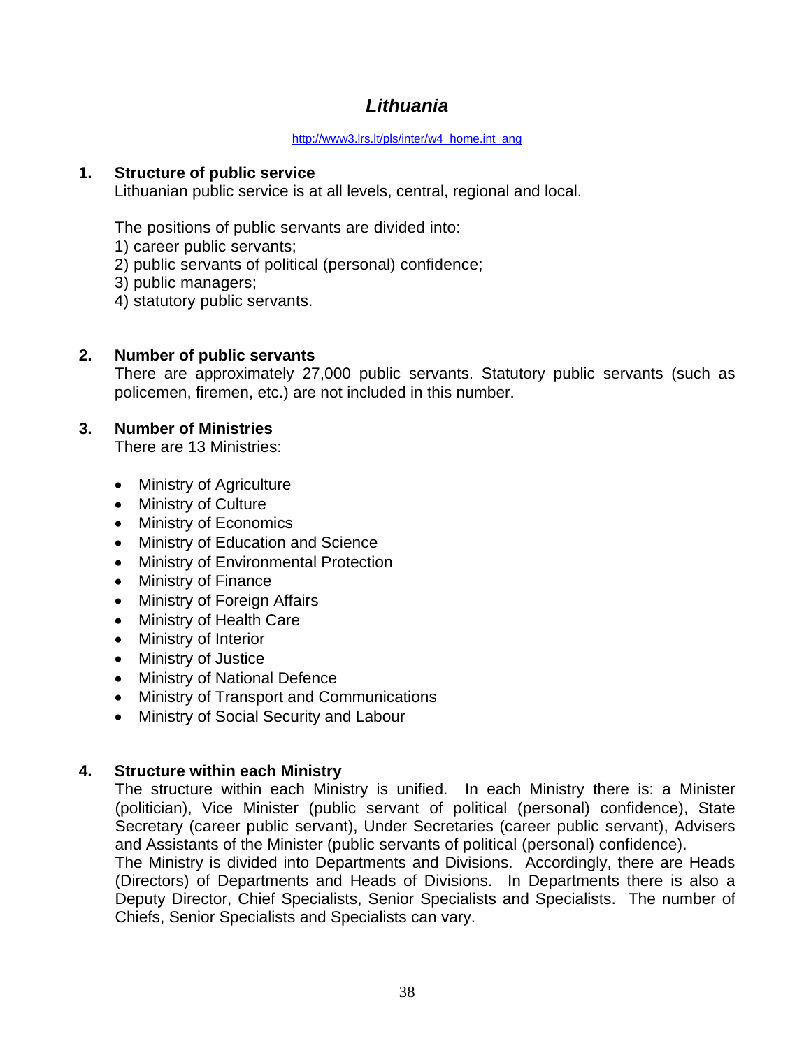# *Lithuania*

http://www3.lrs.lt/pls/inter/w4_home.int_ang

## 1. Structure of public service

Lithuanian public service is at all levels, central, regional and local.

The positions of public servants are divided into:
1) career public servants;
2) public servants of political (personal) confidence;
3) public managers;
4) statutory public servants.

## 2. Number of public servants

There are approximately 27,000 public servants. Statutory public servants (such as policemen, firemen, etc.) are not included in this number.

## 3. Number of Ministries

There are 13 Ministries:

- Ministry of Agriculture
- Ministry of Culture
- Ministry of Economics
- Ministry of Education and Science
- Ministry of Environmental Protection
- Ministry of Finance
- Ministry of Foreign Affairs
- Ministry of Health Care
- Ministry of Interior
- Ministry of Justice
- Ministry of National Defence
- Ministry of Transport and Communications
- Ministry of Social Security and Labour

## 4. Structure within each Ministry

The structure within each Ministry is unified. In each Ministry there is: a Minister (politician), Vice Minister (public servant of political (personal) confidence), State Secretary (career public servant), Under Secretaries (career public servant), Advisers and Assistants of the Minister (public servants of political (personal) confidence).
The Ministry is divided into Departments and Divisions. Accordingly, there are Heads (Directors) of Departments and Heads of Divisions. In Departments there is also a Deputy Director, Chief Specialists, Senior Specialists and Specialists. The number of Chiefs, Senior Specialists and Specialists can vary.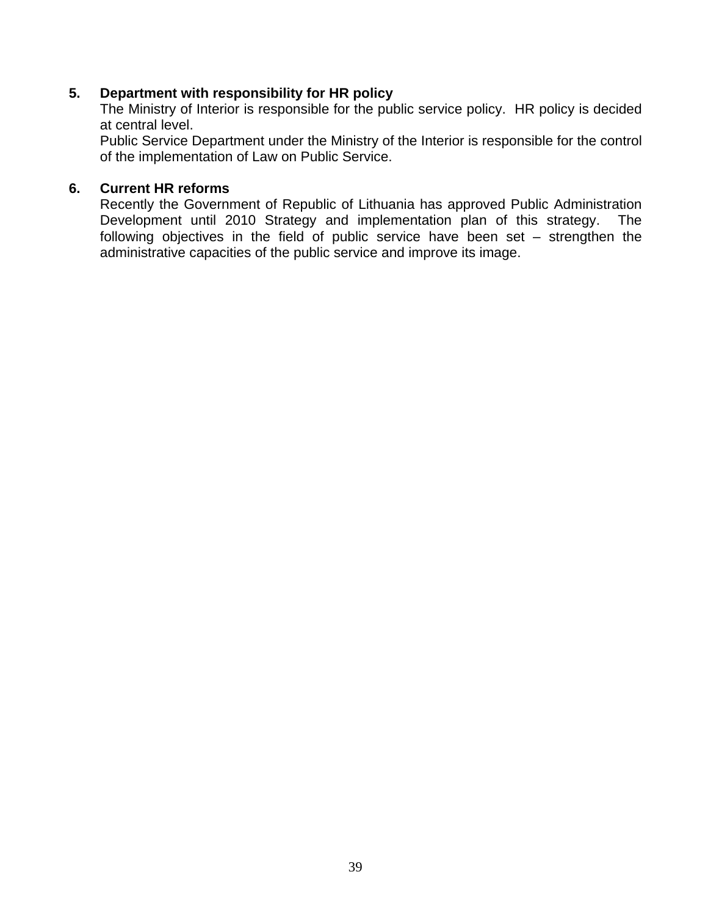5. **Department with responsibility for HR policy**

The Ministry of Interior is responsible for the public service policy. HR policy is decided at central level.

Public Service Department under the Ministry of the Interior is responsible for the control of the implementation of Law on Public Service.

6. **Current HR reforms**

Recently the Government of Republic of Lithuania has approved Public Administration Development until 2010 Strategy and implementation plan of this strategy. The following objectives in the field of public service have been set – strengthen the administrative capacities of the public service and improve its image.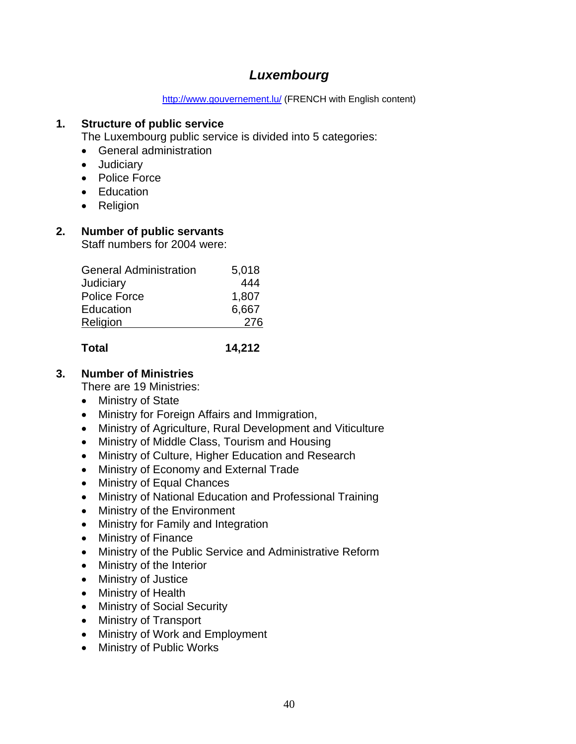# *Luxembourg*

http://www.gouvernement.lu/ (FRENCH with English content)

## 1. Structure of public service

The Luxembourg public service is divided into 5 categories:

- General administration
- Judiciary
- Police Force
- Education
- Religion

## 2. Number of public servants

Staff numbers for 2004 were:

| | |
|---|---|
| General Administration | 5,018 |
| Judiciary | 444 |
| Police Force | 1,807 |
| Education | 6,667 |
| Religion | 276 |
| **Total** | **14,212** |

## 3. Number of Ministries

There are 19 Ministries:

- Ministry of State
- Ministry for Foreign Affairs and Immigration,
- Ministry of Agriculture, Rural Development and Viticulture
- Ministry of Middle Class, Tourism and Housing
- Ministry of Culture, Higher Education and Research
- Ministry of Economy and External Trade
- Ministry of Equal Chances
- Ministry of National Education and Professional Training
- Ministry of the Environment
- Ministry for Family and Integration
- Ministry of Finance
- Ministry of the Public Service and Administrative Reform
- Ministry of the Interior
- Ministry of Justice
- Ministry of Health
- Ministry of Social Security
- Ministry of Transport
- Ministry of Work and Employment
- Ministry of Public Works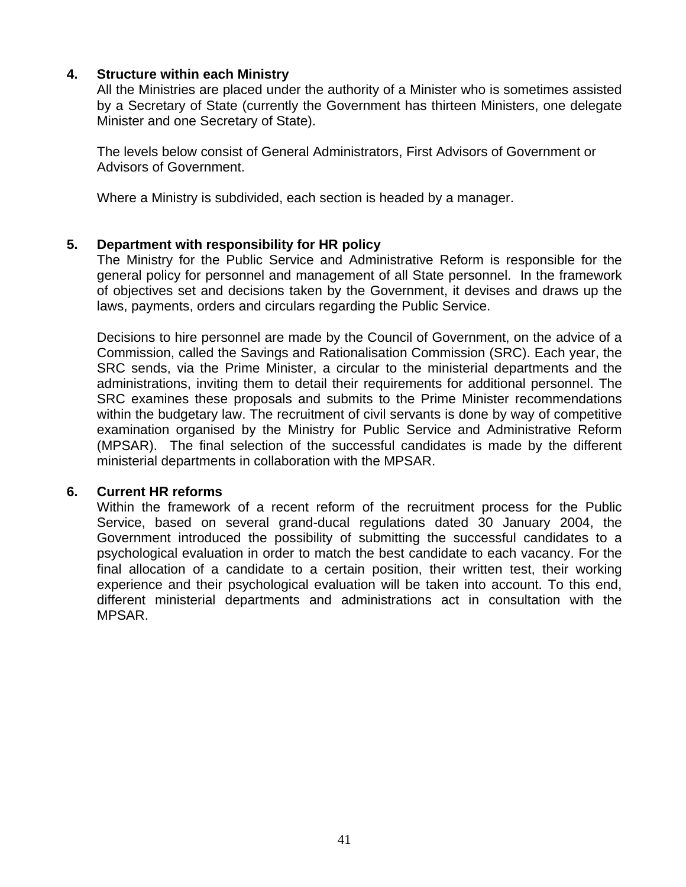## 4. Structure within each Ministry

All the Ministries are placed under the authority of a Minister who is sometimes assisted by a Secretary of State (currently the Government has thirteen Ministers, one delegate Minister and one Secretary of State).

The levels below consist of General Administrators, First Advisors of Government or Advisors of Government.

Where a Ministry is subdivided, each section is headed by a manager.

## 5. Department with responsibility for HR policy

The Ministry for the Public Service and Administrative Reform is responsible for the general policy for personnel and management of all State personnel. In the framework of objectives set and decisions taken by the Government, it devises and draws up the laws, payments, orders and circulars regarding the Public Service.

Decisions to hire personnel are made by the Council of Government, on the advice of a Commission, called the Savings and Rationalisation Commission (SRC). Each year, the SRC sends, via the Prime Minister, a circular to the ministerial departments and the administrations, inviting them to detail their requirements for additional personnel. The SRC examines these proposals and submits to the Prime Minister recommendations within the budgetary law. The recruitment of civil servants is done by way of competitive examination organised by the Ministry for Public Service and Administrative Reform (MPSAR). The final selection of the successful candidates is made by the different ministerial departments in collaboration with the MPSAR.

## 6. Current HR reforms

Within the framework of a recent reform of the recruitment process for the Public Service, based on several grand-ducal regulations dated 30 January 2004, the Government introduced the possibility of submitting the successful candidates to a psychological evaluation in order to match the best candidate to each vacancy. For the final allocation of a candidate to a certain position, their written test, their working experience and their psychological evaluation will be taken into account. To this end, different ministerial departments and administrations act in consultation with the MPSAR.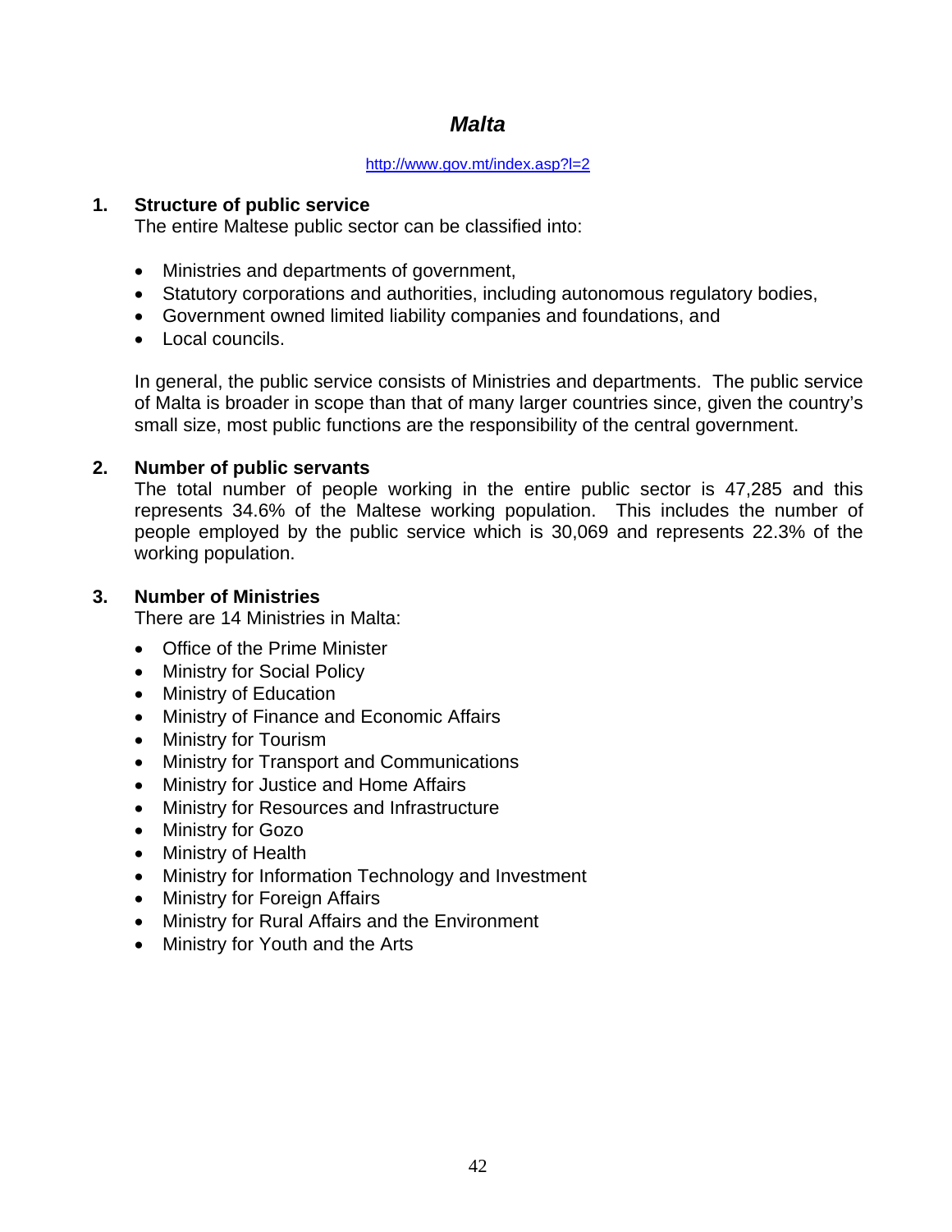# *Malta*

http://www.gov.mt/index.asp?l=2

## 1. Structure of public service

The entire Maltese public sector can be classified into:

- Ministries and departments of government,
- Statutory corporations and authorities, including autonomous regulatory bodies,
- Government owned limited liability companies and foundations, and
- Local councils.

In general, the public service consists of Ministries and departments. The public service of Malta is broader in scope than that of many larger countries since, given the country's small size, most public functions are the responsibility of the central government.

## 2. Number of public servants

The total number of people working in the entire public sector is 47,285 and this represents 34.6% of the Maltese working population. This includes the number of people employed by the public service which is 30,069 and represents 22.3% of the working population.

## 3. Number of Ministries

There are 14 Ministries in Malta:

- Office of the Prime Minister
- Ministry for Social Policy
- Ministry of Education
- Ministry of Finance and Economic Affairs
- Ministry for Tourism
- Ministry for Transport and Communications
- Ministry for Justice and Home Affairs
- Ministry for Resources and Infrastructure
- Ministry for Gozo
- Ministry of Health
- Ministry for Information Technology and Investment
- Ministry for Foreign Affairs
- Ministry for Rural Affairs and the Environment
- Ministry for Youth and the Arts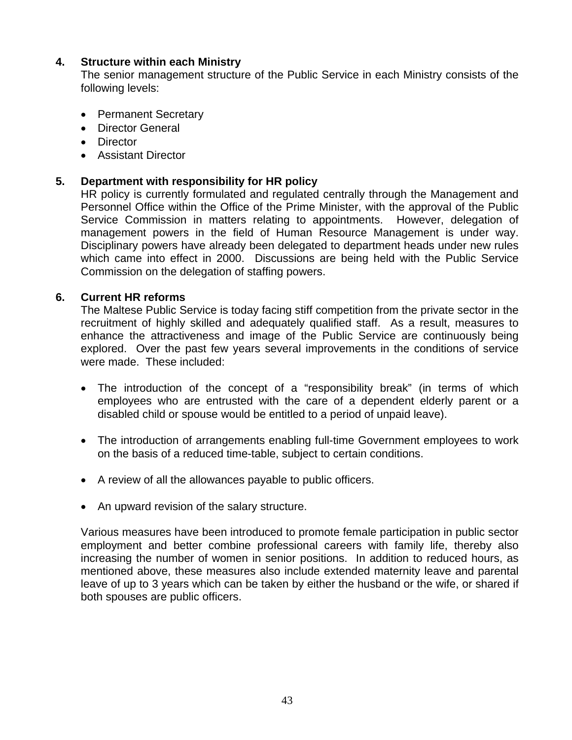### 4. Structure within each Ministry

The senior management structure of the Public Service in each Ministry consists of the following levels:

- Permanent Secretary
- Director General
- Director
- Assistant Director

### 5. Department with responsibility for HR policy

HR policy is currently formulated and regulated centrally through the Management and Personnel Office within the Office of the Prime Minister, with the approval of the Public Service Commission in matters relating to appointments. However, delegation of management powers in the field of Human Resource Management is under way. Disciplinary powers have already been delegated to department heads under new rules which came into effect in 2000. Discussions are being held with the Public Service Commission on the delegation of staffing powers.

### 6. Current HR reforms

The Maltese Public Service is today facing stiff competition from the private sector in the recruitment of highly skilled and adequately qualified staff. As a result, measures to enhance the attractiveness and image of the Public Service are continuously being explored. Over the past few years several improvements in the conditions of service were made. These included:

- The introduction of the concept of a “responsibility break” (in terms of which employees who are entrusted with the care of a dependent elderly parent or a disabled child or spouse would be entitled to a period of unpaid leave).

- The introduction of arrangements enabling full-time Government employees to work on the basis of a reduced time-table, subject to certain conditions.

- A review of all the allowances payable to public officers.

- An upward revision of the salary structure.

Various measures have been introduced to promote female participation in public sector employment and better combine professional careers with family life, thereby also increasing the number of women in senior positions. In addition to reduced hours, as mentioned above, these measures also include extended maternity leave and parental leave of up to 3 years which can be taken by either the husband or the wife, or shared if both spouses are public officers.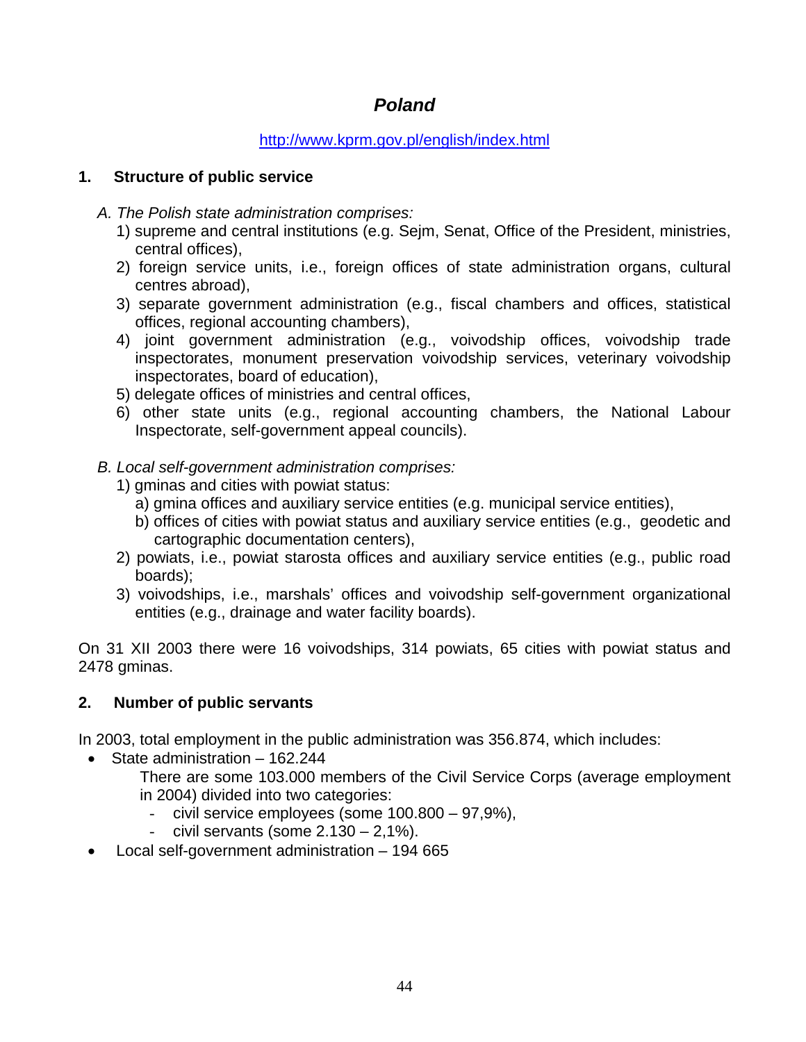# *Poland*

http://www.kprm.gov.pl/english/index.html

## 1. Structure of public service

*A. The Polish state administration comprises:*

1) supreme and central institutions (e.g. Sejm, Senat, Office of the President, ministries, central offices),
2) foreign service units, i.e., foreign offices of state administration organs, cultural centres abroad),
3) separate government administration (e.g., fiscal chambers and offices, statistical offices, regional accounting chambers),
4) joint government administration (e.g., voivodship offices, voivodship trade inspectorates, monument preservation voivodship services, veterinary voivodship inspectorates, board of education),
5) delegate offices of ministries and central offices,
6) other state units (e.g., regional accounting chambers, the National Labour Inspectorate, self-government appeal councils).

*B. Local self-government administration comprises:*

1) gminas and cities with powiat status:
   a) gmina offices and auxiliary service entities (e.g. municipal service entities),
   b) offices of cities with powiat status and auxiliary service entities (e.g., geodetic and cartographic documentation centers),
2) powiats, i.e., powiat starosta offices and auxiliary service entities (e.g., public road boards);
3) voivodships, i.e., marshals' offices and voivodship self-government organizational entities (e.g., drainage and water facility boards).

On 31 XII 2003 there were 16 voivodships, 314 powiats, 65 cities with powiat status and 2478 gminas.

## 2. Number of public servants

In 2003, total employment in the public administration was 356.874, which includes:

- State administration – 162.244

  There are some 103.000 members of the Civil Service Corps (average employment in 2004) divided into two categories:
  - civil service employees (some 100.800 – 97,9%),
  - civil servants (some 2.130 – 2,1%).
- Local self-government administration – 194 665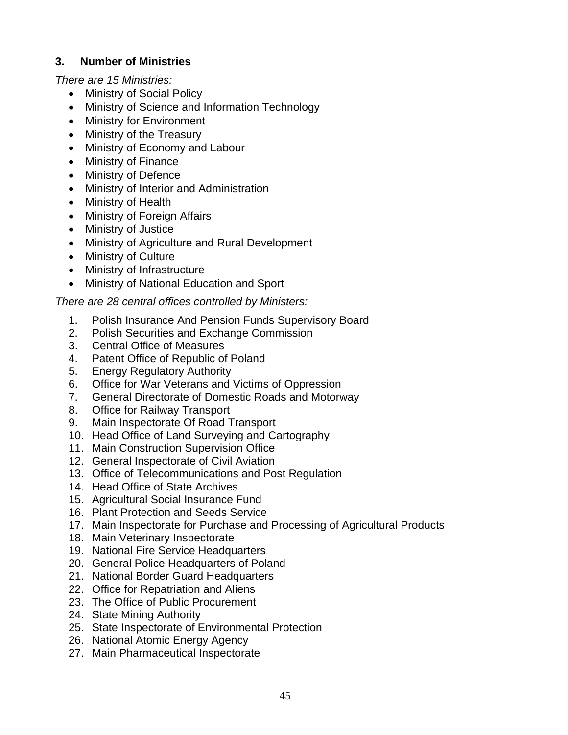### 3. Number of Ministries

*There are 15 Ministries:*

- Ministry of Social Policy
- Ministry of Science and Information Technology
- Ministry for Environment
- Ministry of the Treasury
- Ministry of Economy and Labour
- Ministry of Finance
- Ministry of Defence
- Ministry of Interior and Administration
- Ministry of Health
- Ministry of Foreign Affairs
- Ministry of Justice
- Ministry of Agriculture and Rural Development
- Ministry of Culture
- Ministry of Infrastructure
- Ministry of National Education and Sport

*There are 28 central offices controlled by Ministers:*

1. Polish Insurance And Pension Funds Supervisory Board
2. Polish Securities and Exchange Commission
3. Central Office of Measures
4. Patent Office of Republic of Poland
5. Energy Regulatory Authority
6. Office for War Veterans and Victims of Oppression
7. General Directorate of Domestic Roads and Motorway
8. Office for Railway Transport
9. Main Inspectorate Of Road Transport
10. Head Office of Land Surveying and Cartography
11. Main Construction Supervision Office
12. General Inspectorate of Civil Aviation
13. Office of Telecommunications and Post Regulation
14. Head Office of State Archives
15. Agricultural Social Insurance Fund
16. Plant Protection and Seeds Service
17. Main Inspectorate for Purchase and Processing of Agricultural Products
18. Main Veterinary Inspectorate
19. National Fire Service Headquarters
20. General Police Headquarters of Poland
21. National Border Guard Headquarters
22. Office for Repatriation and Aliens
23. The Office of Public Procurement
24. State Mining Authority
25. State Inspectorate of Environmental Protection
26. National Atomic Energy Agency
27. Main Pharmaceutical Inspectorate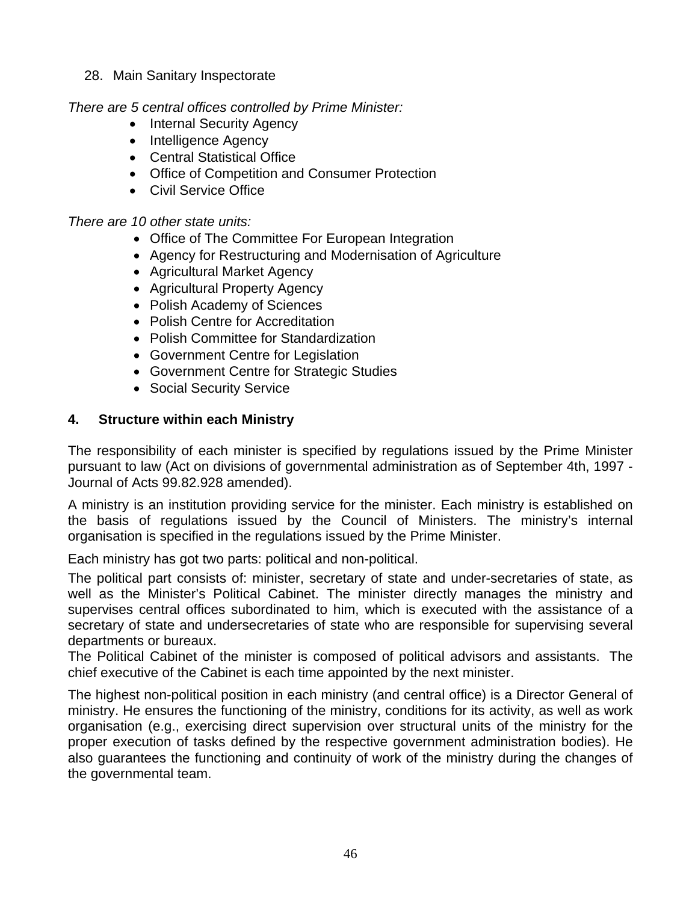28. Main Sanitary Inspectorate

*There are 5 central offices controlled by Prime Minister:*

- Internal Security Agency
- Intelligence Agency
- Central Statistical Office
- Office of Competition and Consumer Protection
- Civil Service Office

*There are 10 other state units:*

- Office of The Committee For European Integration
- Agency for Restructuring and Modernisation of Agriculture
- Agricultural Market Agency
- Agricultural Property Agency
- Polish Academy of Sciences
- Polish Centre for Accreditation
- Polish Committee for Standardization
- Government Centre for Legislation
- Government Centre for Strategic Studies
- Social Security Service

## 4. Structure within each Ministry

The responsibility of each minister is specified by regulations issued by the Prime Minister pursuant to law (Act on divisions of governmental administration as of September 4th, 1997 - Journal of Acts 99.82.928 amended).

A ministry is an institution providing service for the minister. Each ministry is established on the basis of regulations issued by the Council of Ministers. The ministry's internal organisation is specified in the regulations issued by the Prime Minister.

Each ministry has got two parts: political and non-political.

The political part consists of: minister, secretary of state and under-secretaries of state, as well as the Minister's Political Cabinet. The minister directly manages the ministry and supervises central offices subordinated to him, which is executed with the assistance of a secretary of state and undersecretaries of state who are responsible for supervising several departments or bureaux.
The Political Cabinet of the minister is composed of political advisors and assistants. The chief executive of the Cabinet is each time appointed by the next minister.

The highest non-political position in each ministry (and central office) is a Director General of ministry. He ensures the functioning of the ministry, conditions for its activity, as well as work organisation (e.g., exercising direct supervision over structural units of the ministry for the proper execution of tasks defined by the respective government administration bodies). He also guarantees the functioning and continuity of work of the ministry during the changes of the governmental team.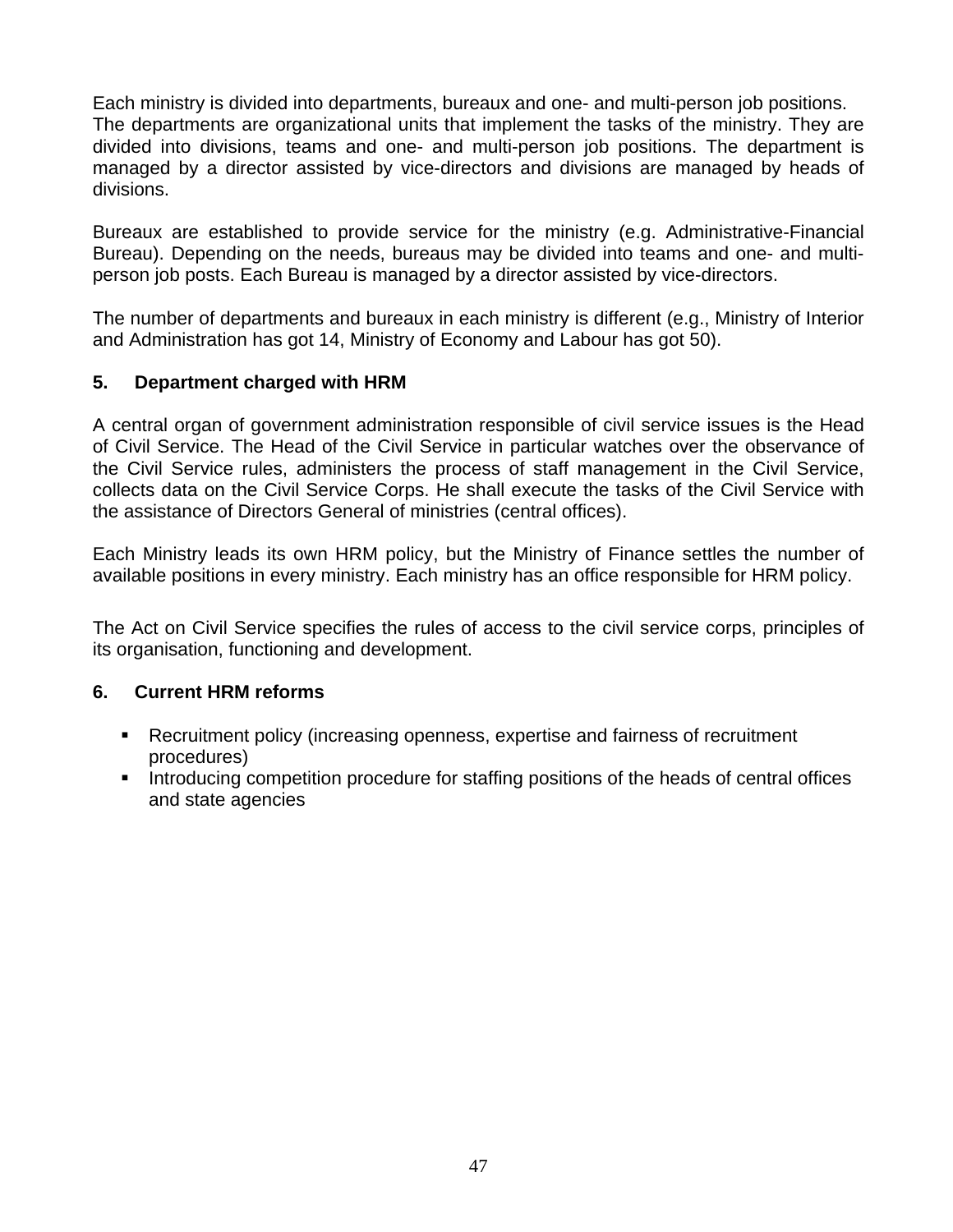Each ministry is divided into departments, bureaux and one- and multi-person job positions. The departments are organizational units that implement the tasks of the ministry. They are divided into divisions, teams and one- and multi-person job positions. The department is managed by a director assisted by vice-directors and divisions are managed by heads of divisions.

Bureaux are established to provide service for the ministry (e.g. Administrative-Financial Bureau). Depending on the needs, bureaus may be divided into teams and one- and multi-person job posts. Each Bureau is managed by a director assisted by vice-directors.

The number of departments and bureaux in each ministry is different (e.g., Ministry of Interior and Administration has got 14, Ministry of Economy and Labour has got 50).

### 5. Department charged with HRM

A central organ of government administration responsible of civil service issues is the Head of Civil Service. The Head of the Civil Service in particular watches over the observance of the Civil Service rules, administers the process of staff management in the Civil Service, collects data on the Civil Service Corps. He shall execute the tasks of the Civil Service with the assistance of Directors General of ministries (central offices).

Each Ministry leads its own HRM policy, but the Ministry of Finance settles the number of available positions in every ministry. Each ministry has an office responsible for HRM policy.

The Act on Civil Service specifies the rules of access to the civil service corps, principles of its organisation, functioning and development.

### 6. Current HRM reforms

- Recruitment policy (increasing openness, expertise and fairness of recruitment procedures)
- Introducing competition procedure for staffing positions of the heads of central offices and state agencies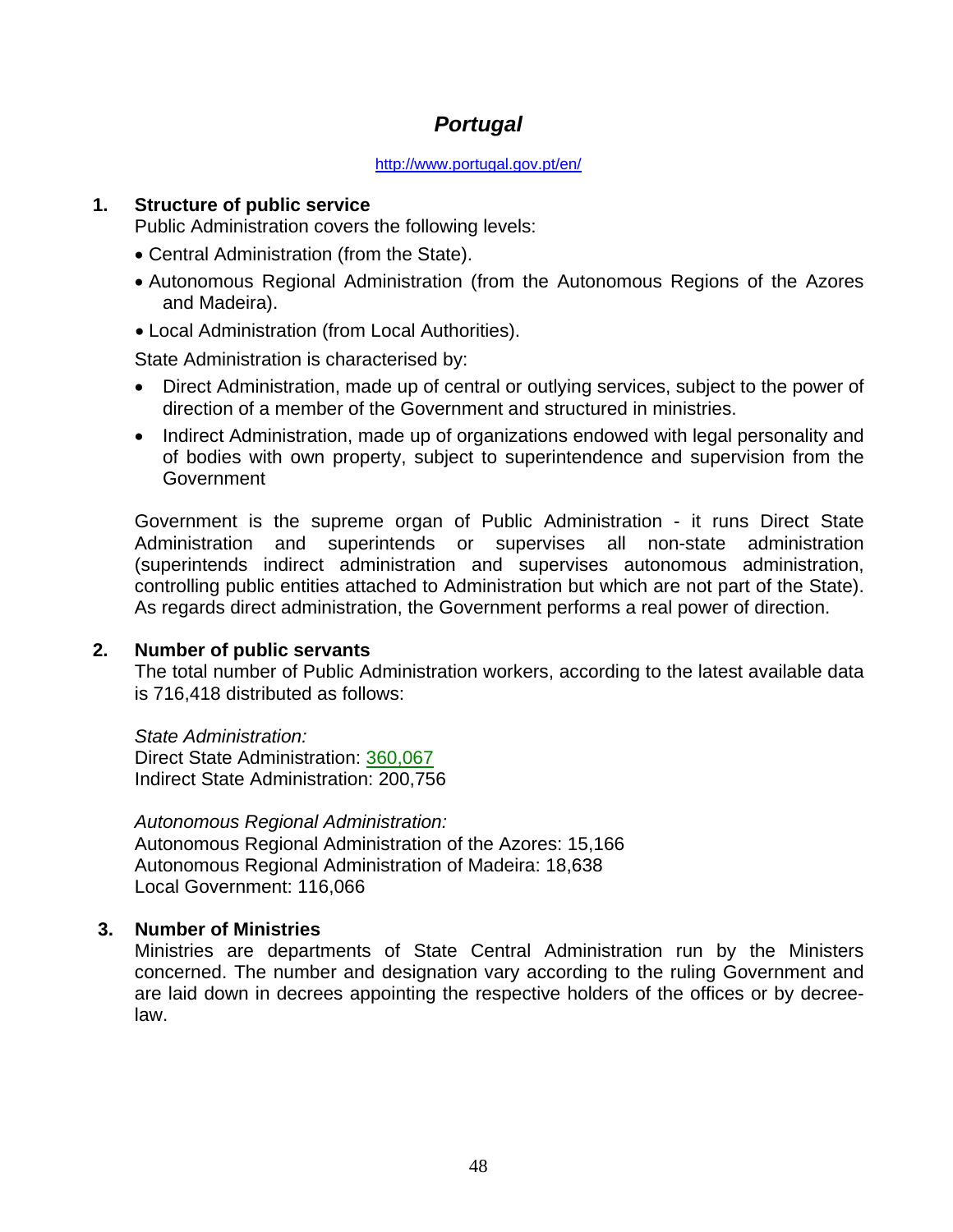# *Portugal*

http://www.portugal.gov.pt/en/

## 1. Structure of public service

Public Administration covers the following levels:

- Central Administration (from the State).
- Autonomous Regional Administration (from the Autonomous Regions of the Azores and Madeira).
- Local Administration (from Local Authorities).

State Administration is characterised by:

- Direct Administration, made up of central or outlying services, subject to the power of direction of a member of the Government and structured in ministries.
- Indirect Administration, made up of organizations endowed with legal personality and of bodies with own property, subject to superintendence and supervision from the Government

Government is the supreme organ of Public Administration - it runs Direct State Administration and superintends or supervises all non-state administration (superintends indirect administration and supervises autonomous administration, controlling public entities attached to Administration but which are not part of the State). As regards direct administration, the Government performs a real power of direction.

## 2. Number of public servants

The total number of Public Administration workers, according to the latest available data is 716,418 distributed as follows:

*State Administration:*
Direct State Administration: 360,067
Indirect State Administration: 200,756

*Autonomous Regional Administration:*
Autonomous Regional Administration of the Azores: 15,166
Autonomous Regional Administration of Madeira: 18,638
Local Government: 116,066

## 3. Number of Ministries

Ministries are departments of State Central Administration run by the Ministers concerned. The number and designation vary according to the ruling Government and are laid down in decrees appointing the respective holders of the offices or by decree-law.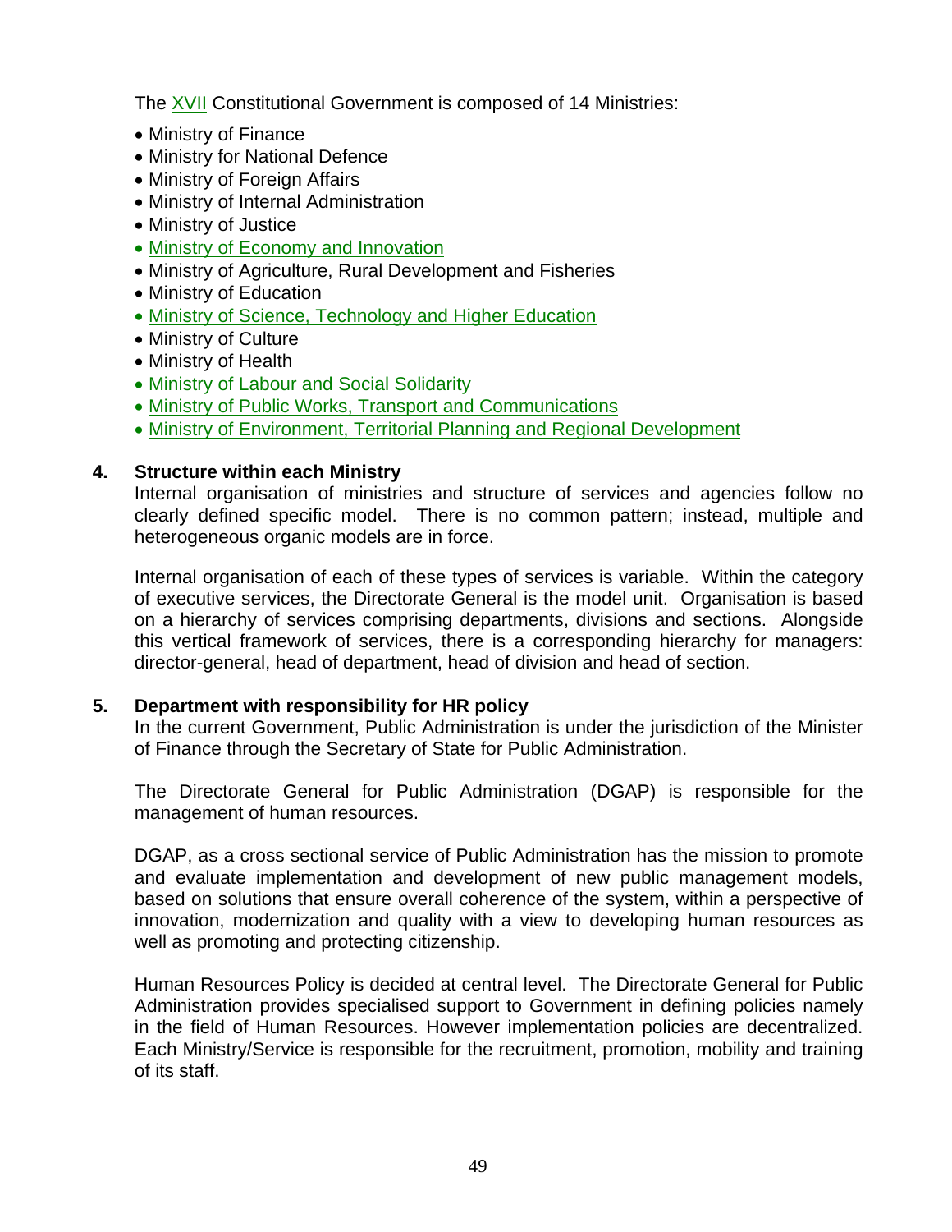The XVII Constitutional Government is composed of 14 Ministries:

- Ministry of Finance
- Ministry for National Defence
- Ministry of Foreign Affairs
- Ministry of Internal Administration
- Ministry of Justice
- Ministry of Economy and Innovation
- Ministry of Agriculture, Rural Development and Fisheries
- Ministry of Education
- Ministry of Science, Technology and Higher Education
- Ministry of Culture
- Ministry of Health
- Ministry of Labour and Social Solidarity
- Ministry of Public Works, Transport and Communications
- Ministry of Environment, Territorial Planning and Regional Development

**4. Structure within each Ministry**

Internal organisation of ministries and structure of services and agencies follow no clearly defined specific model. There is no common pattern; instead, multiple and heterogeneous organic models are in force.

Internal organisation of each of these types of services is variable. Within the category of executive services, the Directorate General is the model unit. Organisation is based on a hierarchy of services comprising departments, divisions and sections. Alongside this vertical framework of services, there is a corresponding hierarchy for managers: director-general, head of department, head of division and head of section.

**5. Department with responsibility for HR policy**

In the current Government, Public Administration is under the jurisdiction of the Minister of Finance through the Secretary of State for Public Administration.

The Directorate General for Public Administration (DGAP) is responsible for the management of human resources.

DGAP, as a cross sectional service of Public Administration has the mission to promote and evaluate implementation and development of new public management models, based on solutions that ensure overall coherence of the system, within a perspective of innovation, modernization and quality with a view to developing human resources as well as promoting and protecting citizenship.

Human Resources Policy is decided at central level. The Directorate General for Public Administration provides specialised support to Government in defining policies namely in the field of Human Resources. However implementation policies are decentralized. Each Ministry/Service is responsible for the recruitment, promotion, mobility and training of its staff.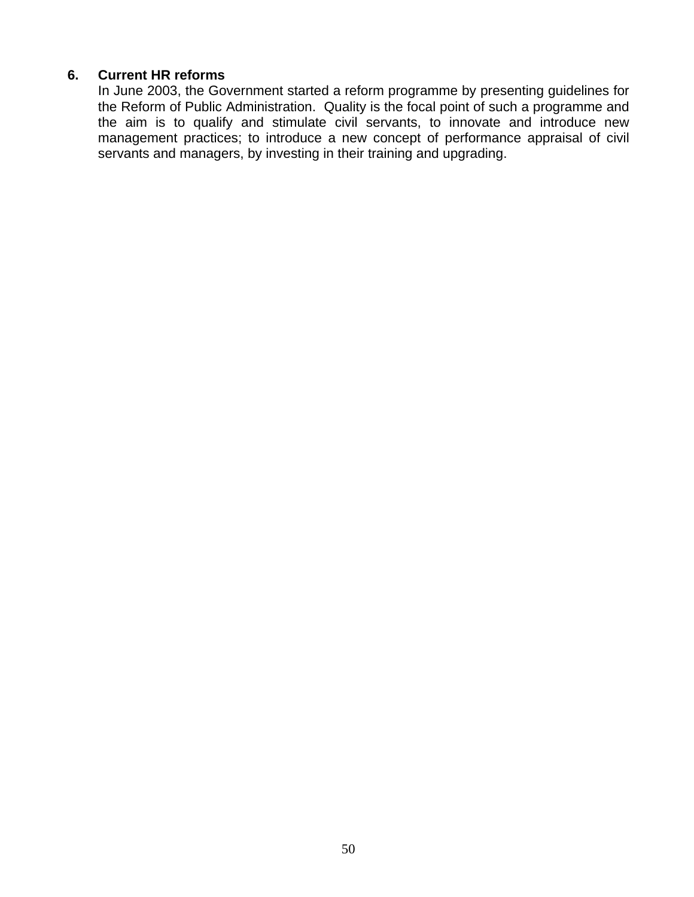## 6. Current HR reforms

In June 2003, the Government started a reform programme by presenting guidelines for the Reform of Public Administration. Quality is the focal point of such a programme and the aim is to qualify and stimulate civil servants, to innovate and introduce new management practices; to introduce a new concept of performance appraisal of civil servants and managers, by investing in their training and upgrading.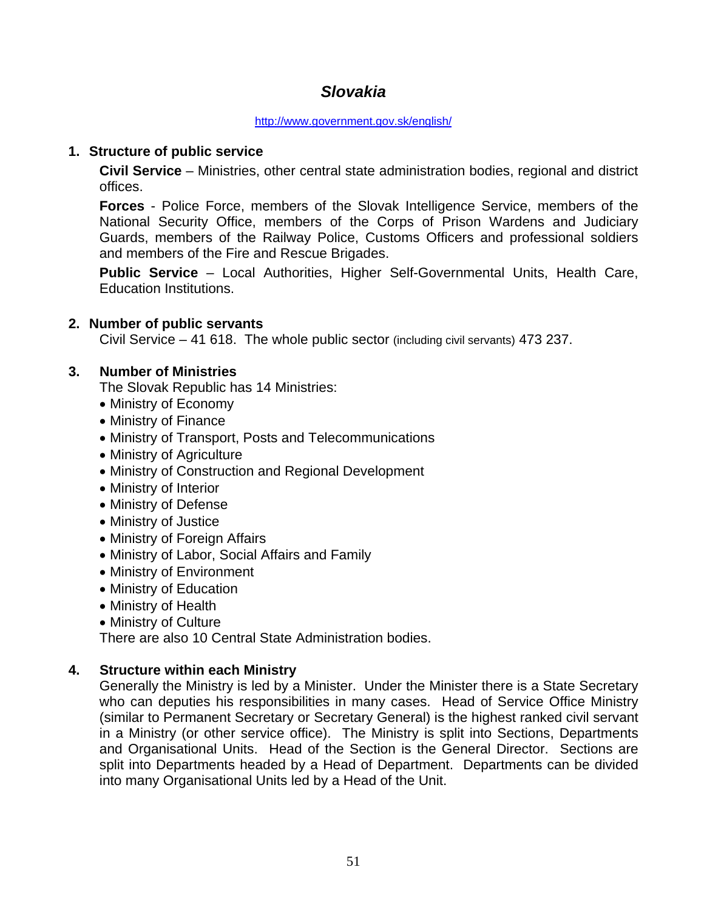# *Slovakia*

http://www.government.gov.sk/english/

## 1. Structure of public service

**Civil Service** – Ministries, other central state administration bodies, regional and district offices.

**Forces** - Police Force, members of the Slovak Intelligence Service, members of the National Security Office, members of the Corps of Prison Wardens and Judiciary Guards, members of the Railway Police, Customs Officers and professional soldiers and members of the Fire and Rescue Brigades.

**Public Service** – Local Authorities, Higher Self-Governmental Units, Health Care, Education Institutions.

## 2. Number of public servants

Civil Service – 41 618. The whole public sector (including civil servants) 473 237.

## 3. Number of Ministries

The Slovak Republic has 14 Ministries:

- Ministry of Economy
- Ministry of Finance
- Ministry of Transport, Posts and Telecommunications
- Ministry of Agriculture
- Ministry of Construction and Regional Development
- Ministry of Interior
- Ministry of Defense
- Ministry of Justice
- Ministry of Foreign Affairs
- Ministry of Labor, Social Affairs and Family
- Ministry of Environment
- Ministry of Education
- Ministry of Health
- Ministry of Culture

There are also 10 Central State Administration bodies.

## 4. Structure within each Ministry

Generally the Ministry is led by a Minister. Under the Minister there is a State Secretary who can deputies his responsibilities in many cases. Head of Service Office Ministry (similar to Permanent Secretary or Secretary General) is the highest ranked civil servant in a Ministry (or other service office). The Ministry is split into Sections, Departments and Organisational Units. Head of the Section is the General Director. Sections are split into Departments headed by a Head of Department. Departments can be divided into many Organisational Units led by a Head of the Unit.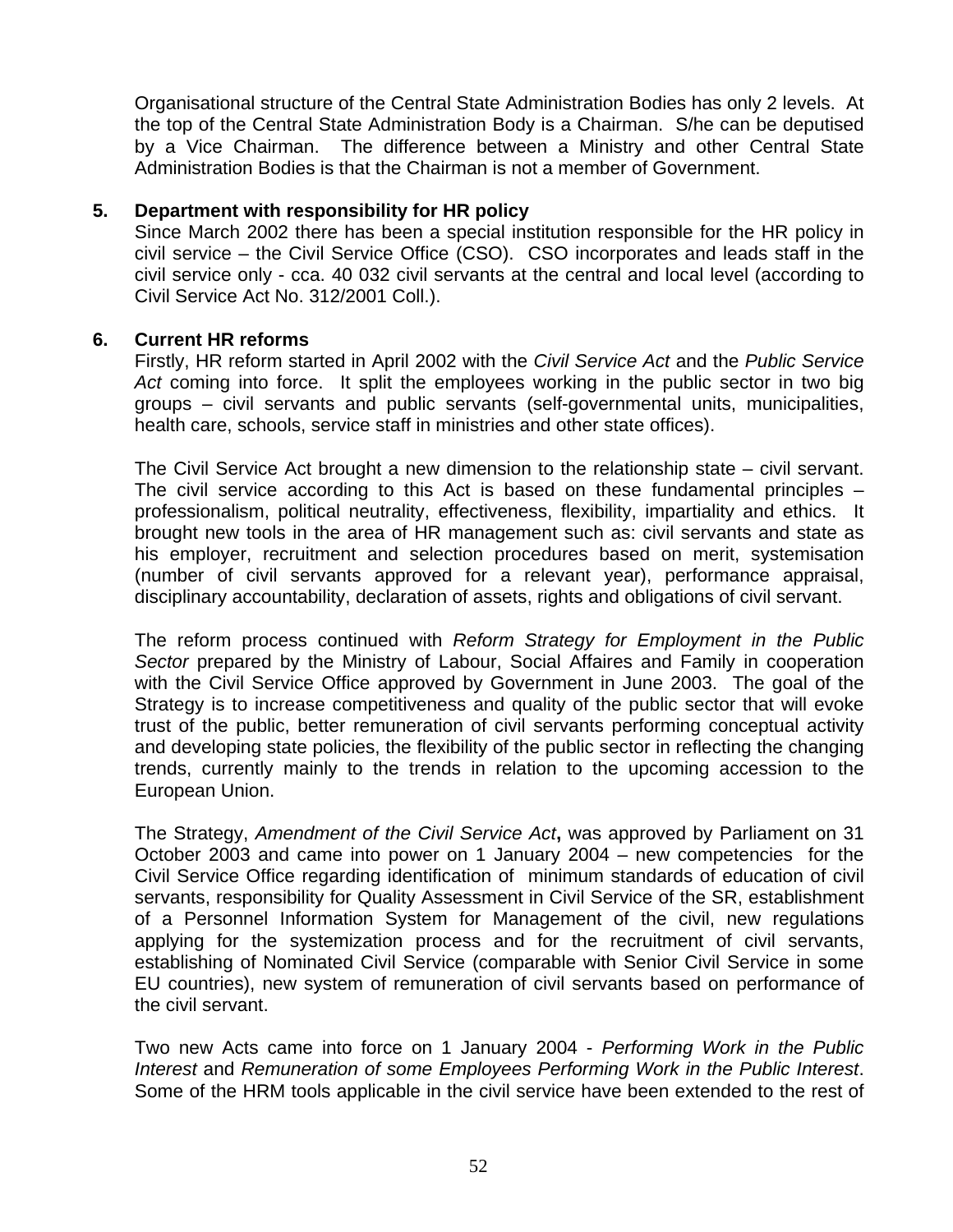Organisational structure of the Central State Administration Bodies has only 2 levels. At the top of the Central State Administration Body is a Chairman. S/he can be deputised by a Vice Chairman. The difference between a Ministry and other Central State Administration Bodies is that the Chairman is not a member of Government.

### 5. Department with responsibility for HR policy

Since March 2002 there has been a special institution responsible for the HR policy in civil service – the Civil Service Office (CSO). CSO incorporates and leads staff in the civil service only - cca. 40 032 civil servants at the central and local level (according to Civil Service Act No. 312/2001 Coll.).

### 6. Current HR reforms

Firstly, HR reform started in April 2002 with the *Civil Service Act* and the *Public Service Act* coming into force. It split the employees working in the public sector in two big groups – civil servants and public servants (self-governmental units, municipalities, health care, schools, service staff in ministries and other state offices).

The Civil Service Act brought a new dimension to the relationship state – civil servant. The civil service according to this Act is based on these fundamental principles – professionalism, political neutrality, effectiveness, flexibility, impartiality and ethics. It brought new tools in the area of HR management such as: civil servants and state as his employer, recruitment and selection procedures based on merit, systemisation (number of civil servants approved for a relevant year), performance appraisal, disciplinary accountability, declaration of assets, rights and obligations of civil servant.

The reform process continued with *Reform Strategy for Employment in the Public Sector* prepared by the Ministry of Labour, Social Affaires and Family in cooperation with the Civil Service Office approved by Government in June 2003. The goal of the Strategy is to increase competitiveness and quality of the public sector that will evoke trust of the public, better remuneration of civil servants performing conceptual activity and developing state policies, the flexibility of the public sector in reflecting the changing trends, currently mainly to the trends in relation to the upcoming accession to the European Union.

The Strategy, *Amendment of the Civil Service Act***,** was approved by Parliament on 31 October 2003 and came into power on 1 January 2004 – new competencies for the Civil Service Office regarding identification of minimum standards of education of civil servants, responsibility for Quality Assessment in Civil Service of the SR, establishment of a Personnel Information System for Management of the civil, new regulations applying for the systemization process and for the recruitment of civil servants, establishing of Nominated Civil Service (comparable with Senior Civil Service in some EU countries), new system of remuneration of civil servants based on performance of the civil servant.

Two new Acts came into force on 1 January 2004 - *Performing Work in the Public Interest* and *Remuneration of some Employees Performing Work in the Public Interest*. Some of the HRM tools applicable in the civil service have been extended to the rest of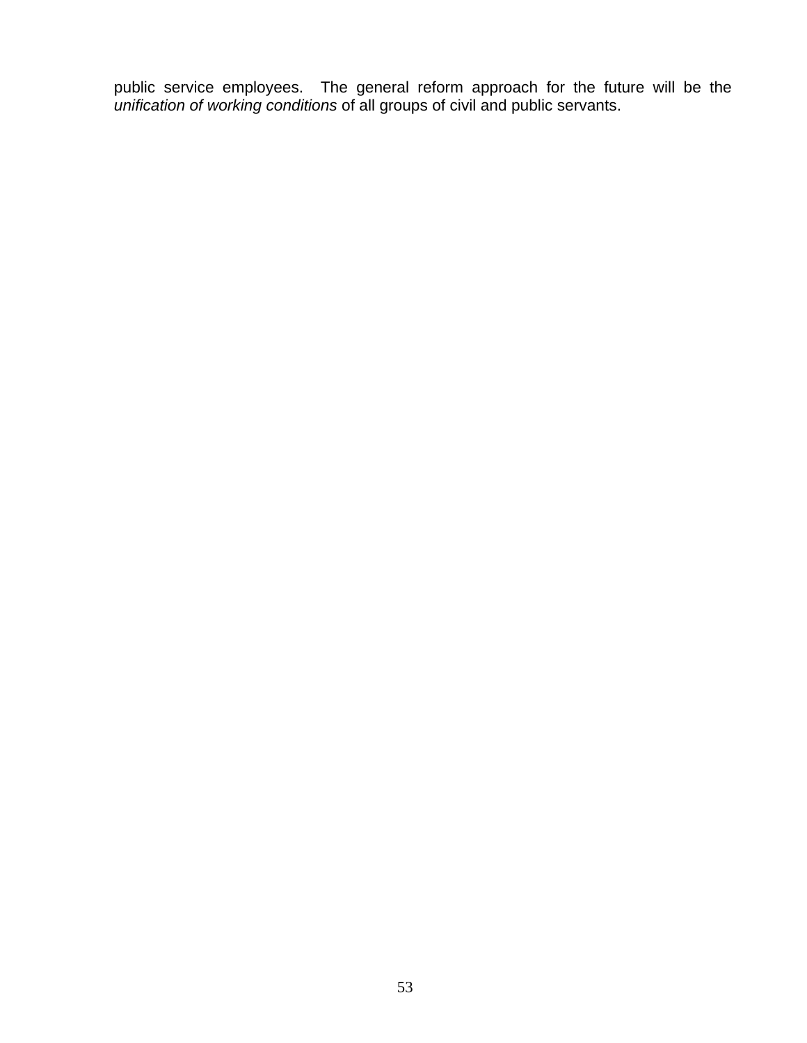public service employees. The general reform approach for the future will be the *unification of working conditions* of all groups of civil and public servants.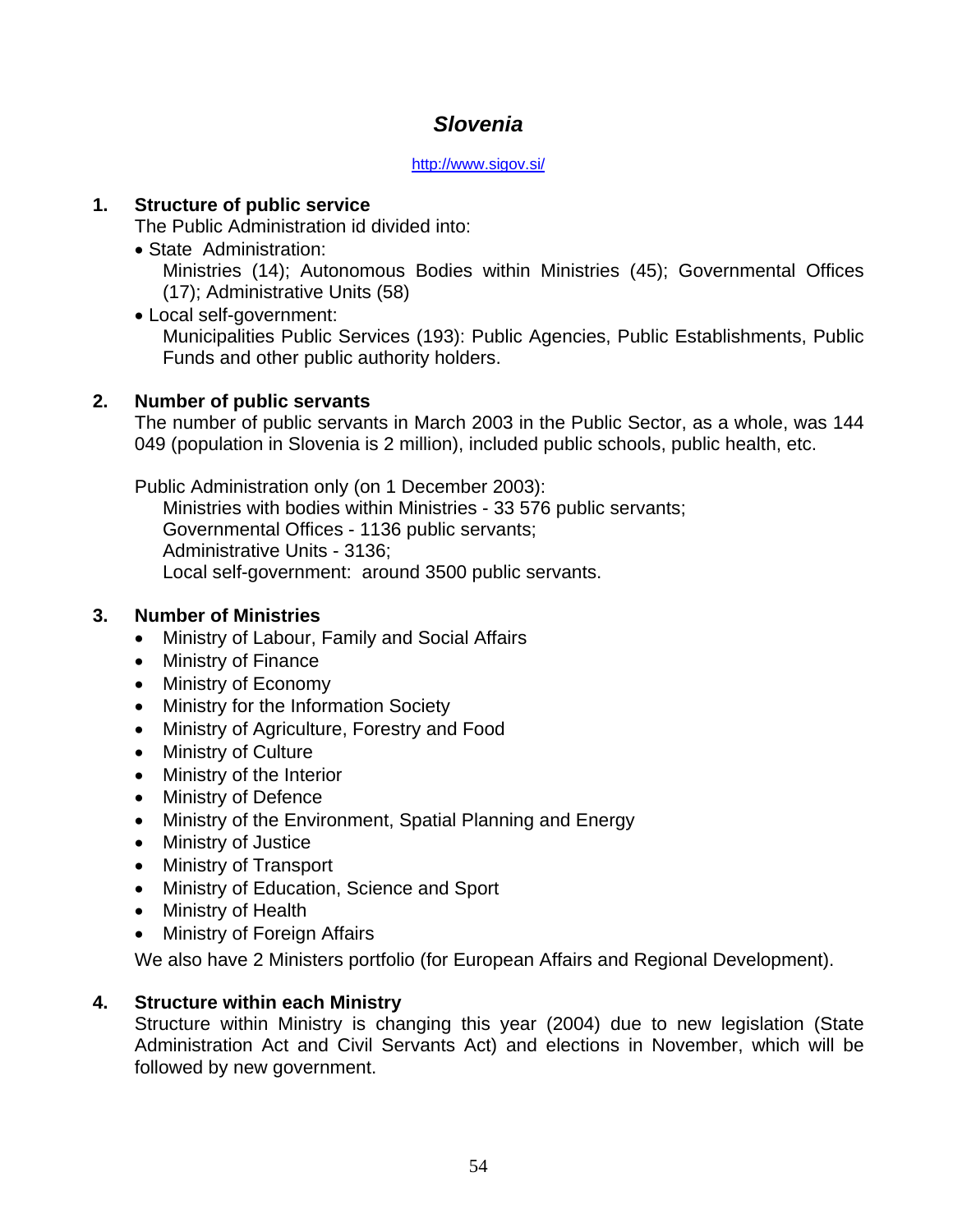## *Slovenia*

http://www.sigov.si/

### 1. Structure of public service

The Public Administration id divided into:

- State Administration:

  Ministries (14); Autonomous Bodies within Ministries (45); Governmental Offices (17); Administrative Units (58)

- Local self-government:

  Municipalities Public Services (193): Public Agencies, Public Establishments, Public Funds and other public authority holders.

### 2. Number of public servants

The number of public servants in March 2003 in the Public Sector, as a whole, was 144 049 (population in Slovenia is 2 million), included public schools, public health, etc.

Public Administration only (on 1 December 2003):

Ministries with bodies within Ministries - 33 576 public servants;
Governmental Offices - 1136 public servants;
Administrative Units - 3136;
Local self-government: around 3500 public servants.

### 3. Number of Ministries

- Ministry of Labour, Family and Social Affairs
- Ministry of Finance
- Ministry of Economy
- Ministry for the Information Society
- Ministry of Agriculture, Forestry and Food
- Ministry of Culture
- Ministry of the Interior
- Ministry of Defence
- Ministry of the Environment, Spatial Planning and Energy
- Ministry of Justice
- Ministry of Transport
- Ministry of Education, Science and Sport
- Ministry of Health
- Ministry of Foreign Affairs

We also have 2 Ministers portfolio (for European Affairs and Regional Development).

### 4. Structure within each Ministry

Structure within Ministry is changing this year (2004) due to new legislation (State Administration Act and Civil Servants Act) and elections in November, which will be followed by new government.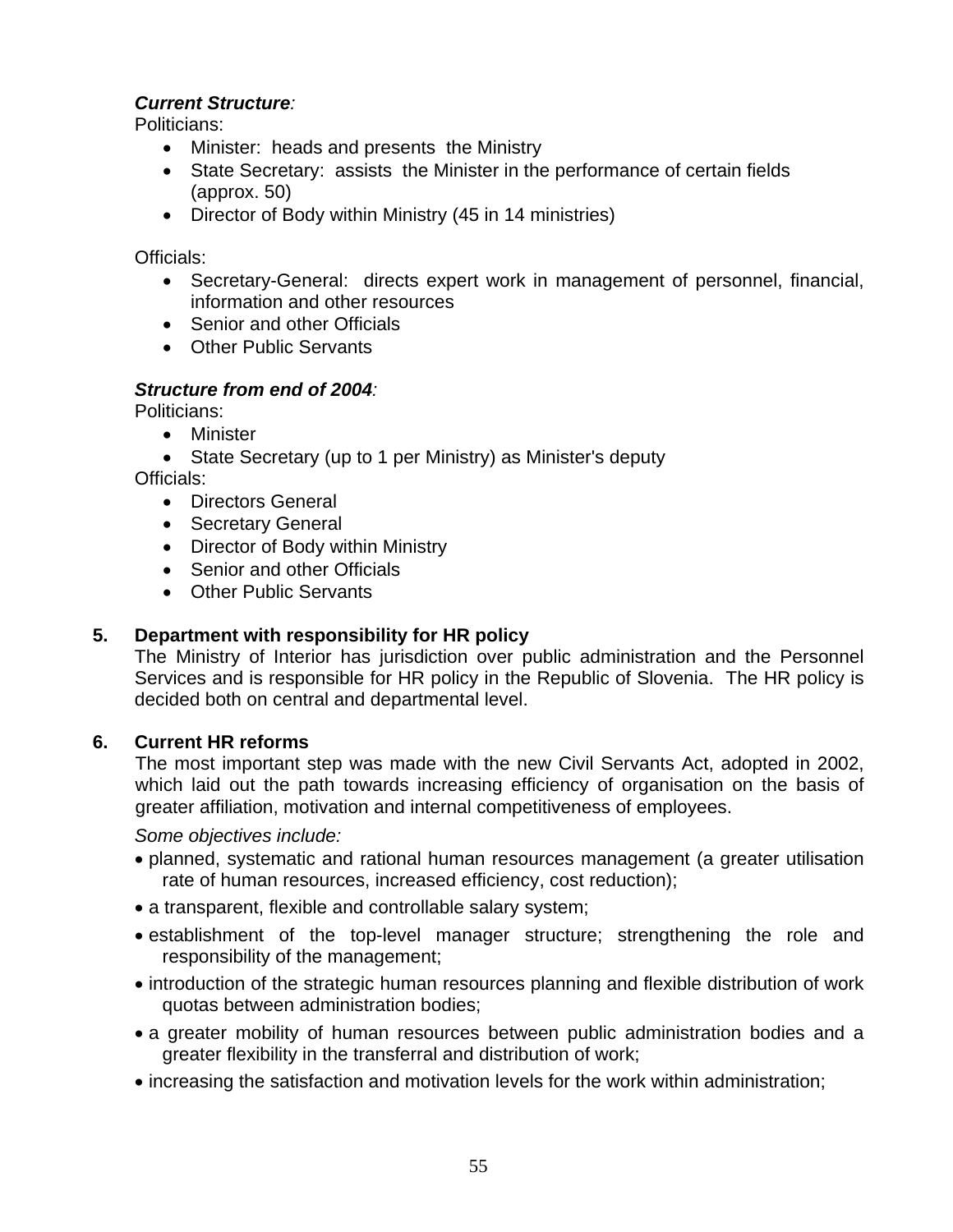***Current Structure**:*

Politicians:

- Minister: heads and presents the Ministry
- State Secretary: assists the Minister in the performance of certain fields (approx. 50)
- Director of Body within Ministry (45 in 14 ministries)

Officials:

- Secretary-General: directs expert work in management of personnel, financial, information and other resources
- Senior and other Officials
- Other Public Servants

***Structure from end of 2004**:*

Politicians:

- Minister
- State Secretary (up to 1 per Ministry) as Minister's deputy

Officials:

- Directors General
- Secretary General
- Director of Body within Ministry
- Senior and other Officials
- Other Public Servants

## 5. Department with responsibility for HR policy

The Ministry of Interior has jurisdiction over public administration and the Personnel Services and is responsible for HR policy in the Republic of Slovenia. The HR policy is decided both on central and departmental level.

## 6. Current HR reforms

The most important step was made with the new Civil Servants Act, adopted in 2002, which laid out the path towards increasing efficiency of organisation on the basis of greater affiliation, motivation and internal competitiveness of employees.

*Some objectives include:*

- planned, systematic and rational human resources management (a greater utilisation rate of human resources, increased efficiency, cost reduction);
- a transparent, flexible and controllable salary system;
- establishment of the top-level manager structure; strengthening the role and responsibility of the management;
- introduction of the strategic human resources planning and flexible distribution of work quotas between administration bodies;
- a greater mobility of human resources between public administration bodies and a greater flexibility in the transferral and distribution of work;
- increasing the satisfaction and motivation levels for the work within administration;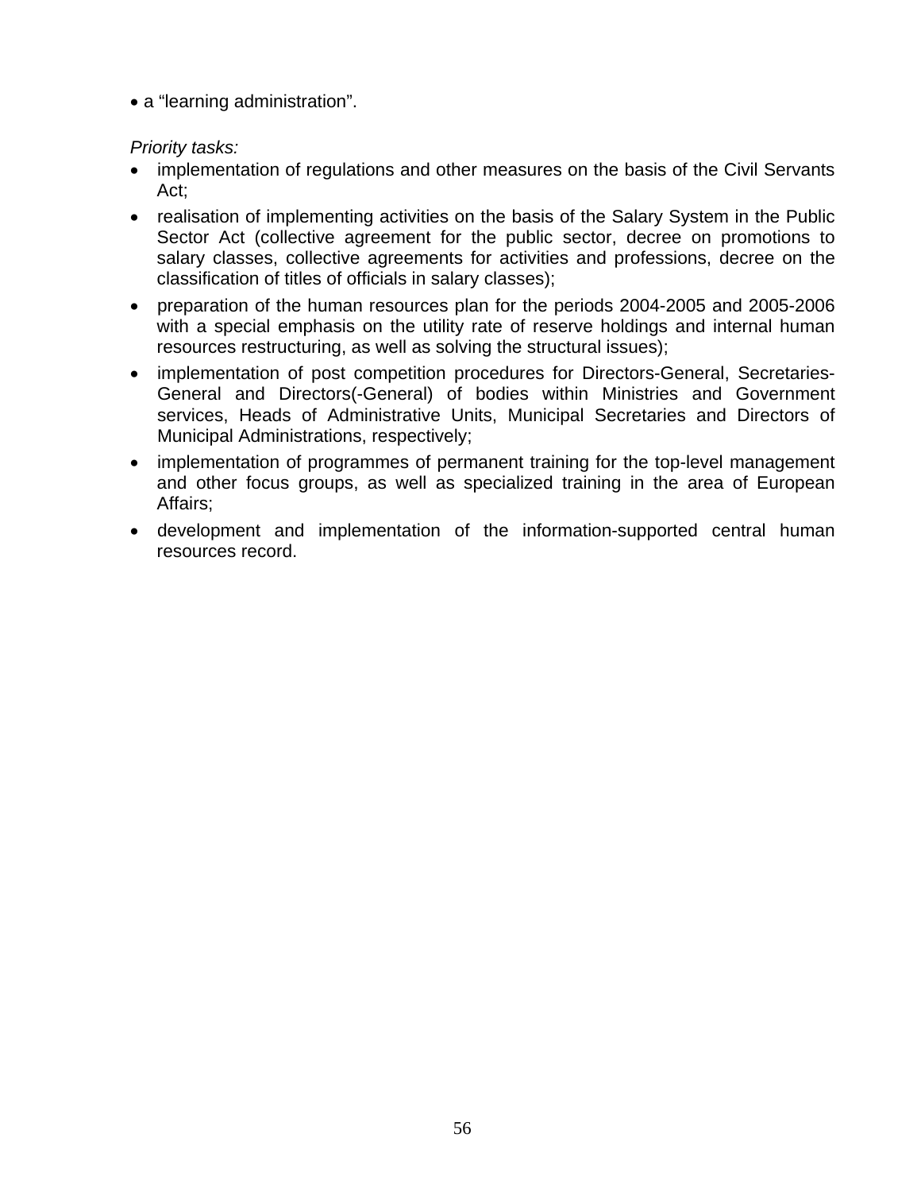- a “learning administration”.

*Priority tasks:*

- implementation of regulations and other measures on the basis of the Civil Servants Act;
- realisation of implementing activities on the basis of the Salary System in the Public Sector Act (collective agreement for the public sector, decree on promotions to salary classes, collective agreements for activities and professions, decree on the classification of titles of officials in salary classes);
- preparation of the human resources plan for the periods 2004-2005 and 2005-2006 with a special emphasis on the utility rate of reserve holdings and internal human resources restructuring, as well as solving the structural issues);
- implementation of post competition procedures for Directors-General, Secretaries-General and Directors(-General) of bodies within Ministries and Government services, Heads of Administrative Units, Municipal Secretaries and Directors of Municipal Administrations, respectively;
- implementation of programmes of permanent training for the top-level management and other focus groups, as well as specialized training in the area of European Affairs;
- development and implementation of the information-supported central human resources record.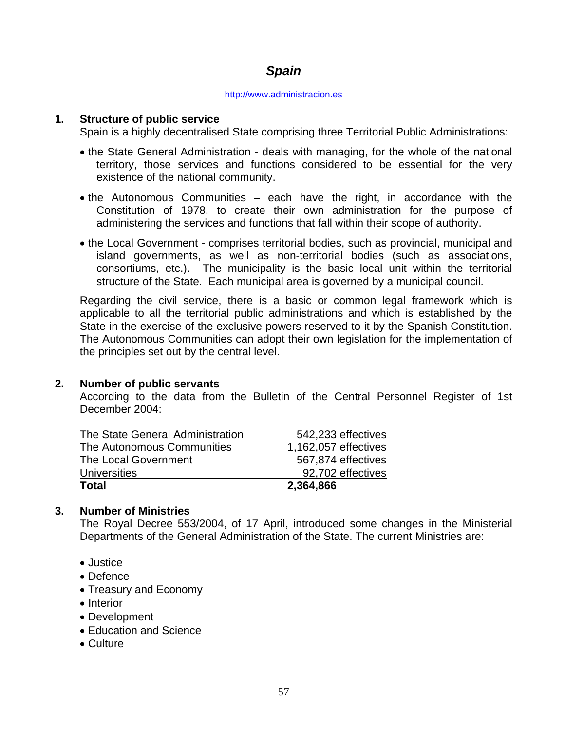# *Spain*

http://www.administracion.es

## 1. Structure of public service

Spain is a highly decentralised State comprising three Territorial Public Administrations:

- the State General Administration - deals with managing, for the whole of the national territory, those services and functions considered to be essential for the very existence of the national community.
- the Autonomous Communities – each have the right, in accordance with the Constitution of 1978, to create their own administration for the purpose of administering the services and functions that fall within their scope of authority.
- the Local Government - comprises territorial bodies, such as provincial, municipal and island governments, as well as non-territorial bodies (such as associations, consortiums, etc.). The municipality is the basic local unit within the territorial structure of the State. Each municipal area is governed by a municipal council.

Regarding the civil service, there is a basic or common legal framework which is applicable to all the territorial public administrations and which is established by the State in the exercise of the exclusive powers reserved to it by the Spanish Constitution. The Autonomous Communities can adopt their own legislation for the implementation of the principles set out by the central level.

## 2. Number of public servants

According to the data from the Bulletin of the Central Personnel Register of 1st December 2004:

| | |
|---|---|
| The State General Administration | 542,233 effectives |
| The Autonomous Communities | 1,162,057 effectives |
| The Local Government | 567,874 effectives |
| Universities | 92,702 effectives |
| **Total** | **2,364,866** |

## 3. Number of Ministries

The Royal Decree 553/2004, of 17 April, introduced some changes in the Ministerial Departments of the General Administration of the State. The current Ministries are:

- Justice
- Defence
- Treasury and Economy
- Interior
- Development
- Education and Science
- Culture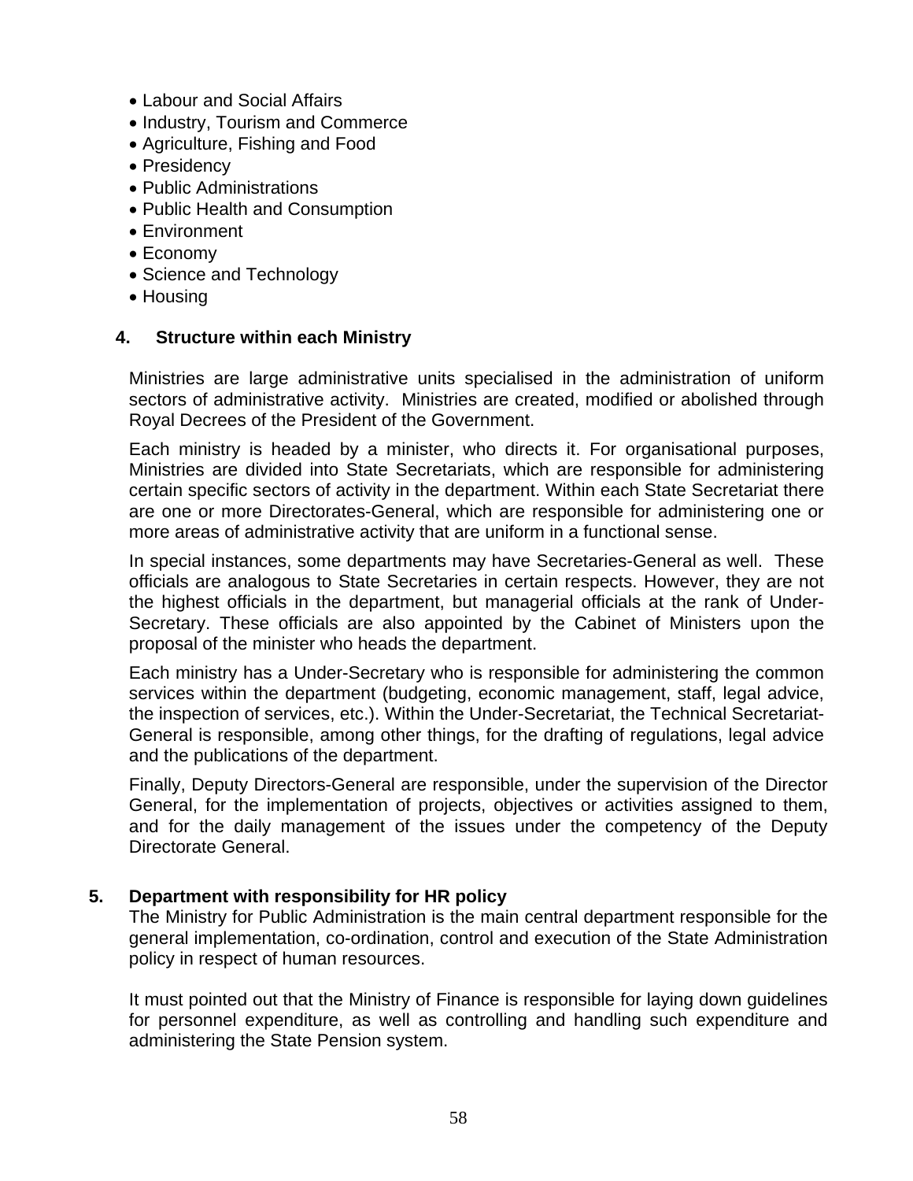- Labour and Social Affairs
- Industry, Tourism and Commerce
- Agriculture, Fishing and Food
- Presidency
- Public Administrations
- Public Health and Consumption
- Environment
- Economy
- Science and Technology
- Housing

## 4. Structure within each Ministry

Ministries are large administrative units specialised in the administration of uniform sectors of administrative activity. Ministries are created, modified or abolished through Royal Decrees of the President of the Government.

Each ministry is headed by a minister, who directs it. For organisational purposes, Ministries are divided into State Secretariats, which are responsible for administering certain specific sectors of activity in the department. Within each State Secretariat there are one or more Directorates-General, which are responsible for administering one or more areas of administrative activity that are uniform in a functional sense.

In special instances, some departments may have Secretaries-General as well. These officials are analogous to State Secretaries in certain respects. However, they are not the highest officials in the department, but managerial officials at the rank of Under-Secretary. These officials are also appointed by the Cabinet of Ministers upon the proposal of the minister who heads the department.

Each ministry has a Under-Secretary who is responsible for administering the common services within the department (budgeting, economic management, staff, legal advice, the inspection of services, etc.). Within the Under-Secretariat, the Technical Secretariat-General is responsible, among other things, for the drafting of regulations, legal advice and the publications of the department.

Finally, Deputy Directors-General are responsible, under the supervision of the Director General, for the implementation of projects, objectives or activities assigned to them, and for the daily management of the issues under the competency of the Deputy Directorate General.

## 5. Department with responsibility for HR policy

The Ministry for Public Administration is the main central department responsible for the general implementation, co-ordination, control and execution of the State Administration policy in respect of human resources.

It must pointed out that the Ministry of Finance is responsible for laying down guidelines for personnel expenditure, as well as controlling and handling such expenditure and administering the State Pension system.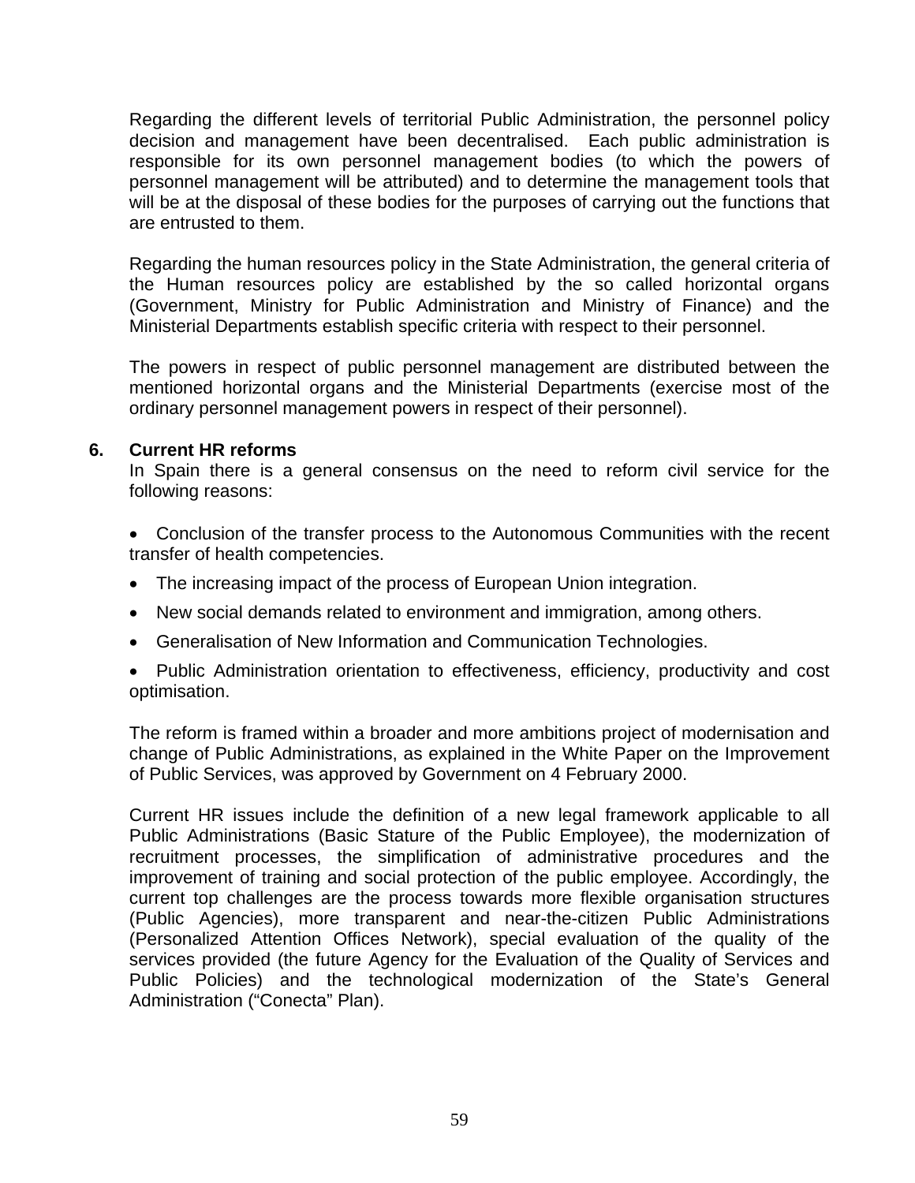Regarding the different levels of territorial Public Administration, the personnel policy decision and management have been decentralised. Each public administration is responsible for its own personnel management bodies (to which the powers of personnel management will be attributed) and to determine the management tools that will be at the disposal of these bodies for the purposes of carrying out the functions that are entrusted to them.

Regarding the human resources policy in the State Administration, the general criteria of the Human resources policy are established by the so called horizontal organs (Government, Ministry for Public Administration and Ministry of Finance) and the Ministerial Departments establish specific criteria with respect to their personnel.

The powers in respect of public personnel management are distributed between the mentioned horizontal organs and the Ministerial Departments (exercise most of the ordinary personnel management powers in respect of their personnel).

## 6. Current HR reforms

In Spain there is a general consensus on the need to reform civil service for the following reasons:

- Conclusion of the transfer process to the Autonomous Communities with the recent transfer of health competencies.
- The increasing impact of the process of European Union integration.
- New social demands related to environment and immigration, among others.
- Generalisation of New Information and Communication Technologies.
- Public Administration orientation to effectiveness, efficiency, productivity and cost optimisation.

The reform is framed within a broader and more ambitions project of modernisation and change of Public Administrations, as explained in the White Paper on the Improvement of Public Services, was approved by Government on 4 February 2000.

Current HR issues include the definition of a new legal framework applicable to all Public Administrations (Basic Stature of the Public Employee), the modernization of recruitment processes, the simplification of administrative procedures and the improvement of training and social protection of the public employee. Accordingly, the current top challenges are the process towards more flexible organisation structures (Public Agencies), more transparent and near-the-citizen Public Administrations (Personalized Attention Offices Network), special evaluation of the quality of the services provided (the future Agency for the Evaluation of the Quality of Services and Public Policies) and the technological modernization of the State's General Administration ("Conecta" Plan).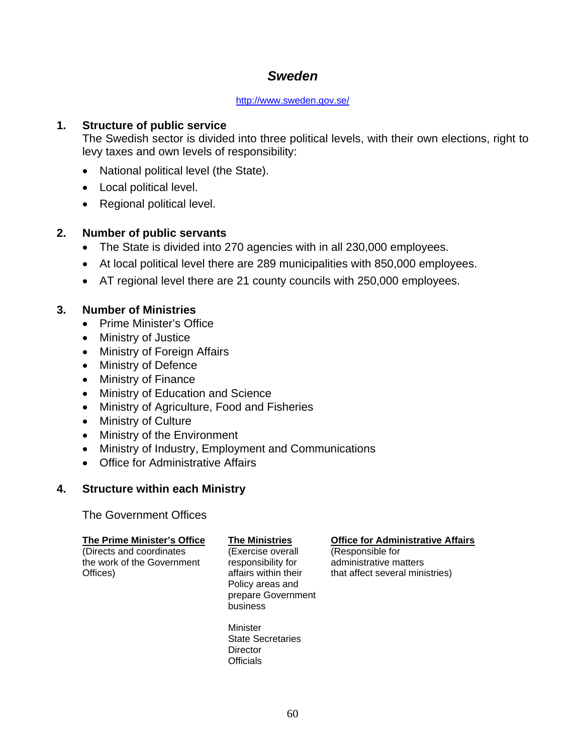# *Sweden*

http://www.sweden.gov.se/

## 1. Structure of public service

The Swedish sector is divided into three political levels, with their own elections, right to levy taxes and own levels of responsibility:

- National political level (the State).
- Local political level.
- Regional political level.

## 2. Number of public servants

- The State is divided into 270 agencies with in all 230,000 employees.
- At local political level there are 289 municipalities with 850,000 employees.
- AT regional level there are 21 county councils with 250,000 employees.

## 3. Number of Ministries

- Prime Minister's Office
- Ministry of Justice
- Ministry of Foreign Affairs
- Ministry of Defence
- Ministry of Finance
- Ministry of Education and Science
- Ministry of Agriculture, Food and Fisheries
- Ministry of Culture
- Ministry of the Environment
- Ministry of Industry, Employment and Communications
- Office for Administrative Affairs

## 4. Structure within each Ministry

The Government Offices

**The Prime Minister's Office**
(Directs and coordinates the work of the Government Offices)

**The Ministries**
(Exercise overall responsibility for affairs within their Policy areas and prepare Government business

Minister
State Secretaries
Director
Officials

**Office for Administrative Affairs**
(Responsible for administrative matters that affect several ministries)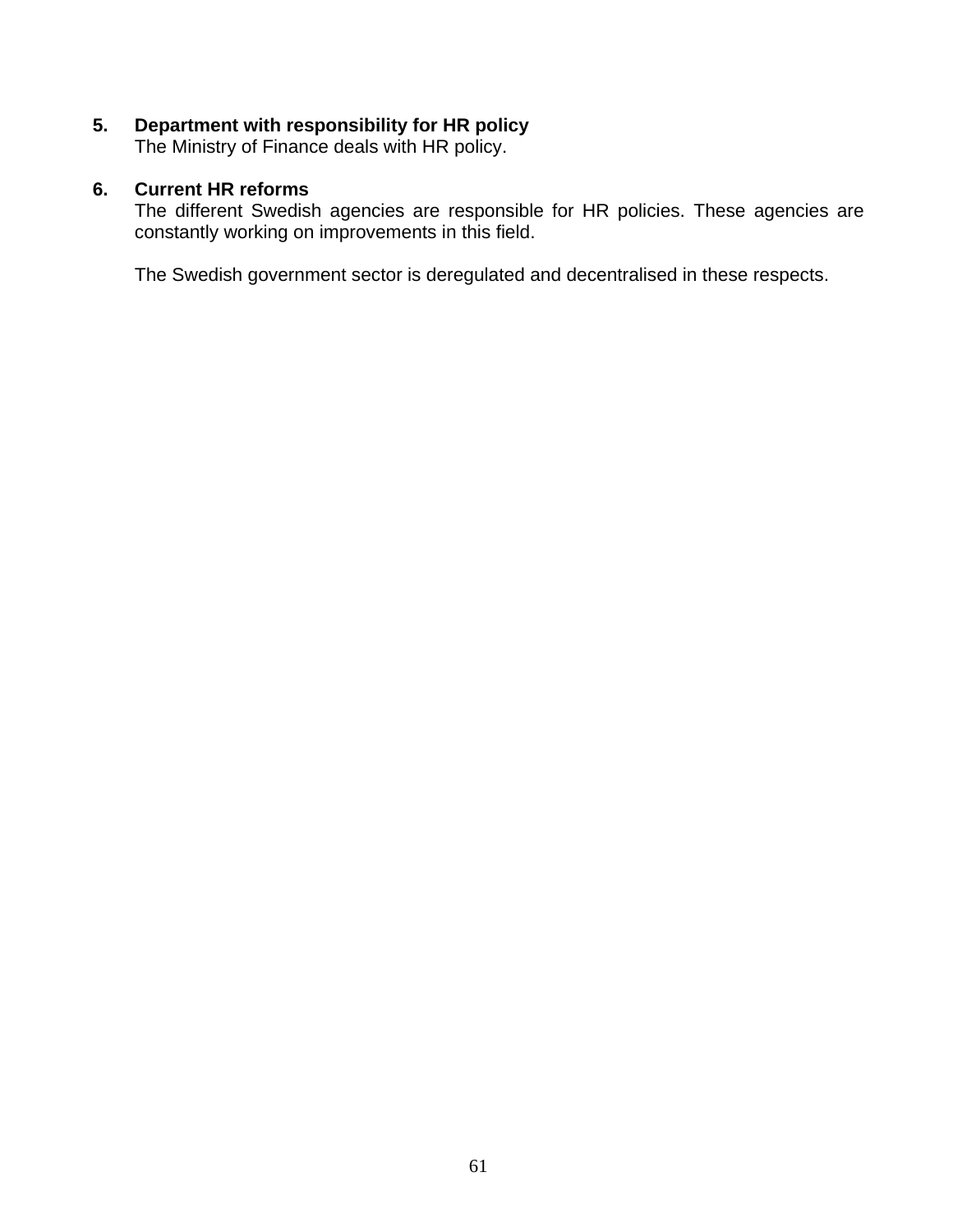**5. Department with responsibility for HR policy**

The Ministry of Finance deals with HR policy.

**6. Current HR reforms**

The different Swedish agencies are responsible for HR policies. These agencies are constantly working on improvements in this field.

The Swedish government sector is deregulated and decentralised in these respects.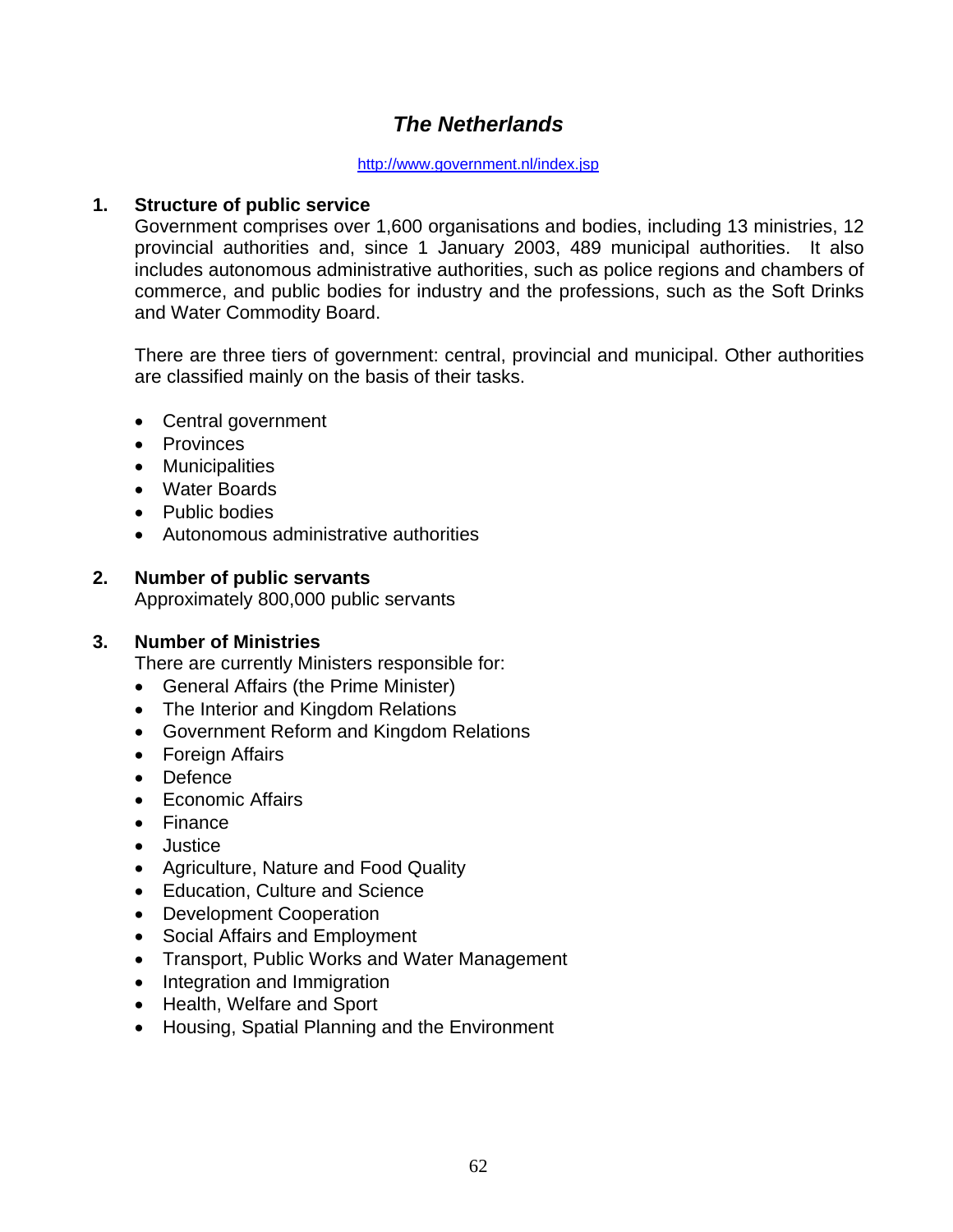# *The Netherlands*

http://www.government.nl/index.jsp

**1. Structure of public service**

Government comprises over 1,600 organisations and bodies, including 13 ministries, 12 provincial authorities and, since 1 January 2003, 489 municipal authorities. It also includes autonomous administrative authorities, such as police regions and chambers of commerce, and public bodies for industry and the professions, such as the Soft Drinks and Water Commodity Board.

There are three tiers of government: central, provincial and municipal. Other authorities are classified mainly on the basis of their tasks.

- Central government
- Provinces
- Municipalities
- Water Boards
- Public bodies
- Autonomous administrative authorities

**2. Number of public servants**

Approximately 800,000 public servants

**3. Number of Ministries**

There are currently Ministers responsible for:

- General Affairs (the Prime Minister)
- The Interior and Kingdom Relations
- Government Reform and Kingdom Relations
- Foreign Affairs
- Defence
- Economic Affairs
- Finance
- Justice
- Agriculture, Nature and Food Quality
- Education, Culture and Science
- Development Cooperation
- Social Affairs and Employment
- Transport, Public Works and Water Management
- Integration and Immigration
- Health, Welfare and Sport
- Housing, Spatial Planning and the Environment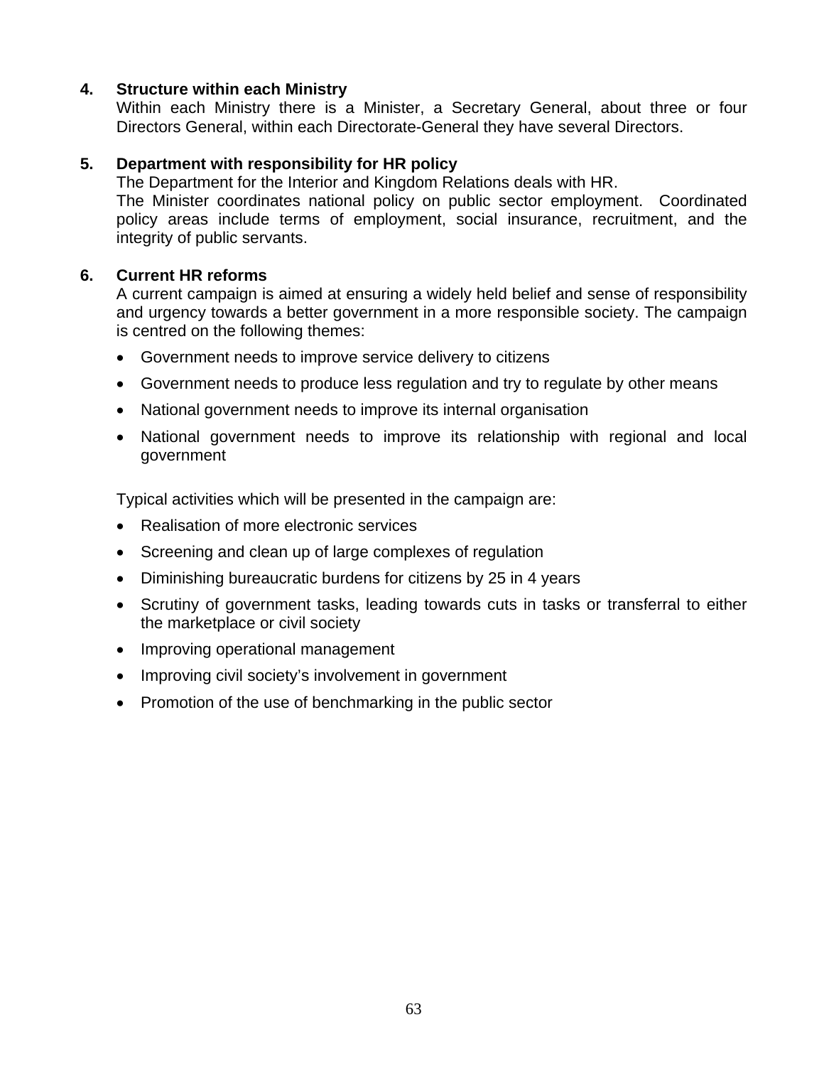**4. Structure within each Ministry**

Within each Ministry there is a Minister, a Secretary General, about three or four Directors General, within each Directorate-General they have several Directors.

**5. Department with responsibility for HR policy**

The Department for the Interior and Kingdom Relations deals with HR.
The Minister coordinates national policy on public sector employment. Coordinated policy areas include terms of employment, social insurance, recruitment, and the integrity of public servants.

**6. Current HR reforms**

A current campaign is aimed at ensuring a widely held belief and sense of responsibility and urgency towards a better government in a more responsible society. The campaign is centred on the following themes:

- Government needs to improve service delivery to citizens
- Government needs to produce less regulation and try to regulate by other means
- National government needs to improve its internal organisation
- National government needs to improve its relationship with regional and local government

Typical activities which will be presented in the campaign are:

- Realisation of more electronic services
- Screening and clean up of large complexes of regulation
- Diminishing bureaucratic burdens for citizens by 25 in 4 years
- Scrutiny of government tasks, leading towards cuts in tasks or transferral to either the marketplace or civil society
- Improving operational management
- Improving civil society's involvement in government
- Promotion of the use of benchmarking in the public sector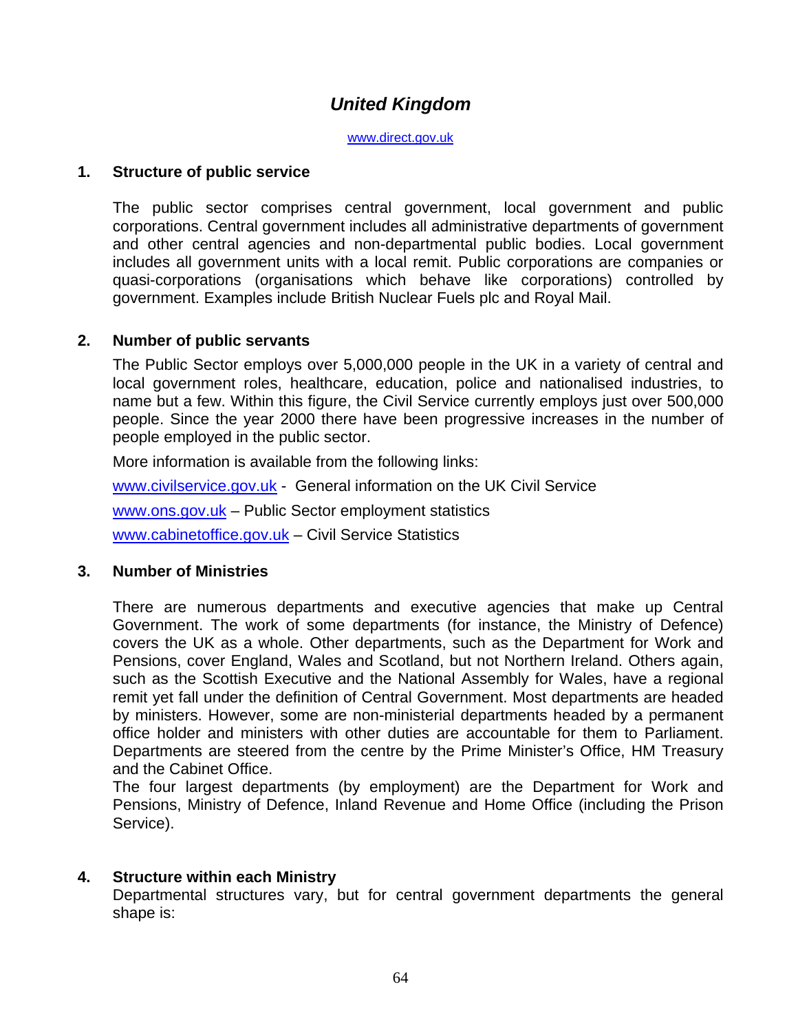## *United Kingdom*

www.direct.gov.uk

### 1. Structure of public service

The public sector comprises central government, local government and public corporations. Central government includes all administrative departments of government and other central agencies and non-departmental public bodies. Local government includes all government units with a local remit. Public corporations are companies or quasi-corporations (organisations which behave like corporations) controlled by government. Examples include British Nuclear Fuels plc and Royal Mail.

### 2. Number of public servants

The Public Sector employs over 5,000,000 people in the UK in a variety of central and local government roles, healthcare, education, police and nationalised industries, to name but a few. Within this figure, the Civil Service currently employs just over 500,000 people. Since the year 2000 there have been progressive increases in the number of people employed in the public sector.

More information is available from the following links:

www.civilservice.gov.uk - General information on the UK Civil Service

www.ons.gov.uk – Public Sector employment statistics

www.cabinetoffice.gov.uk – Civil Service Statistics

### 3. Number of Ministries

There are numerous departments and executive agencies that make up Central Government. The work of some departments (for instance, the Ministry of Defence) covers the UK as a whole. Other departments, such as the Department for Work and Pensions, cover England, Wales and Scotland, but not Northern Ireland. Others again, such as the Scottish Executive and the National Assembly for Wales, have a regional remit yet fall under the definition of Central Government. Most departments are headed by ministers. However, some are non-ministerial departments headed by a permanent office holder and ministers with other duties are accountable for them to Parliament. Departments are steered from the centre by the Prime Minister's Office, HM Treasury and the Cabinet Office.

The four largest departments (by employment) are the Department for Work and Pensions, Ministry of Defence, Inland Revenue and Home Office (including the Prison Service).

### 4. Structure within each Ministry

Departmental structures vary, but for central government departments the general shape is: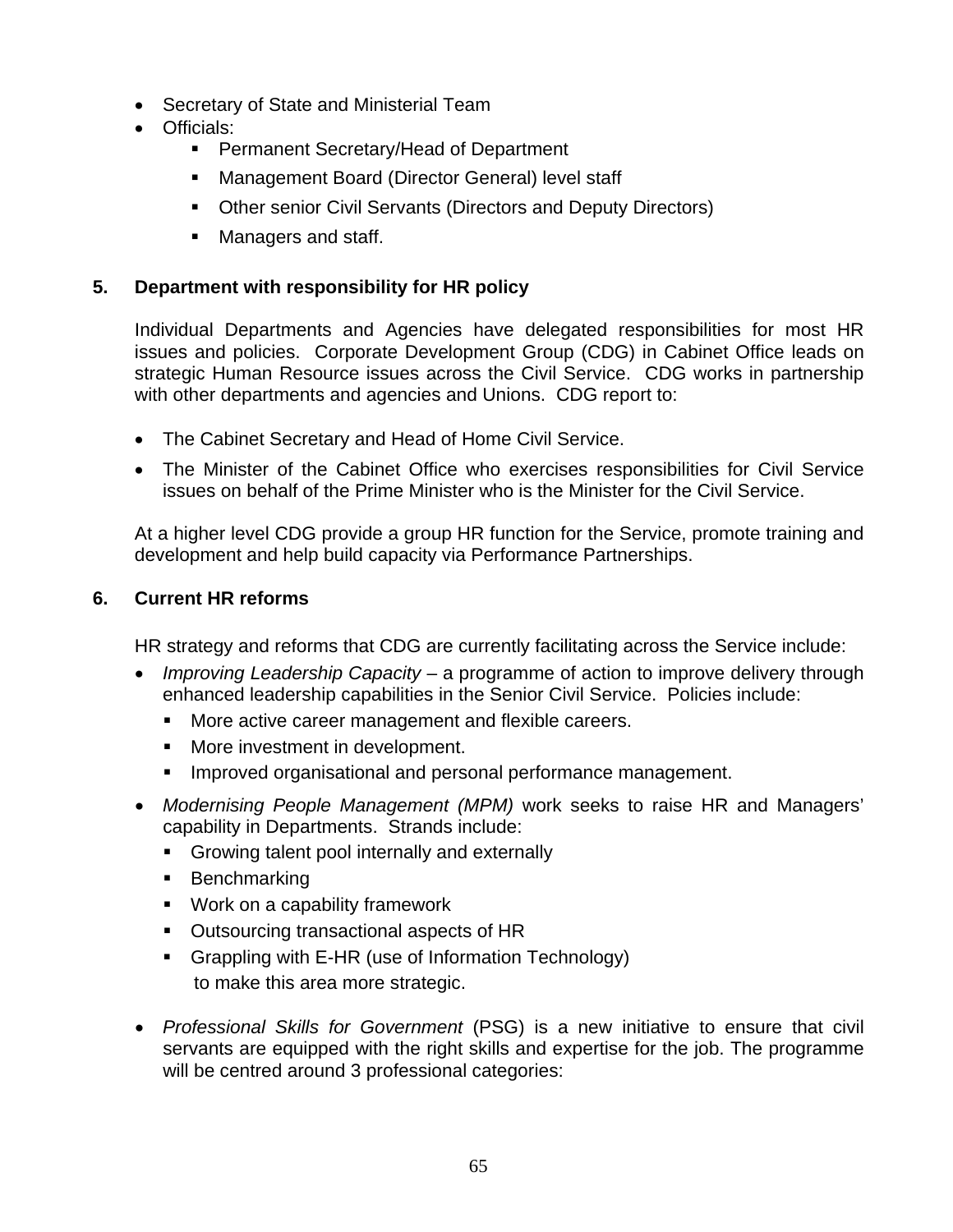- Secretary of State and Ministerial Team
- Officials:
    - Permanent Secretary/Head of Department
    - Management Board (Director General) level staff
    - Other senior Civil Servants (Directors and Deputy Directors)
    - Managers and staff.

## 5. Department with responsibility for HR policy

Individual Departments and Agencies have delegated responsibilities for most HR issues and policies. Corporate Development Group (CDG) in Cabinet Office leads on strategic Human Resource issues across the Civil Service. CDG works in partnership with other departments and agencies and Unions. CDG report to:

- The Cabinet Secretary and Head of Home Civil Service.
- The Minister of the Cabinet Office who exercises responsibilities for Civil Service issues on behalf of the Prime Minister who is the Minister for the Civil Service.

At a higher level CDG provide a group HR function for the Service, promote training and development and help build capacity via Performance Partnerships.

## 6. Current HR reforms

HR strategy and reforms that CDG are currently facilitating across the Service include:

- *Improving Leadership Capacity* – a programme of action to improve delivery through enhanced leadership capabilities in the Senior Civil Service. Policies include:
    - More active career management and flexible careers.
    - More investment in development.
    - Improved organisational and personal performance management.
- *Modernising People Management (MPM)* work seeks to raise HR and Managers' capability in Departments. Strands include:
    - Growing talent pool internally and externally
    - Benchmarking
    - Work on a capability framework
    - Outsourcing transactional aspects of HR
    - Grappling with E-HR (use of Information Technology) to make this area more strategic.
- *Professional Skills for Government* (PSG) is a new initiative to ensure that civil servants are equipped with the right skills and expertise for the job. The programme will be centred around 3 professional categories: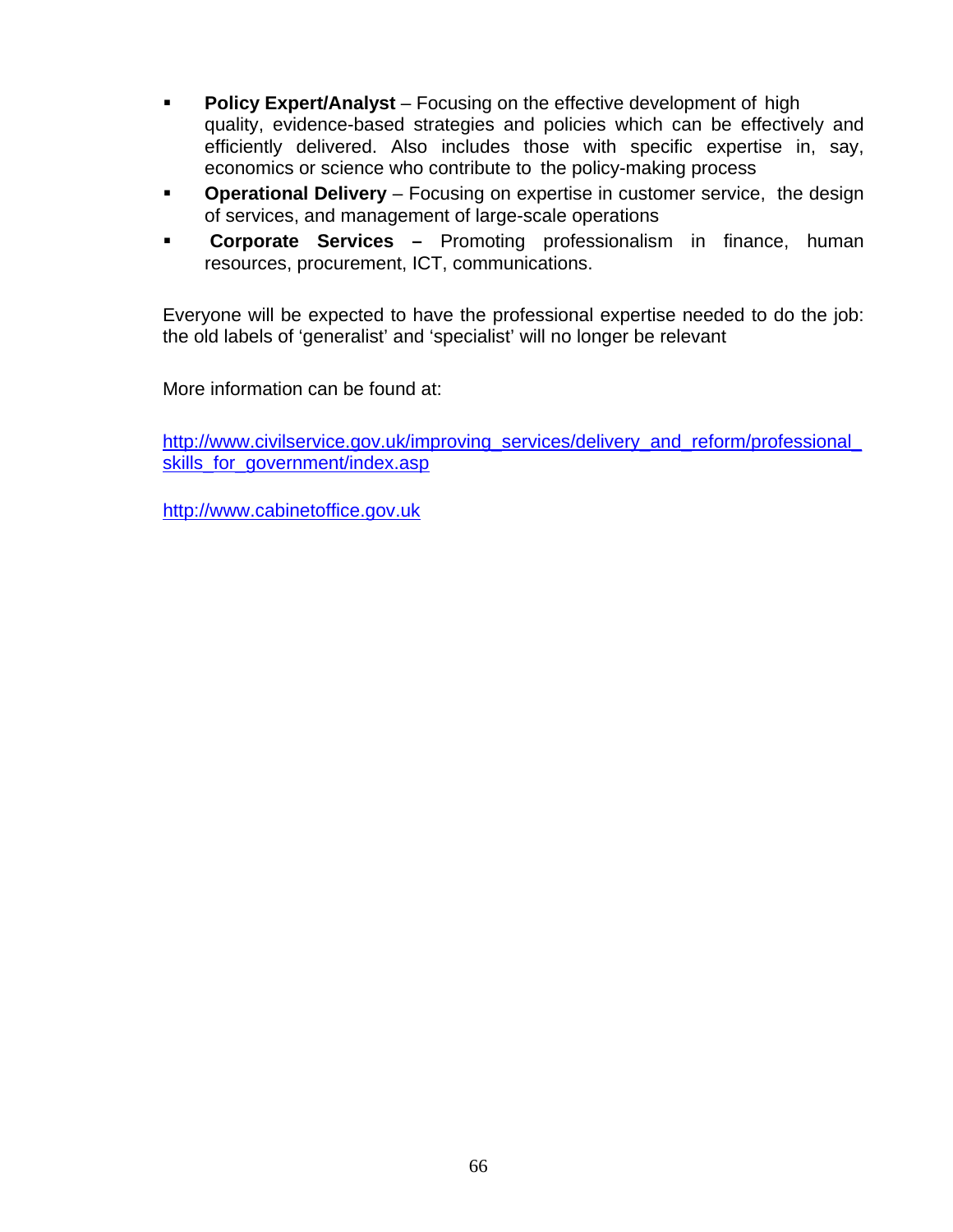- **Policy Expert/Analyst** – Focusing on the effective development of high quality, evidence-based strategies and policies which can be effectively and efficiently delivered. Also includes those with specific expertise in, say, economics or science who contribute to the policy-making process
- **Operational Delivery** – Focusing on expertise in customer service, the design of services, and management of large-scale operations
- **Corporate Services –** Promoting professionalism in finance, human resources, procurement, ICT, communications.

Everyone will be expected to have the professional expertise needed to do the job: the old labels of 'generalist' and 'specialist' will no longer be relevant

More information can be found at:

http://www.civilservice.gov.uk/improving_services/delivery_and_reform/professional_skills_for_government/index.asp

http://www.cabinetoffice.gov.uk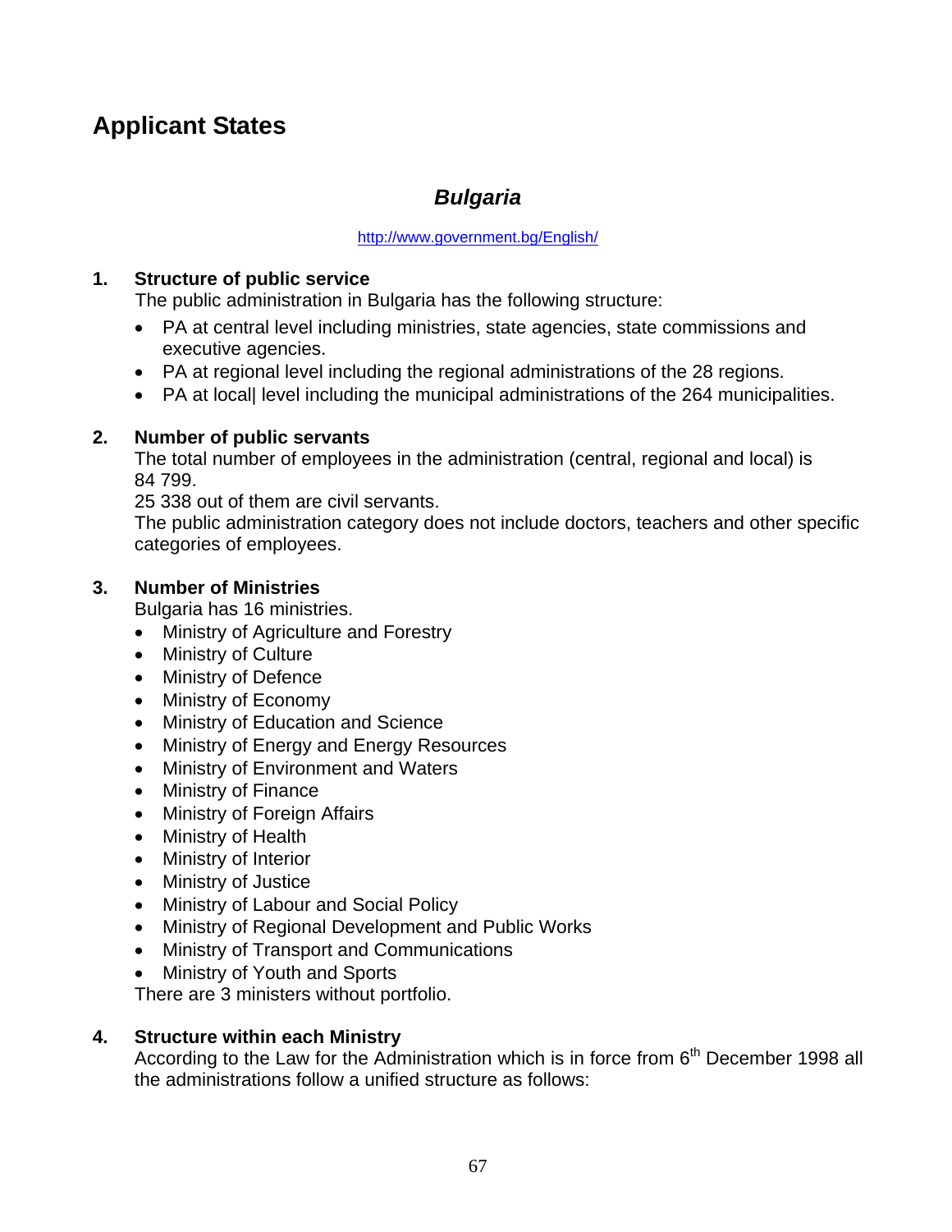# Applicant States

## *Bulgaria*

http://www.government.bg/English/

**1. Structure of public service**

The public administration in Bulgaria has the following structure:

- PA at central level including ministries, state agencies, state commissions and executive agencies.
- PA at regional level including the regional administrations of the 28 regions.
- PA at local| level including the municipal administrations of the 264 municipalities.

**2. Number of public servants**

The total number of employees in the administration (central, regional and local) is 84 799.

25 338 out of them are civil servants.

The public administration category does not include doctors, teachers and other specific categories of employees.

**3. Number of Ministries**

Bulgaria has 16 ministries.

- Ministry of Agriculture and Forestry
- Ministry of Culture
- Ministry of Defence
- Ministry of Economy
- Ministry of Education and Science
- Ministry of Energy and Energy Resources
- Ministry of Environment and Waters
- Ministry of Finance
- Ministry of Foreign Affairs
- Ministry of Health
- Ministry of Interior
- Ministry of Justice
- Ministry of Labour and Social Policy
- Ministry of Regional Development and Public Works
- Ministry of Transport and Communications
- Ministry of Youth and Sports

There are 3 ministers without portfolio.

**4. Structure within each Ministry**

According to the Law for the Administration which is in force from 6th December 1998 all the administrations follow a unified structure as follows: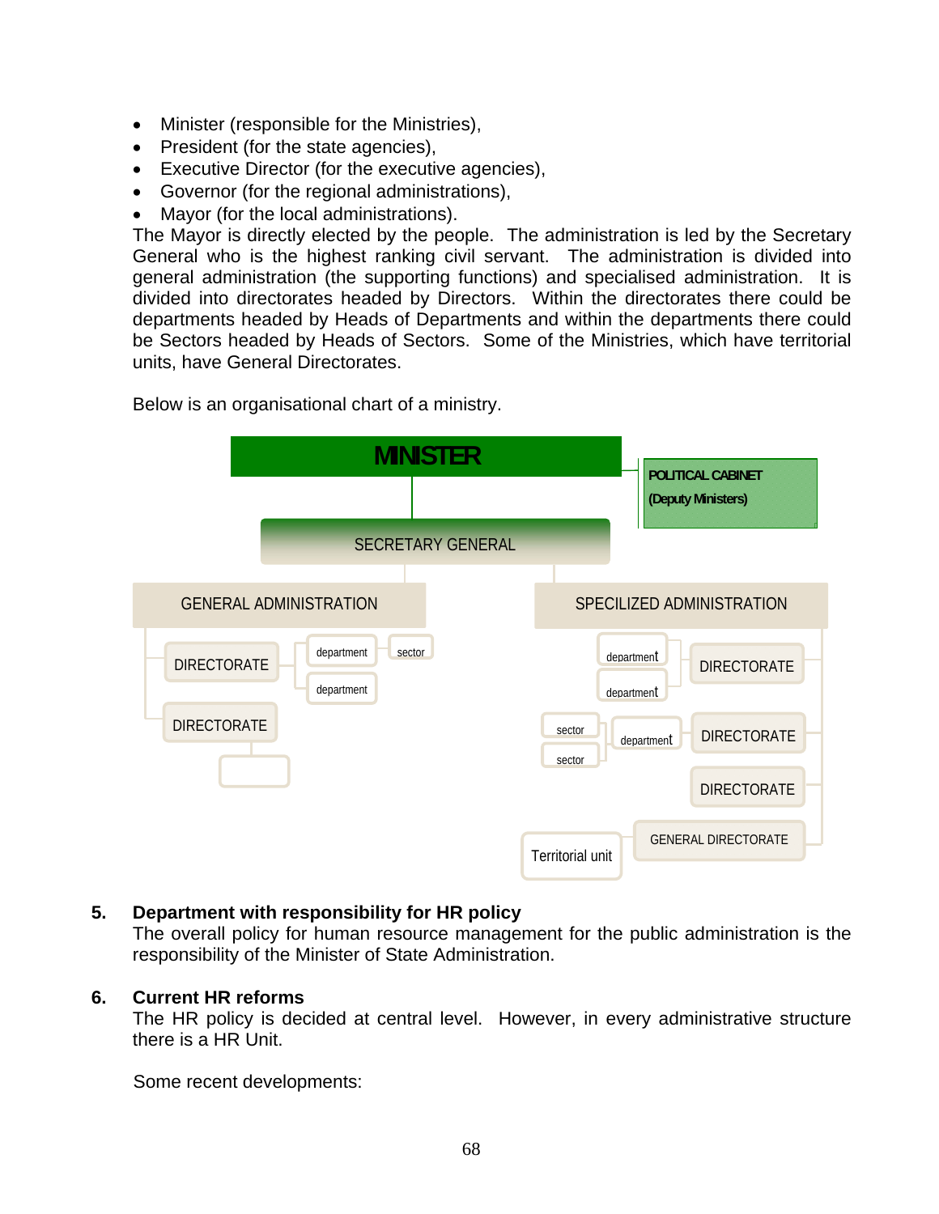- Minister (responsible for the Ministries),
- President (for the state agencies),
- Executive Director (for the executive agencies),
- Governor (for the regional administrations),
- Mayor (for the local administrations).

The Mayor is directly elected by the people. The administration is led by the Secretary General who is the highest ranking civil servant. The administration is divided into general administration (the supporting functions) and specialised administration. It is divided into directorates headed by Directors. Within the directorates there could be departments headed by Heads of Departments and within the departments there could be Sectors headed by Heads of Sectors. Some of the Ministries, which have territorial units, have General Directorates.

Below is an organisational chart of a ministry.

- MINISTER
  - POLITICAL CABINET (Deputy Ministers)
  - SECRETARY GENERAL
    - GENERAL ADMINISTRATION
      - DIRECTORATE
        - department
          - sector
        - department
      - DIRECTORATE
    - SPECILIZED ADMINISTRATION
      - DIRECTORATE
        - department
        - department
      - DIRECTORATE
        - department
          - sector
          - sector
      - DIRECTORATE
      - GENERAL DIRECTORATE
        - Territorial unit

## 5. Department with responsibility for HR policy

The overall policy for human resource management for the public administration is the responsibility of the Minister of State Administration.

## 6. Current HR reforms

The HR policy is decided at central level. However, in every administrative structure there is a HR Unit.

Some recent developments: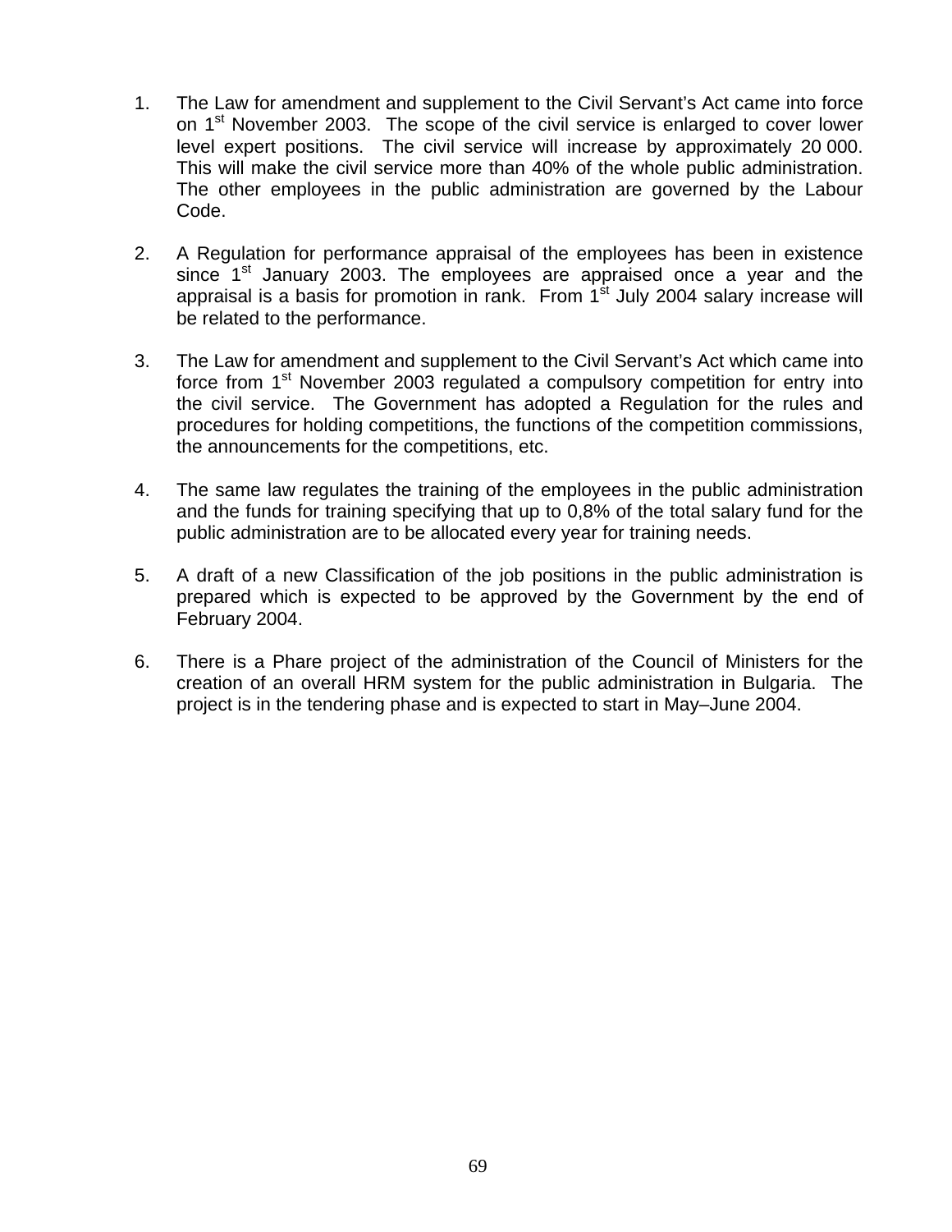1. The Law for amendment and supplement to the Civil Servant's Act came into force on 1st November 2003. The scope of the civil service is enlarged to cover lower level expert positions. The civil service will increase by approximately 20 000. This will make the civil service more than 40% of the whole public administration. The other employees in the public administration are governed by the Labour Code.

2. A Regulation for performance appraisal of the employees has been in existence since 1st January 2003. The employees are appraised once a year and the appraisal is a basis for promotion in rank. From 1st July 2004 salary increase will be related to the performance.

3. The Law for amendment and supplement to the Civil Servant's Act which came into force from 1st November 2003 regulated a compulsory competition for entry into the civil service. The Government has adopted a Regulation for the rules and procedures for holding competitions, the functions of the competition commissions, the announcements for the competitions, etc.

4. The same law regulates the training of the employees in the public administration and the funds for training specifying that up to 0,8% of the total salary fund for the public administration are to be allocated every year for training needs.

5. A draft of a new Classification of the job positions in the public administration is prepared which is expected to be approved by the Government by the end of February 2004.

6. There is a Phare project of the administration of the Council of Ministers for the creation of an overall HRM system for the public administration in Bulgaria. The project is in the tendering phase and is expected to start in May–June 2004.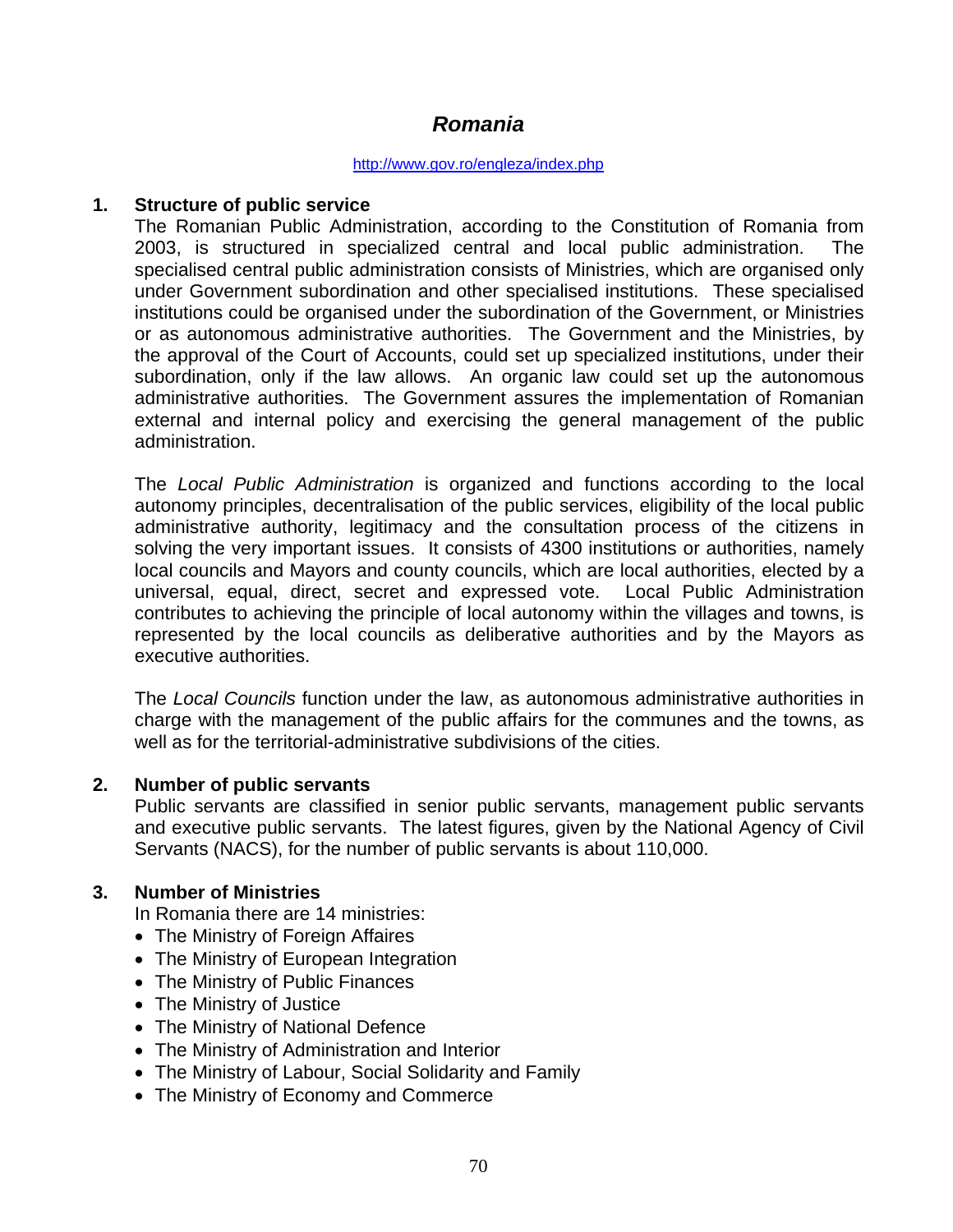## *Romania*

http://www.gov.ro/engleza/index.php

### 1. Structure of public service

The Romanian Public Administration, according to the Constitution of Romania from 2003, is structured in specialized central and local public administration. The specialised central public administration consists of Ministries, which are organised only under Government subordination and other specialised institutions. These specialised institutions could be organised under the subordination of the Government, or Ministries or as autonomous administrative authorities. The Government and the Ministries, by the approval of the Court of Accounts, could set up specialized institutions, under their subordination, only if the law allows. An organic law could set up the autonomous administrative authorities. The Government assures the implementation of Romanian external and internal policy and exercising the general management of the public administration.

The *Local Public Administration* is organized and functions according to the local autonomy principles, decentralisation of the public services, eligibility of the local public administrative authority, legitimacy and the consultation process of the citizens in solving the very important issues. It consists of 4300 institutions or authorities, namely local councils and Mayors and county councils, which are local authorities, elected by a universal, equal, direct, secret and expressed vote. Local Public Administration contributes to achieving the principle of local autonomy within the villages and towns, is represented by the local councils as deliberative authorities and by the Mayors as executive authorities.

The *Local Councils* function under the law, as autonomous administrative authorities in charge with the management of the public affairs for the communes and the towns, as well as for the territorial-administrative subdivisions of the cities.

### 2. Number of public servants

Public servants are classified in senior public servants, management public servants and executive public servants. The latest figures, given by the National Agency of Civil Servants (NACS), for the number of public servants is about 110,000.

### 3. Number of Ministries

In Romania there are 14 ministries:

- The Ministry of Foreign Affaires
- The Ministry of European Integration
- The Ministry of Public Finances
- The Ministry of Justice
- The Ministry of National Defence
- The Ministry of Administration and Interior
- The Ministry of Labour, Social Solidarity and Family
- The Ministry of Economy and Commerce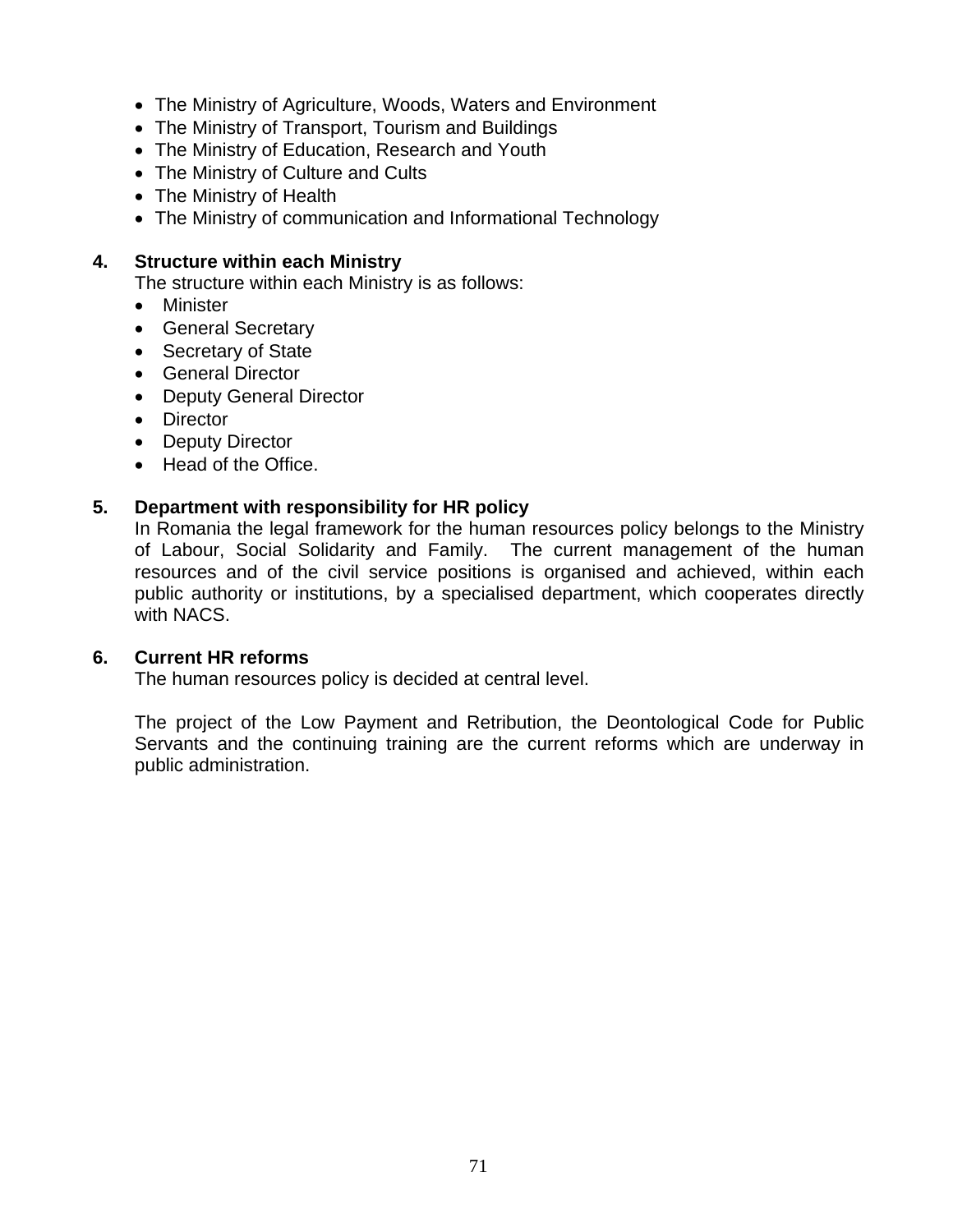- The Ministry of Agriculture, Woods, Waters and Environment
- The Ministry of Transport, Tourism and Buildings
- The Ministry of Education, Research and Youth
- The Ministry of Culture and Cults
- The Ministry of Health
- The Ministry of communication and Informational Technology

**4. Structure within each Ministry**

The structure within each Ministry is as follows:

- Minister
- General Secretary
- Secretary of State
- General Director
- Deputy General Director
- Director
- Deputy Director
- Head of the Office.

**5. Department with responsibility for HR policy**

In Romania the legal framework for the human resources policy belongs to the Ministry of Labour, Social Solidarity and Family. The current management of the human resources and of the civil service positions is organised and achieved, within each public authority or institutions, by a specialised department, which cooperates directly with NACS.

**6. Current HR reforms**

The human resources policy is decided at central level.

The project of the Low Payment and Retribution, the Deontological Code for Public Servants and the continuing training are the current reforms which are underway in public administration.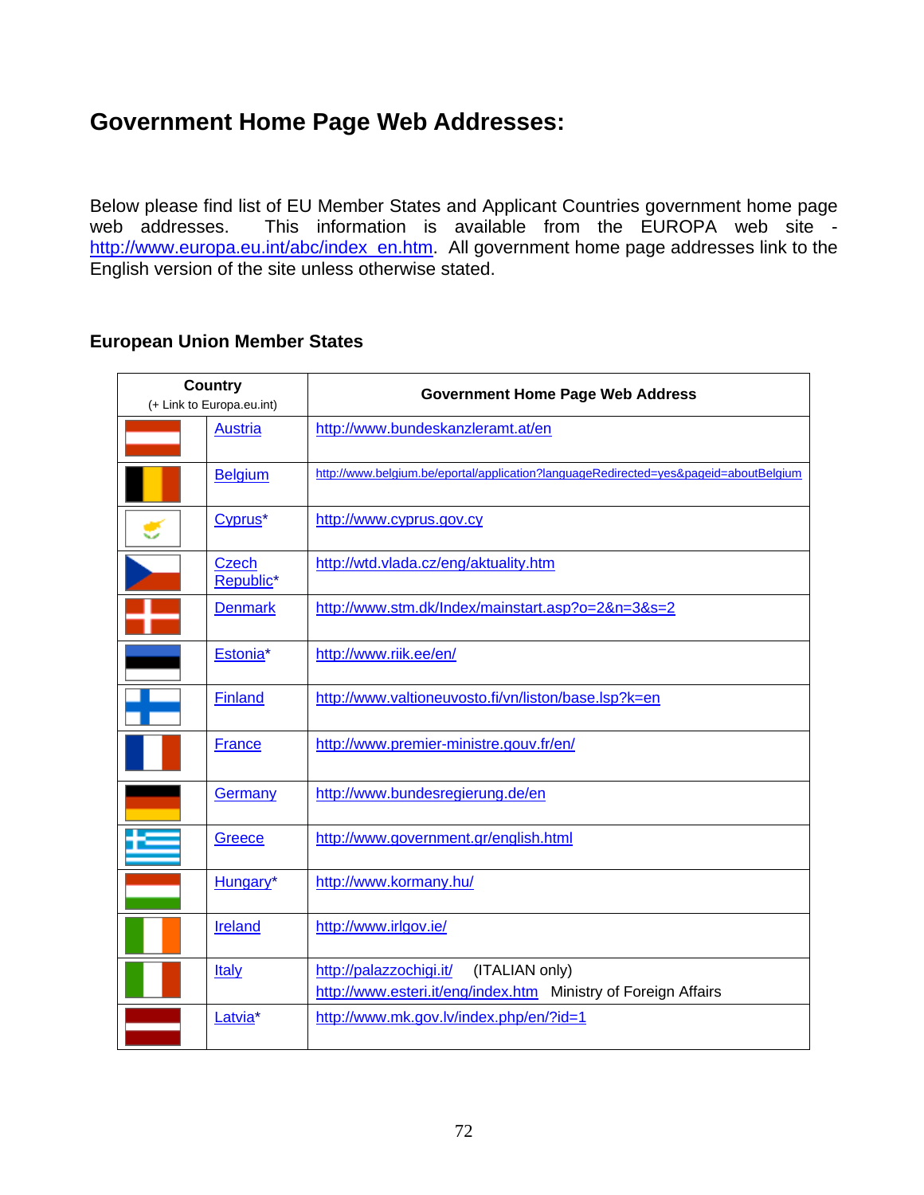# Government Home Page Web Addresses:

Below please find list of EU Member States and Applicant Countries government home page web addresses. This information is available from the EUROPA web site - http://www.europa.eu.int/abc/index_en.htm. All government home page addresses link to the English version of the site unless otherwise stated.

## European Union Member States

| Country (+ Link to Europa.eu.int) | | Government Home Page Web Address |
|---|---|---|
| | Austria | http://www.bundeskanzleramt.at/en |
| | Belgium | http://www.belgium.be/eportal/application?languageRedirected=yes&pageid=aboutBelgium |
| | Cyprus* | http://www.cyprus.gov.cy |
| | Czech Republic* | http://wtd.vlada.cz/eng/aktuality.htm |
| | Denmark | http://www.stm.dk/Index/mainstart.asp?o=2&n=3&s=2 |
| | Estonia* | http://www.riik.ee/en/ |
| | Finland | http://www.valtioneuvosto.fi/vn/liston/base.lsp?k=en |
| | France | http://www.premier-ministre.gouv.fr/en/ |
| | Germany | http://www.bundesregierung.de/en |
| | Greece | http://www.government.gr/english.html |
| | Hungary* | http://www.kormany.hu/ |
| | Ireland | http://www.irlgov.ie/ |
| | Italy | http://palazzochigi.it/ (ITALIAN only)<br>http://www.esteri.it/eng/index.htm Ministry of Foreign Affairs |
| | Latvia* | http://www.mk.gov.lv/index.php/en/?id=1 |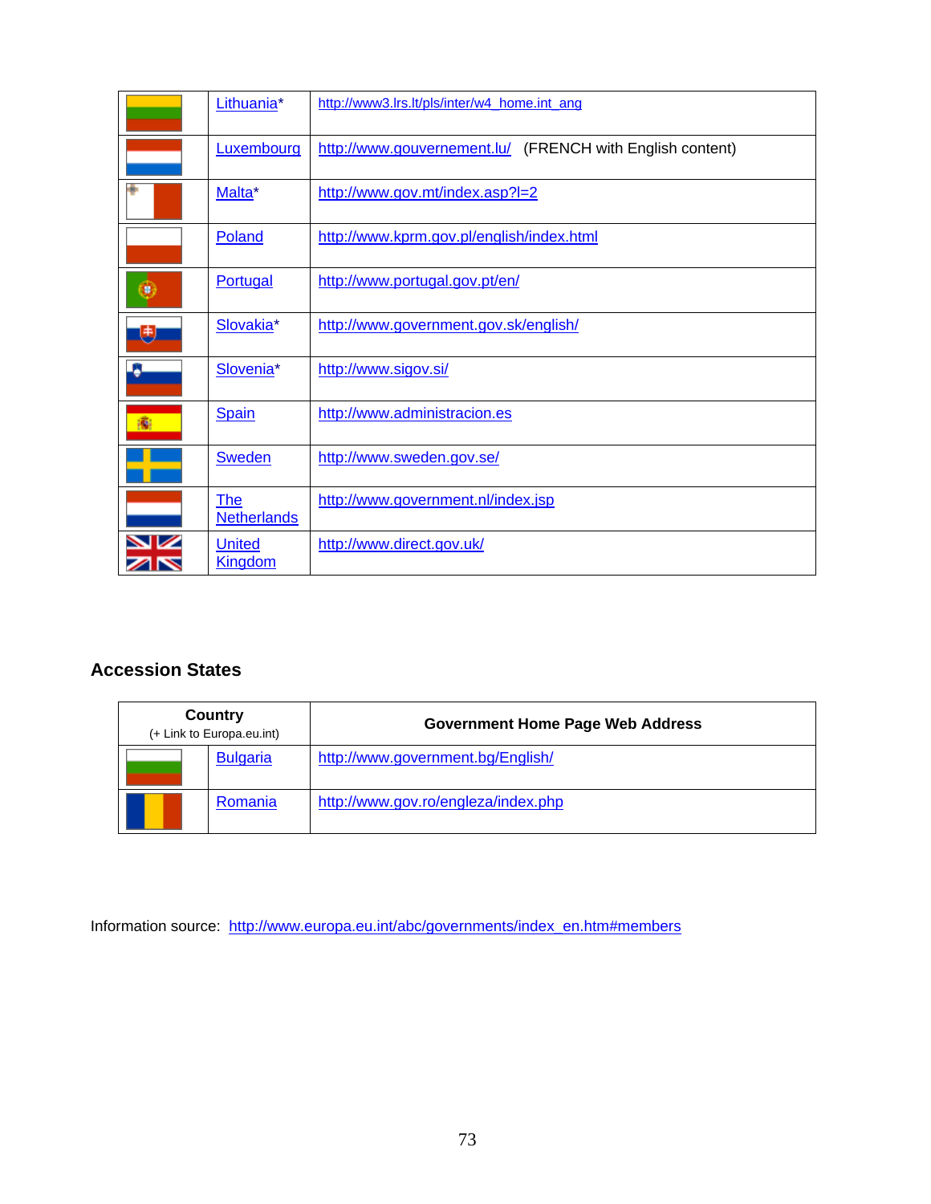| | | |
|---|---|---|
| | Lithuania* | http://www3.lrs.lt/pls/inter/w4_home.int_ang |
| | Luxembourg | http://www.gouvernement.lu/ (FRENCH with English content) |
| | Malta* | http://www.gov.mt/index.asp?l=2 |
| | Poland | http://www.kprm.gov.pl/english/index.html |
| | Portugal | http://www.portugal.gov.pt/en/ |
| | Slovakia* | http://www.government.gov.sk/english/ |
| | Slovenia* | http://www.sigov.si/ |
| | Spain | http://www.administracion.es |
| | Sweden | http://www.sweden.gov.se/ |
| | The Netherlands | http://www.government.nl/index.jsp |
| | United Kingdom | http://www.direct.gov.uk/ |

## Accession States

| Country (+ Link to Europa.eu.int) | | Government Home Page Web Address |
|---|---|---|
| | Bulgaria | http://www.government.bg/English/ |
| | Romania | http://www.gov.ro/engleza/index.php |

Information source: http://www.europa.eu.int/abc/governments/index_en.htm#members